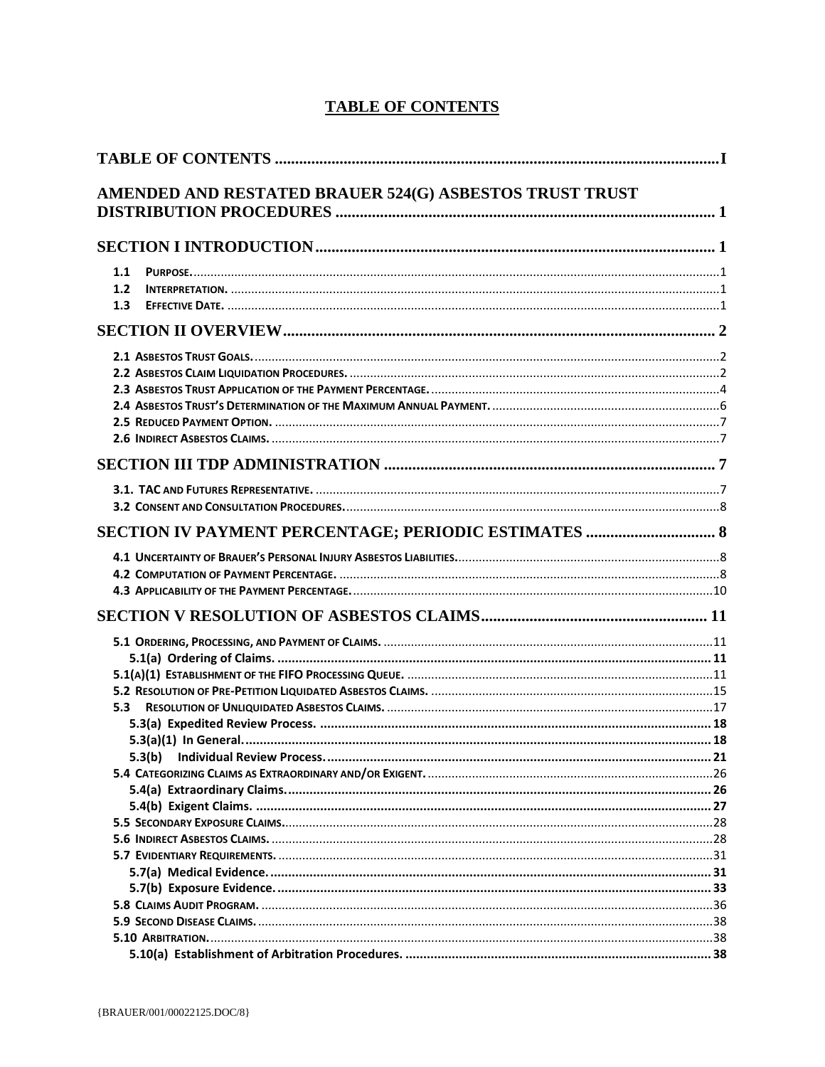# TABLE OF CONTENTS

TABLE OF CONTENTS .......... I

AMENDED AND RESTATED BRAUER 524(G) ASBESTOS TRUST TRUST DISTRIBUTION PROCEDURES .......... 1

SECTION I INTRODUCTION .......... 1

- 1.1 PURPOSE. .......... 1
- 1.2 INTERPRETATION. .......... 1
- 1.3 EFFECTIVE DATE. .......... 1

SECTION II OVERVIEW .......... 2

- 2.1 ASBESTOS TRUST GOALS. .......... 2
- 2.2 ASBESTOS CLAIM LIQUIDATION PROCEDURES. .......... 2
- 2.3 ASBESTOS TRUST APPLICATION OF THE PAYMENT PERCENTAGE. .......... 4
- 2.4 ASBESTOS TRUST'S DETERMINATION OF THE MAXIMUM ANNUAL PAYMENT. .......... 6
- 2.5 REDUCED PAYMENT OPTION. .......... 7
- 2.6 INDIRECT ASBESTOS CLAIMS. .......... 7

SECTION III TDP ADMINISTRATION .......... 7

- 3.1. TAC AND FUTURES REPRESENTATIVE. .......... 7
- 3.2 CONSENT AND CONSULTATION PROCEDURES. .......... 8

SECTION IV PAYMENT PERCENTAGE; PERIODIC ESTIMATES .......... 8

- 4.1 UNCERTAINTY OF BRAUER'S PERSONAL INJURY ASBESTOS LIABILITIES. .......... 8
- 4.2 COMPUTATION OF PAYMENT PERCENTAGE. .......... 8
- 4.3 APPLICABILITY OF THE PAYMENT PERCENTAGE. .......... 10

SECTION V RESOLUTION OF ASBESTOS CLAIMS .......... 11

- 5.1 ORDERING, PROCESSING, AND PAYMENT OF CLAIMS. .......... 11
  - 5.1(a) Ordering of Claims. .......... 11
- 5.1(A)(1) ESTABLISHMENT OF THE FIFO PROCESSING QUEUE. .......... 11
- 5.2 RESOLUTION OF PRE-PETITION LIQUIDATED ASBESTOS CLAIMS. .......... 15
- 5.3 RESOLUTION OF UNLIQUIDATED ASBESTOS CLAIMS. .......... 17
  - 5.3(a) Expedited Review Process. .......... 18
  - 5.3(a)(1) In General. .......... 18
  - 5.3(b) Individual Review Process. .......... 21
- 5.4 CATEGORIZING CLAIMS AS EXTRAORDINARY AND/OR EXIGENT. .......... 26
  - 5.4(a) Extraordinary Claims. .......... 26
  - 5.4(b) Exigent Claims. .......... 27
- 5.5 SECONDARY EXPOSURE CLAIMS. .......... 28
- 5.6 INDIRECT ASBESTOS CLAIMS. .......... 28
- 5.7 EVIDENTIARY REQUIREMENTS. .......... 31
  - 5.7(a) Medical Evidence. .......... 31
  - 5.7(b) Exposure Evidence. .......... 33
- 5.8 CLAIMS AUDIT PROGRAM. .......... 36
- 5.9 SECOND DISEASE CLAIMS. .......... 38
- 5.10 ARBITRATION. .......... 38
  - 5.10(a) Establishment of Arbitration Procedures. .......... 38

{BRAUER/001/00022125.DOC/8}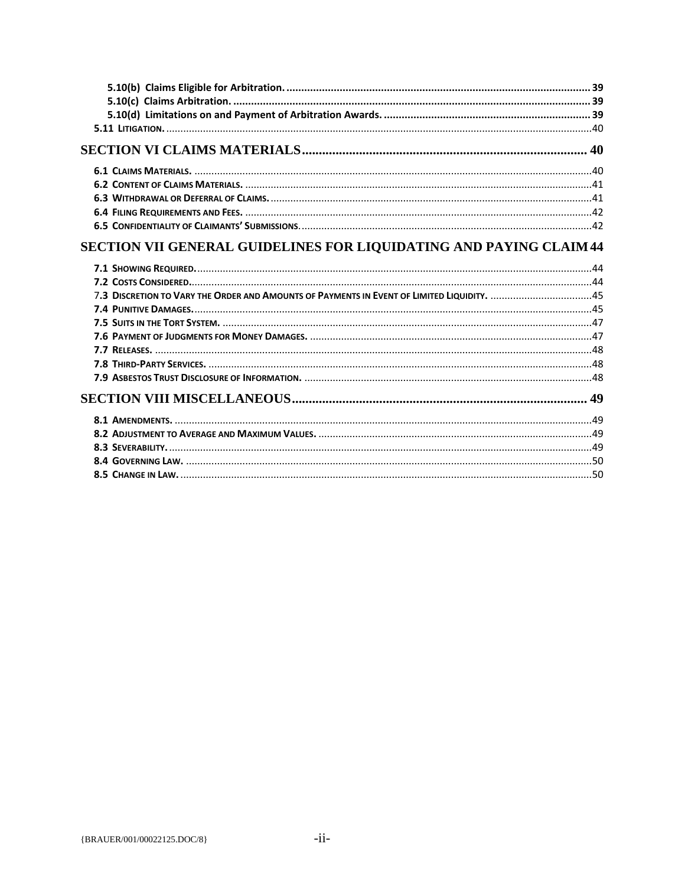**5.10(b) Claims Eligible for Arbitration.** ..... 39
**5.10(c) Claims Arbitration.** ..... 39
**5.10(d) Limitations on and Payment of Arbitration Awards.** ..... 39
**5.11 LITIGATION.** ..... 40

## SECTION VI CLAIMS MATERIALS ..... 40

**6.1 CLAIMS MATERIALS.** ..... 40
**6.2 CONTENT OF CLAIMS MATERIALS.** ..... 41
**6.3 WITHDRAWAL OR DEFERRAL OF CLAIMS.** ..... 41
**6.4 FILING REQUIREMENTS AND FEES.** ..... 42
**6.5 CONFIDENTIALITY OF CLAIMANTS' SUBMISSIONS.** ..... 42

## SECTION VII GENERAL GUIDELINES FOR LIQUIDATING AND PAYING CLAIM 44

**7.1 SHOWING REQUIRED.** ..... 44
**7.2 COSTS CONSIDERED.** ..... 44
7.**3 DISCRETION TO VARY THE ORDER AND AMOUNTS OF PAYMENTS IN EVENT OF LIMITED LIQUIDITY.** ..... 45
**7.4 PUNITIVE DAMAGES.** ..... 45
**7.5 SUITS IN THE TORT SYSTEM.** ..... 47
**7.6 PAYMENT OF JUDGMENTS FOR MONEY DAMAGES.** ..... 47
**7.7 RELEASES.** ..... 48
**7.8 THIRD-PARTY SERVICES.** ..... 48
**7.9 ASBESTOS TRUST DISCLOSURE OF INFORMATION.** ..... 48

## SECTION VIII MISCELLANEOUS ..... 49

**8.1 AMENDMENTS.** ..... 49
**8.2 ADJUSTMENT TO AVERAGE AND MAXIMUM VALUES.** ..... 49
**8.3 SEVERABILITY.** ..... 49
**8.4 GOVERNING LAW.** ..... 50
**8.5 CHANGE IN LAW.** ..... 50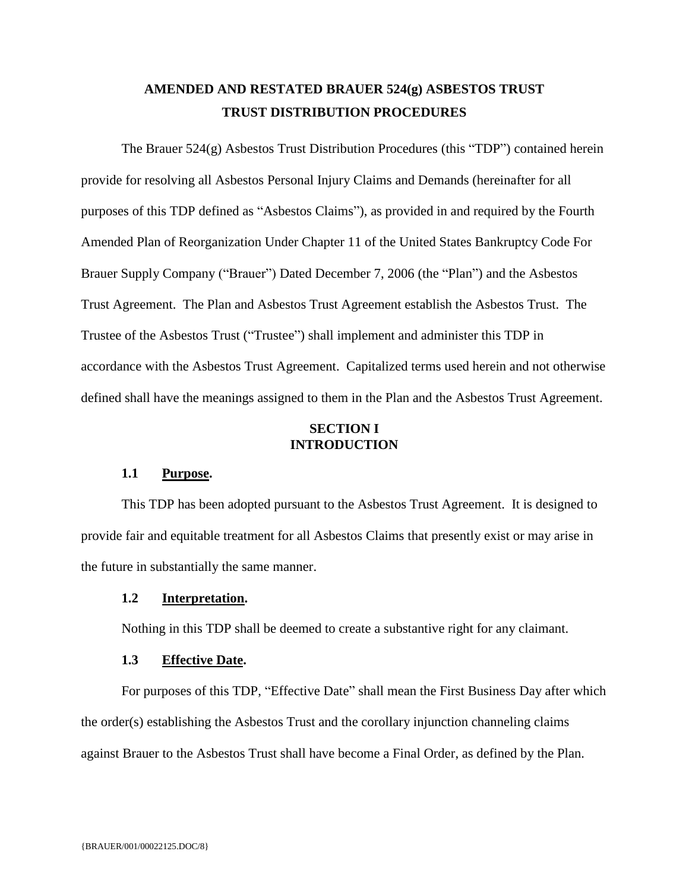# AMENDED AND RESTATED BRAUER 524(g) ASBESTOS TRUST TRUST DISTRIBUTION PROCEDURES

The Brauer 524(g) Asbestos Trust Distribution Procedures (this "TDP") contained herein provide for resolving all Asbestos Personal Injury Claims and Demands (hereinafter for all purposes of this TDP defined as "Asbestos Claims"), as provided in and required by the Fourth Amended Plan of Reorganization Under Chapter 11 of the United States Bankruptcy Code For Brauer Supply Company ("Brauer") Dated December 7, 2006 (the "Plan") and the Asbestos Trust Agreement. The Plan and Asbestos Trust Agreement establish the Asbestos Trust. The Trustee of the Asbestos Trust ("Trustee") shall implement and administer this TDP in accordance with the Asbestos Trust Agreement. Capitalized terms used herein and not otherwise defined shall have the meanings assigned to them in the Plan and the Asbestos Trust Agreement.

## SECTION I
## INTRODUCTION

### 1.1 Purpose.

This TDP has been adopted pursuant to the Asbestos Trust Agreement. It is designed to provide fair and equitable treatment for all Asbestos Claims that presently exist or may arise in the future in substantially the same manner.

### 1.2 Interpretation.

Nothing in this TDP shall be deemed to create a substantive right for any claimant.

### 1.3 Effective Date.

For purposes of this TDP, "Effective Date" shall mean the First Business Day after which the order(s) establishing the Asbestos Trust and the corollary injunction channeling claims against Brauer to the Asbestos Trust shall have become a Final Order, as defined by the Plan.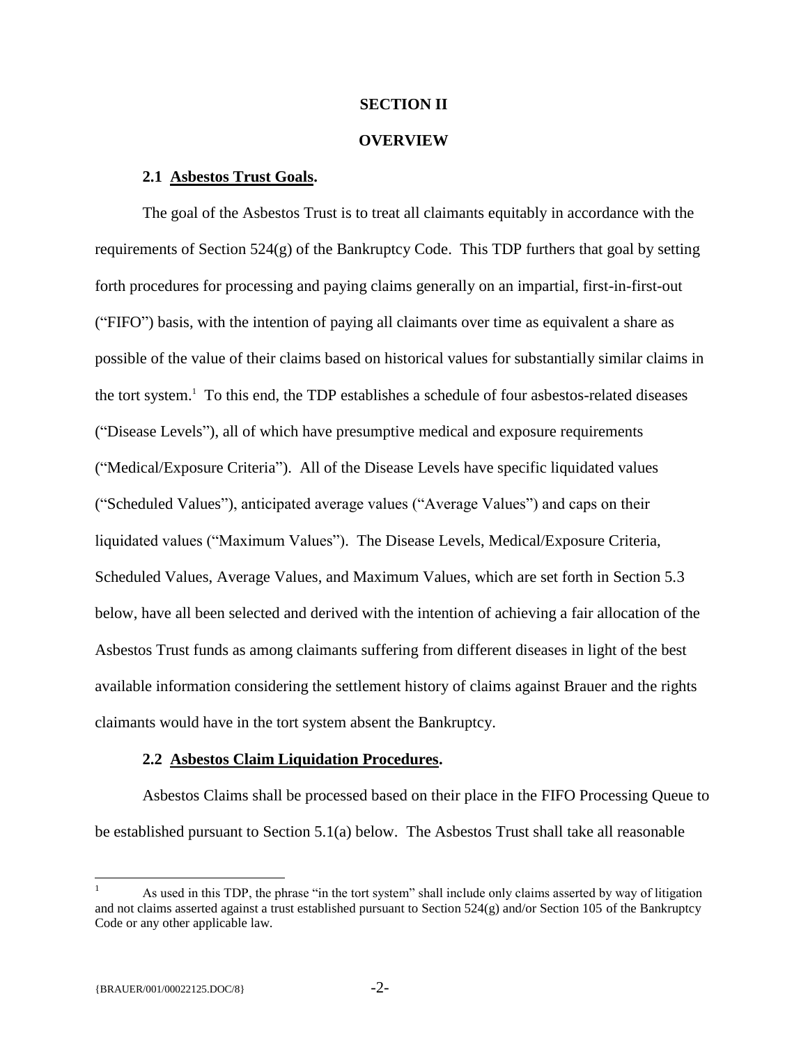## SECTION II

## OVERVIEW

### 2.1 Asbestos Trust Goals.

The goal of the Asbestos Trust is to treat all claimants equitably in accordance with the requirements of Section 524(g) of the Bankruptcy Code. This TDP furthers that goal by setting forth procedures for processing and paying claims generally on an impartial, first-in-first-out ("FIFO") basis, with the intention of paying all claimants over time as equivalent a share as possible of the value of their claims based on historical values for substantially similar claims in the tort system.[1] To this end, the TDP establishes a schedule of four asbestos-related diseases ("Disease Levels"), all of which have presumptive medical and exposure requirements ("Medical/Exposure Criteria"). All of the Disease Levels have specific liquidated values ("Scheduled Values"), anticipated average values ("Average Values") and caps on their liquidated values ("Maximum Values"). The Disease Levels, Medical/Exposure Criteria, Scheduled Values, Average Values, and Maximum Values, which are set forth in Section 5.3 below, have all been selected and derived with the intention of achieving a fair allocation of the Asbestos Trust funds as among claimants suffering from different diseases in light of the best available information considering the settlement history of claims against Brauer and the rights claimants would have in the tort system absent the Bankruptcy.

### 2.2 Asbestos Claim Liquidation Procedures.

Asbestos Claims shall be processed based on their place in the FIFO Processing Queue to be established pursuant to Section 5.1(a) below. The Asbestos Trust shall take all reasonable

[1] As used in this TDP, the phrase "in the tort system" shall include only claims asserted by way of litigation and not claims asserted against a trust established pursuant to Section 524(g) and/or Section 105 of the Bankruptcy Code or any other applicable law.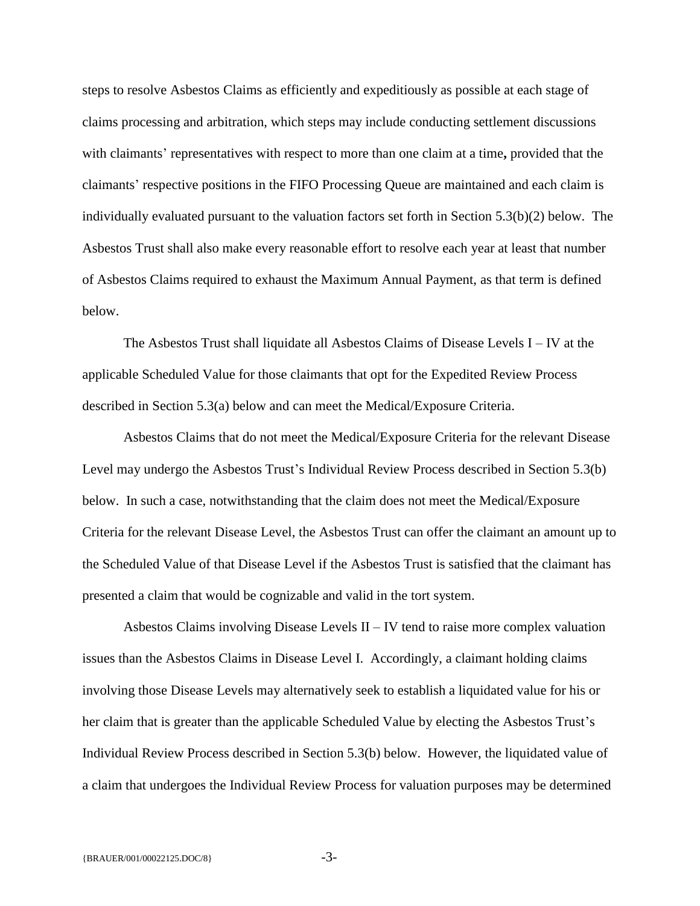steps to resolve Asbestos Claims as efficiently and expeditiously as possible at each stage of claims processing and arbitration, which steps may include conducting settlement discussions with claimants' representatives with respect to more than one claim at a time**,** provided that the claimants' respective positions in the FIFO Processing Queue are maintained and each claim is individually evaluated pursuant to the valuation factors set forth in Section 5.3(b)(2) below. The Asbestos Trust shall also make every reasonable effort to resolve each year at least that number of Asbestos Claims required to exhaust the Maximum Annual Payment, as that term is defined below.

The Asbestos Trust shall liquidate all Asbestos Claims of Disease Levels I – IV at the applicable Scheduled Value for those claimants that opt for the Expedited Review Process described in Section 5.3(a) below and can meet the Medical/Exposure Criteria.

Asbestos Claims that do not meet the Medical/Exposure Criteria for the relevant Disease Level may undergo the Asbestos Trust's Individual Review Process described in Section 5.3(b) below. In such a case, notwithstanding that the claim does not meet the Medical/Exposure Criteria for the relevant Disease Level, the Asbestos Trust can offer the claimant an amount up to the Scheduled Value of that Disease Level if the Asbestos Trust is satisfied that the claimant has presented a claim that would be cognizable and valid in the tort system.

Asbestos Claims involving Disease Levels II – IV tend to raise more complex valuation issues than the Asbestos Claims in Disease Level I. Accordingly, a claimant holding claims involving those Disease Levels may alternatively seek to establish a liquidated value for his or her claim that is greater than the applicable Scheduled Value by electing the Asbestos Trust's Individual Review Process described in Section 5.3(b) below. However, the liquidated value of a claim that undergoes the Individual Review Process for valuation purposes may be determined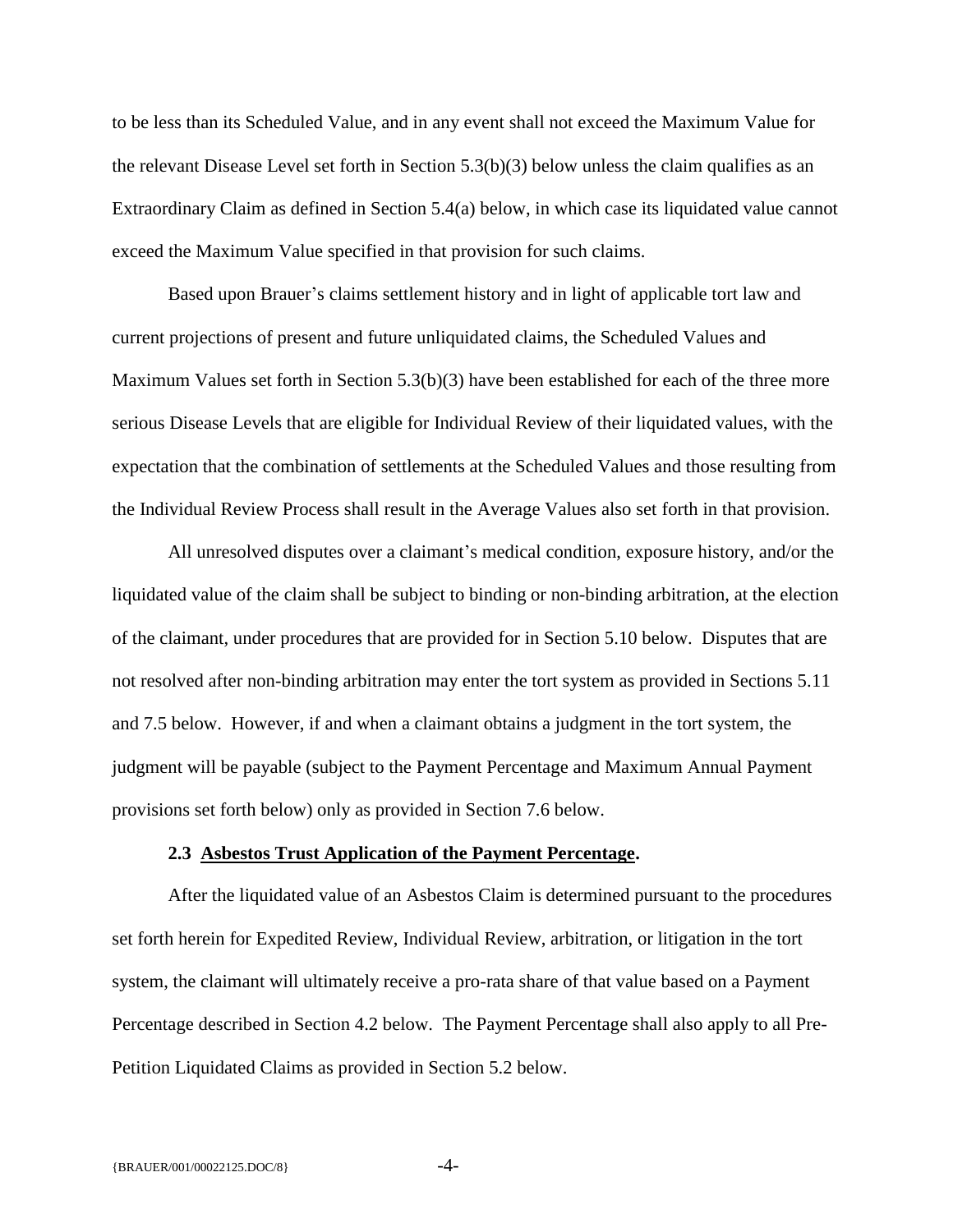to be less than its Scheduled Value, and in any event shall not exceed the Maximum Value for the relevant Disease Level set forth in Section 5.3(b)(3) below unless the claim qualifies as an Extraordinary Claim as defined in Section 5.4(a) below, in which case its liquidated value cannot exceed the Maximum Value specified in that provision for such claims.

Based upon Brauer's claims settlement history and in light of applicable tort law and current projections of present and future unliquidated claims, the Scheduled Values and Maximum Values set forth in Section 5.3(b)(3) have been established for each of the three more serious Disease Levels that are eligible for Individual Review of their liquidated values, with the expectation that the combination of settlements at the Scheduled Values and those resulting from the Individual Review Process shall result in the Average Values also set forth in that provision.

All unresolved disputes over a claimant's medical condition, exposure history, and/or the liquidated value of the claim shall be subject to binding or non-binding arbitration, at the election of the claimant, under procedures that are provided for in Section 5.10 below. Disputes that are not resolved after non-binding arbitration may enter the tort system as provided in Sections 5.11 and 7.5 below. However, if and when a claimant obtains a judgment in the tort system, the judgment will be payable (subject to the Payment Percentage and Maximum Annual Payment provisions set forth below) only as provided in Section 7.6 below.

### 2.3 Asbestos Trust Application of the Payment Percentage.

After the liquidated value of an Asbestos Claim is determined pursuant to the procedures set forth herein for Expedited Review, Individual Review, arbitration, or litigation in the tort system, the claimant will ultimately receive a pro-rata share of that value based on a Payment Percentage described in Section 4.2 below. The Payment Percentage shall also apply to all Pre-Petition Liquidated Claims as provided in Section 5.2 below.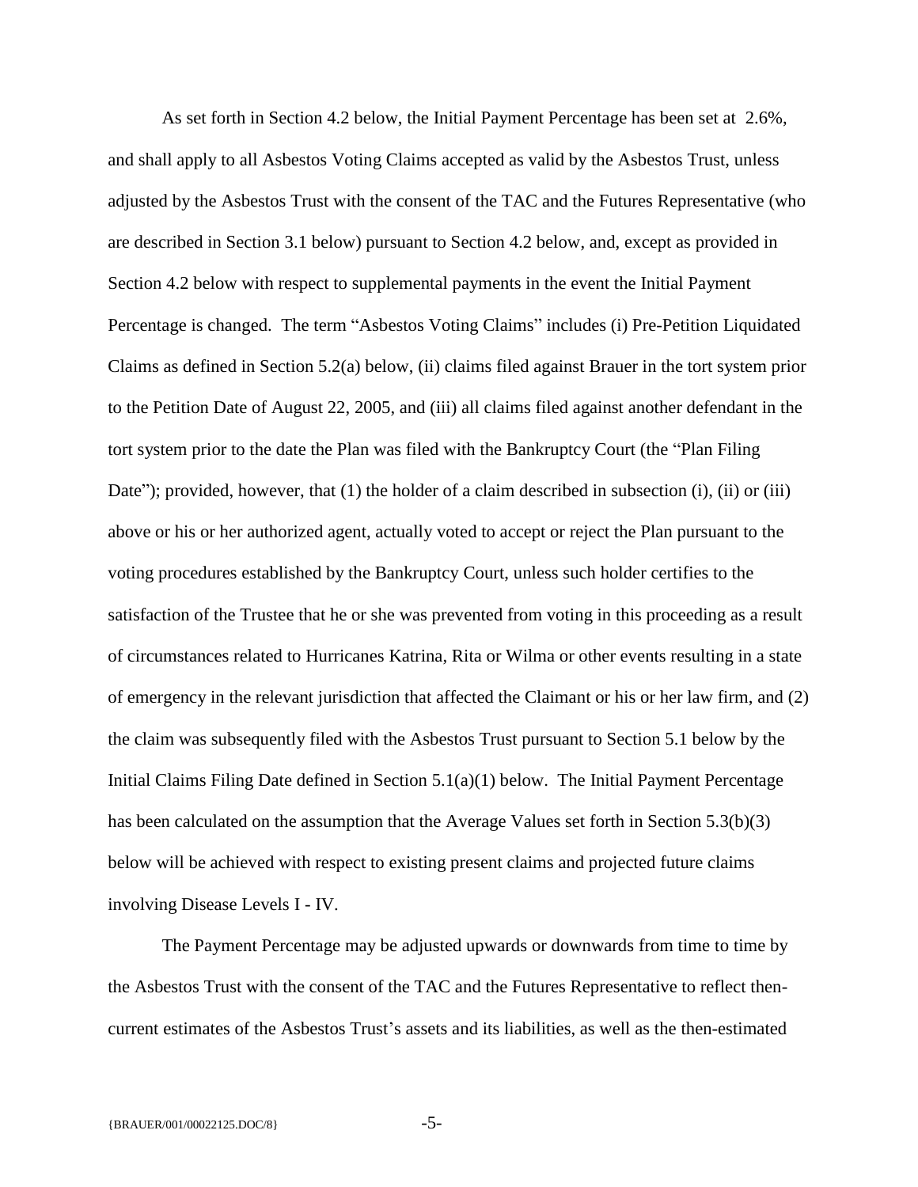As set forth in Section 4.2 below, the Initial Payment Percentage has been set at 2.6%, and shall apply to all Asbestos Voting Claims accepted as valid by the Asbestos Trust, unless adjusted by the Asbestos Trust with the consent of the TAC and the Futures Representative (who are described in Section 3.1 below) pursuant to Section 4.2 below, and, except as provided in Section 4.2 below with respect to supplemental payments in the event the Initial Payment Percentage is changed. The term "Asbestos Voting Claims" includes (i) Pre-Petition Liquidated Claims as defined in Section 5.2(a) below, (ii) claims filed against Brauer in the tort system prior to the Petition Date of August 22, 2005, and (iii) all claims filed against another defendant in the tort system prior to the date the Plan was filed with the Bankruptcy Court (the "Plan Filing Date"); provided, however, that (1) the holder of a claim described in subsection (i), (ii) or (iii) above or his or her authorized agent, actually voted to accept or reject the Plan pursuant to the voting procedures established by the Bankruptcy Court, unless such holder certifies to the satisfaction of the Trustee that he or she was prevented from voting in this proceeding as a result of circumstances related to Hurricanes Katrina, Rita or Wilma or other events resulting in a state of emergency in the relevant jurisdiction that affected the Claimant or his or her law firm, and (2) the claim was subsequently filed with the Asbestos Trust pursuant to Section 5.1 below by the Initial Claims Filing Date defined in Section 5.1(a)(1) below. The Initial Payment Percentage has been calculated on the assumption that the Average Values set forth in Section 5.3(b)(3) below will be achieved with respect to existing present claims and projected future claims involving Disease Levels I - IV.

The Payment Percentage may be adjusted upwards or downwards from time to time by the Asbestos Trust with the consent of the TAC and the Futures Representative to reflect then-current estimates of the Asbestos Trust's assets and its liabilities, as well as the then-estimated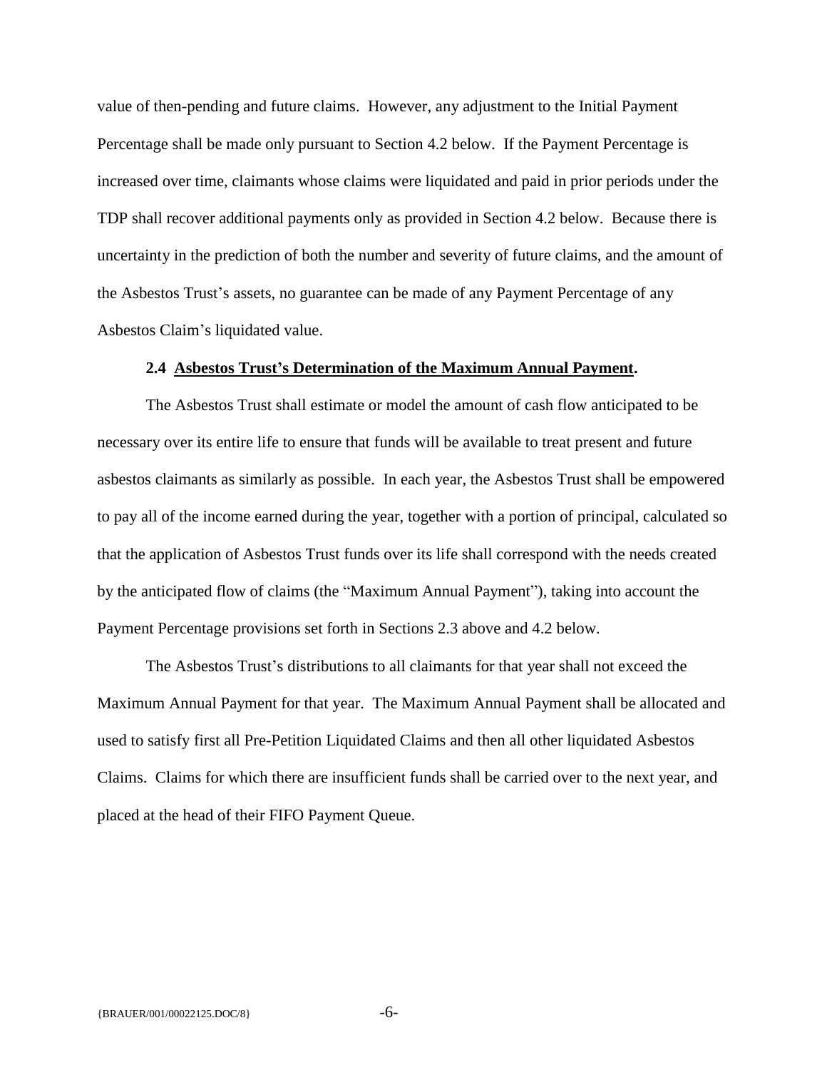value of then-pending and future claims. However, any adjustment to the Initial Payment Percentage shall be made only pursuant to Section 4.2 below. If the Payment Percentage is increased over time, claimants whose claims were liquidated and paid in prior periods under the TDP shall recover additional payments only as provided in Section 4.2 below. Because there is uncertainty in the prediction of both the number and severity of future claims, and the amount of the Asbestos Trust's assets, no guarantee can be made of any Payment Percentage of any Asbestos Claim's liquidated value.

### 2.4 Asbestos Trust's Determination of the Maximum Annual Payment.

The Asbestos Trust shall estimate or model the amount of cash flow anticipated to be necessary over its entire life to ensure that funds will be available to treat present and future asbestos claimants as similarly as possible. In each year, the Asbestos Trust shall be empowered to pay all of the income earned during the year, together with a portion of principal, calculated so that the application of Asbestos Trust funds over its life shall correspond with the needs created by the anticipated flow of claims (the "Maximum Annual Payment"), taking into account the Payment Percentage provisions set forth in Sections 2.3 above and 4.2 below.

The Asbestos Trust's distributions to all claimants for that year shall not exceed the Maximum Annual Payment for that year. The Maximum Annual Payment shall be allocated and used to satisfy first all Pre-Petition Liquidated Claims and then all other liquidated Asbestos Claims. Claims for which there are insufficient funds shall be carried over to the next year, and placed at the head of their FIFO Payment Queue.

{BRAUER/001/00022125.DOC/8}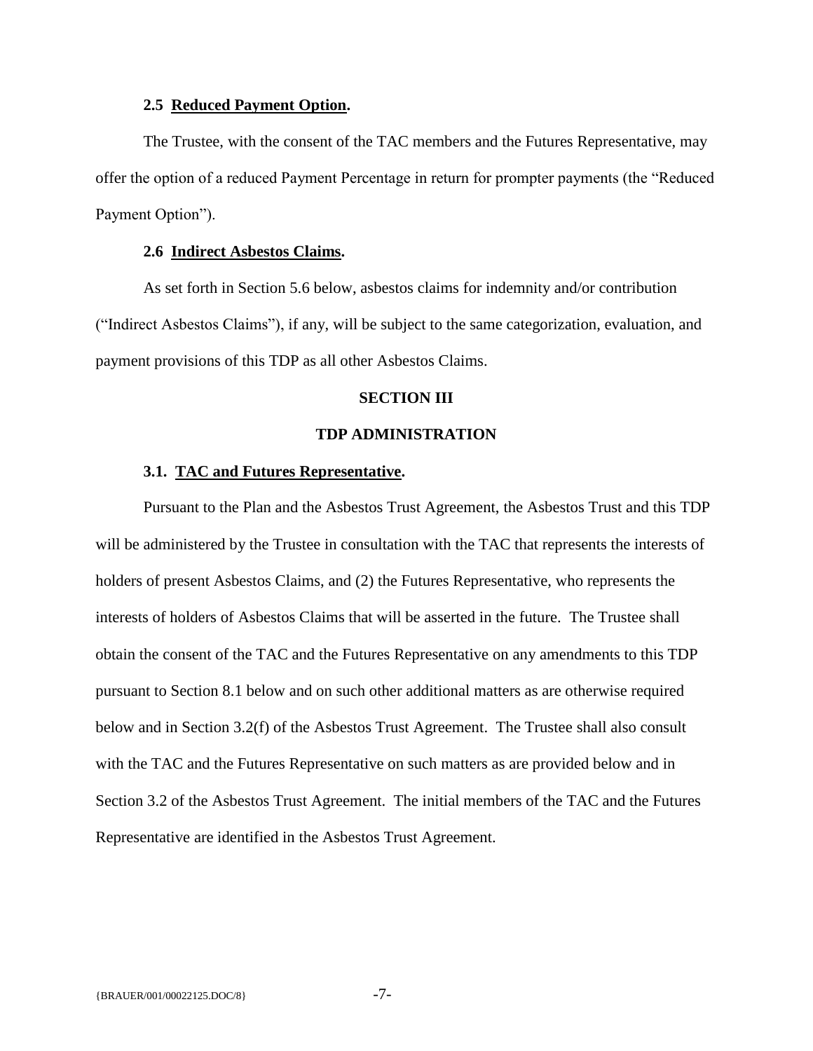**2.5 Reduced Payment Option.**

The Trustee, with the consent of the TAC members and the Futures Representative, may offer the option of a reduced Payment Percentage in return for prompter payments (the "Reduced Payment Option").

**2.6 Indirect Asbestos Claims.**

As set forth in Section 5.6 below, asbestos claims for indemnity and/or contribution ("Indirect Asbestos Claims"), if any, will be subject to the same categorization, evaluation, and payment provisions of this TDP as all other Asbestos Claims.

## SECTION III

## TDP ADMINISTRATION

**3.1. TAC and Futures Representative.**

Pursuant to the Plan and the Asbestos Trust Agreement, the Asbestos Trust and this TDP will be administered by the Trustee in consultation with the TAC that represents the interests of holders of present Asbestos Claims, and (2) the Futures Representative, who represents the interests of holders of Asbestos Claims that will be asserted in the future. The Trustee shall obtain the consent of the TAC and the Futures Representative on any amendments to this TDP pursuant to Section 8.1 below and on such other additional matters as are otherwise required below and in Section 3.2(f) of the Asbestos Trust Agreement. The Trustee shall also consult with the TAC and the Futures Representative on such matters as are provided below and in Section 3.2 of the Asbestos Trust Agreement. The initial members of the TAC and the Futures Representative are identified in the Asbestos Trust Agreement.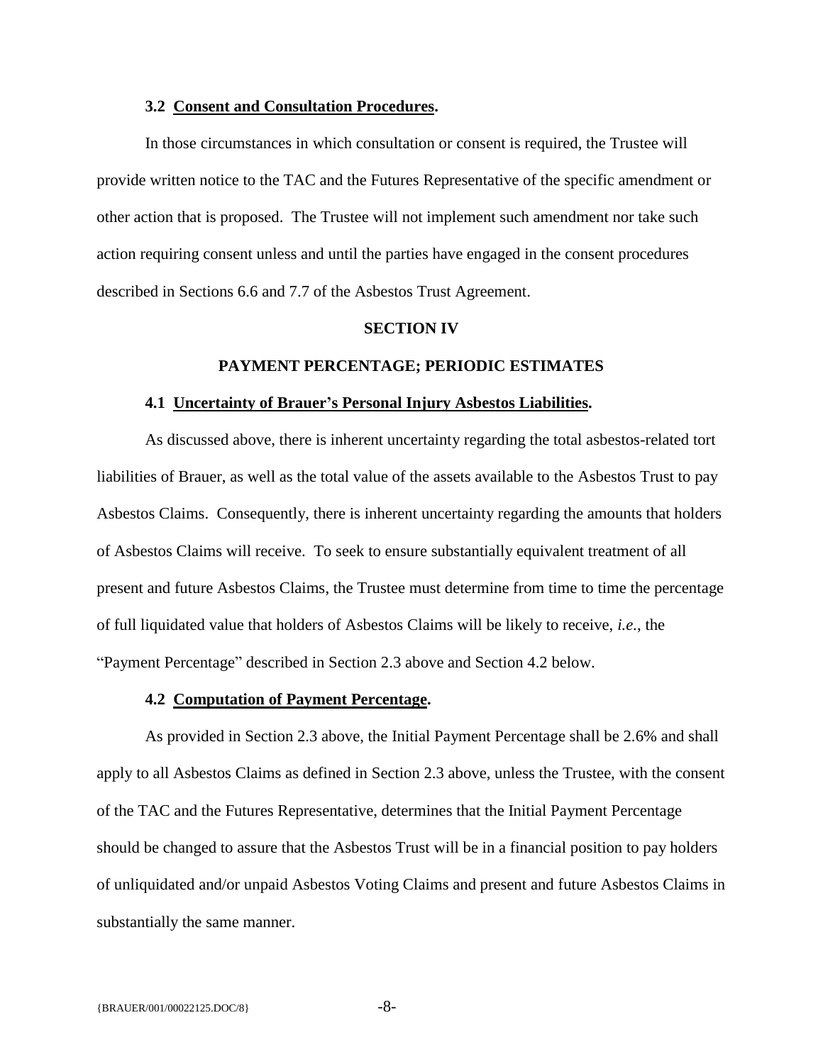### 3.2 Consent and Consultation Procedures.

In those circumstances in which consultation or consent is required, the Trustee will provide written notice to the TAC and the Futures Representative of the specific amendment or other action that is proposed. The Trustee will not implement such amendment nor take such action requiring consent unless and until the parties have engaged in the consent procedures described in Sections 6.6 and 7.7 of the Asbestos Trust Agreement.

## SECTION IV

## PAYMENT PERCENTAGE; PERIODIC ESTIMATES

### 4.1 Uncertainty of Brauer's Personal Injury Asbestos Liabilities.

As discussed above, there is inherent uncertainty regarding the total asbestos-related tort liabilities of Brauer, as well as the total value of the assets available to the Asbestos Trust to pay Asbestos Claims. Consequently, there is inherent uncertainty regarding the amounts that holders of Asbestos Claims will receive. To seek to ensure substantially equivalent treatment of all present and future Asbestos Claims, the Trustee must determine from time to time the percentage of full liquidated value that holders of Asbestos Claims will be likely to receive, *i.e.*, the "Payment Percentage" described in Section 2.3 above and Section 4.2 below.

### 4.2 Computation of Payment Percentage.

As provided in Section 2.3 above, the Initial Payment Percentage shall be 2.6% and shall apply to all Asbestos Claims as defined in Section 2.3 above, unless the Trustee, with the consent of the TAC and the Futures Representative, determines that the Initial Payment Percentage should be changed to assure that the Asbestos Trust will be in a financial position to pay holders of unliquidated and/or unpaid Asbestos Voting Claims and present and future Asbestos Claims in substantially the same manner.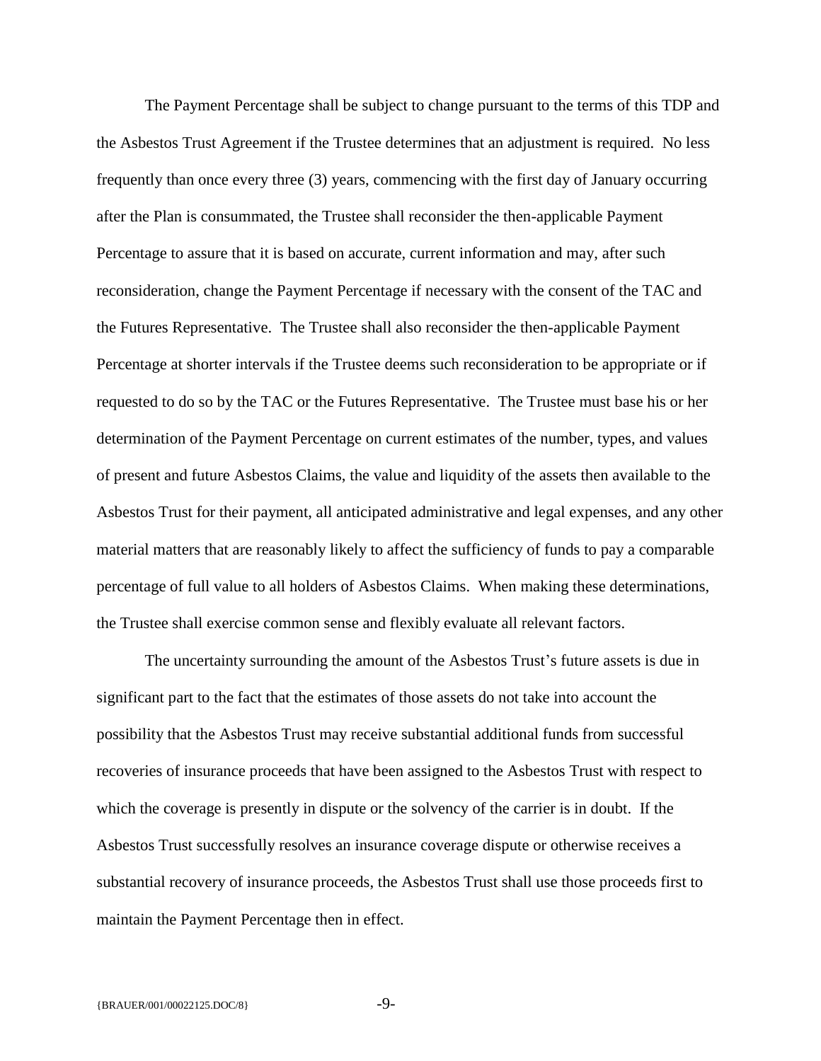The Payment Percentage shall be subject to change pursuant to the terms of this TDP and the Asbestos Trust Agreement if the Trustee determines that an adjustment is required. No less frequently than once every three (3) years, commencing with the first day of January occurring after the Plan is consummated, the Trustee shall reconsider the then-applicable Payment Percentage to assure that it is based on accurate, current information and may, after such reconsideration, change the Payment Percentage if necessary with the consent of the TAC and the Futures Representative. The Trustee shall also reconsider the then-applicable Payment Percentage at shorter intervals if the Trustee deems such reconsideration to be appropriate or if requested to do so by the TAC or the Futures Representative. The Trustee must base his or her determination of the Payment Percentage on current estimates of the number, types, and values of present and future Asbestos Claims, the value and liquidity of the assets then available to the Asbestos Trust for their payment, all anticipated administrative and legal expenses, and any other material matters that are reasonably likely to affect the sufficiency of funds to pay a comparable percentage of full value to all holders of Asbestos Claims. When making these determinations, the Trustee shall exercise common sense and flexibly evaluate all relevant factors.

The uncertainty surrounding the amount of the Asbestos Trust's future assets is due in significant part to the fact that the estimates of those assets do not take into account the possibility that the Asbestos Trust may receive substantial additional funds from successful recoveries of insurance proceeds that have been assigned to the Asbestos Trust with respect to which the coverage is presently in dispute or the solvency of the carrier is in doubt. If the Asbestos Trust successfully resolves an insurance coverage dispute or otherwise receives a substantial recovery of insurance proceeds, the Asbestos Trust shall use those proceeds first to maintain the Payment Percentage then in effect.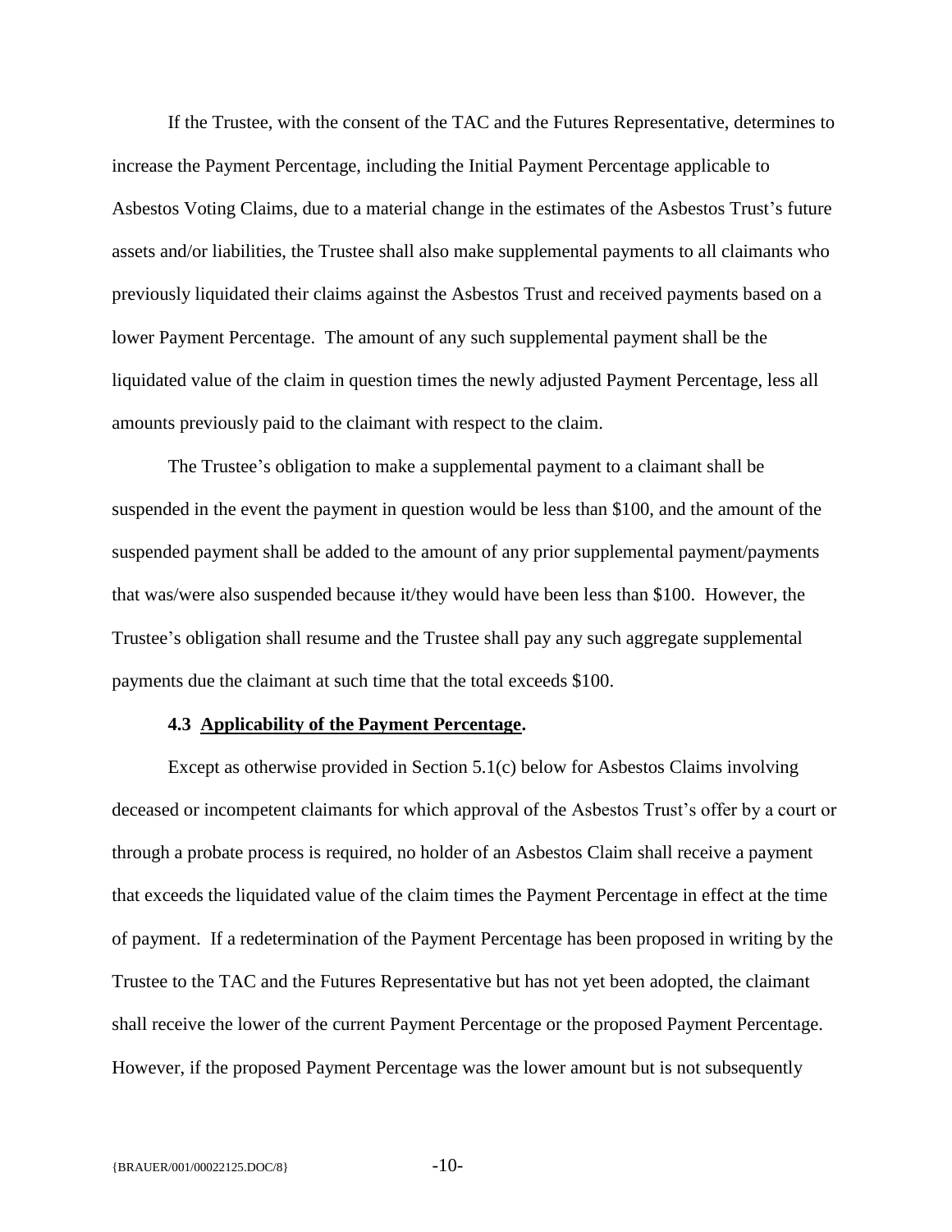If the Trustee, with the consent of the TAC and the Futures Representative, determines to increase the Payment Percentage, including the Initial Payment Percentage applicable to Asbestos Voting Claims, due to a material change in the estimates of the Asbestos Trust's future assets and/or liabilities, the Trustee shall also make supplemental payments to all claimants who previously liquidated their claims against the Asbestos Trust and received payments based on a lower Payment Percentage. The amount of any such supplemental payment shall be the liquidated value of the claim in question times the newly adjusted Payment Percentage, less all amounts previously paid to the claimant with respect to the claim.

The Trustee's obligation to make a supplemental payment to a claimant shall be suspended in the event the payment in question would be less than $100, and the amount of the suspended payment shall be added to the amount of any prior supplemental payment/payments that was/were also suspended because it/they would have been less than $100. However, the Trustee's obligation shall resume and the Trustee shall pay any such aggregate supplemental payments due the claimant at such time that the total exceeds $100.

### 4.3 Applicability of the Payment Percentage.

Except as otherwise provided in Section 5.1(c) below for Asbestos Claims involving deceased or incompetent claimants for which approval of the Asbestos Trust's offer by a court or through a probate process is required, no holder of an Asbestos Claim shall receive a payment that exceeds the liquidated value of the claim times the Payment Percentage in effect at the time of payment. If a redetermination of the Payment Percentage has been proposed in writing by the Trustee to the TAC and the Futures Representative but has not yet been adopted, the claimant shall receive the lower of the current Payment Percentage or the proposed Payment Percentage. However, if the proposed Payment Percentage was the lower amount but is not subsequently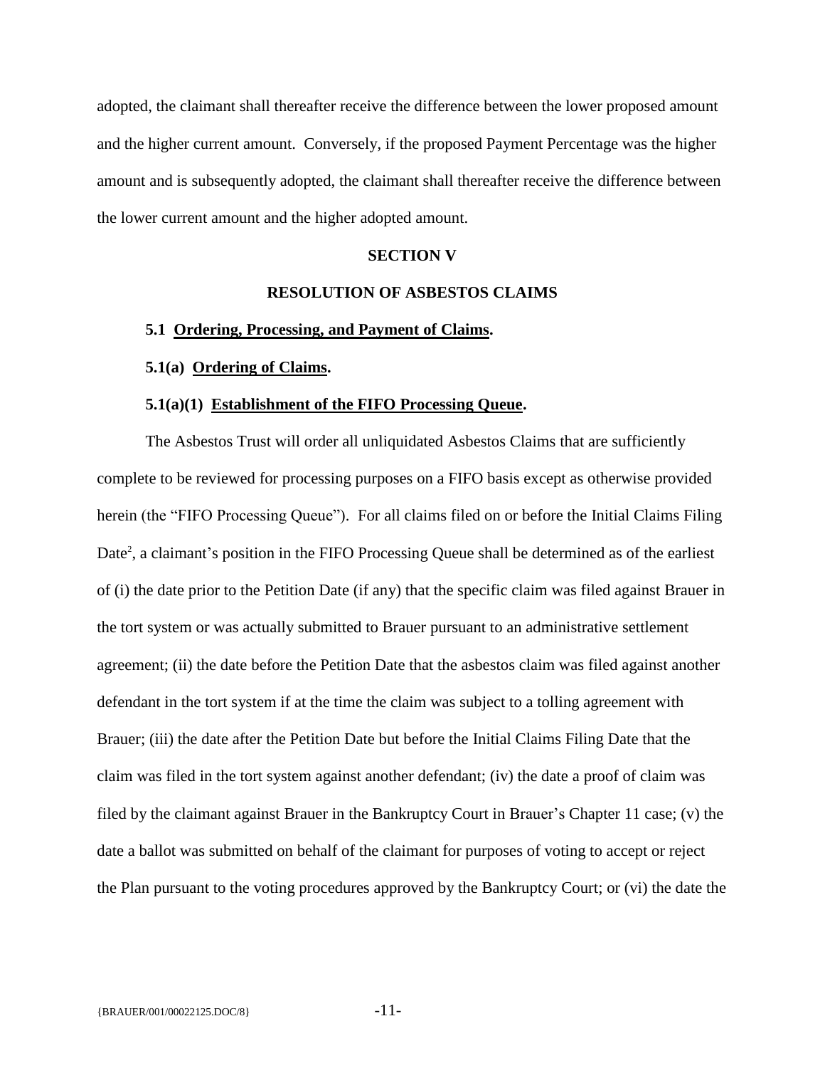adopted, the claimant shall thereafter receive the difference between the lower proposed amount and the higher current amount. Conversely, if the proposed Payment Percentage was the higher amount and is subsequently adopted, the claimant shall thereafter receive the difference between the lower current amount and the higher adopted amount.

## SECTION V

## RESOLUTION OF ASBESTOS CLAIMS

**5.1 Ordering, Processing, and Payment of Claims.**

**5.1(a) Ordering of Claims.**

**5.1(a)(1) Establishment of the FIFO Processing Queue.**

The Asbestos Trust will order all unliquidated Asbestos Claims that are sufficiently complete to be reviewed for processing purposes on a FIFO basis except as otherwise provided herein (the "FIFO Processing Queue"). For all claims filed on or before the Initial Claims Filing Date[2], a claimant's position in the FIFO Processing Queue shall be determined as of the earliest of (i) the date prior to the Petition Date (if any) that the specific claim was filed against Brauer in the tort system or was actually submitted to Brauer pursuant to an administrative settlement agreement; (ii) the date before the Petition Date that the asbestos claim was filed against another defendant in the tort system if at the time the claim was subject to a tolling agreement with Brauer; (iii) the date after the Petition Date but before the Initial Claims Filing Date that the claim was filed in the tort system against another defendant; (iv) the date a proof of claim was filed by the claimant against Brauer in the Bankruptcy Court in Brauer's Chapter 11 case; (v) the date a ballot was submitted on behalf of the claimant for purposes of voting to accept or reject the Plan pursuant to the voting procedures approved by the Bankruptcy Court; or (vi) the date the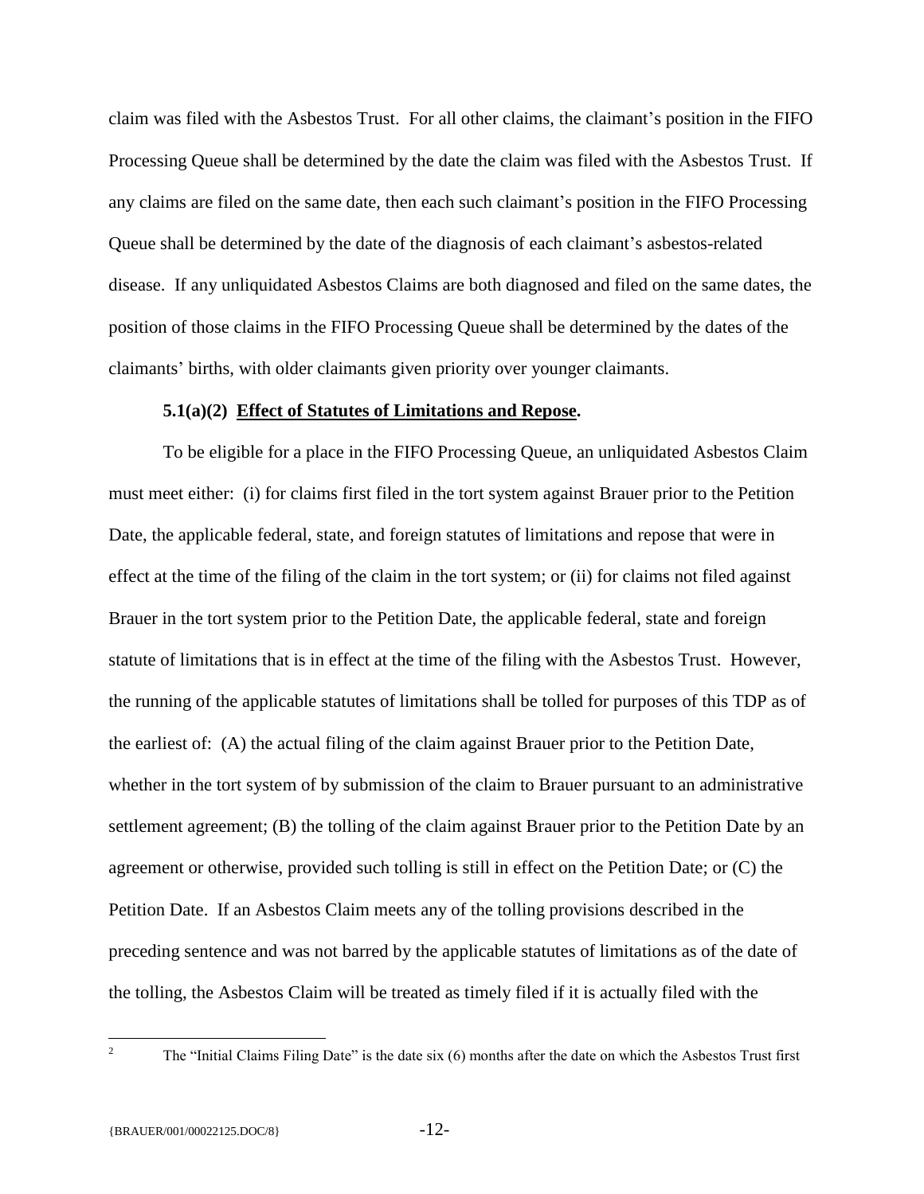claim was filed with the Asbestos Trust. For all other claims, the claimant's position in the FIFO Processing Queue shall be determined by the date the claim was filed with the Asbestos Trust. If any claims are filed on the same date, then each such claimant's position in the FIFO Processing Queue shall be determined by the date of the diagnosis of each claimant's asbestos-related disease. If any unliquidated Asbestos Claims are both diagnosed and filed on the same dates, the position of those claims in the FIFO Processing Queue shall be determined by the dates of the claimants' births, with older claimants given priority over younger claimants.

**5.1(a)(2) <u>Effect of Statutes of Limitations and Repose</u>.**

To be eligible for a place in the FIFO Processing Queue, an unliquidated Asbestos Claim must meet either: (i) for claims first filed in the tort system against Brauer prior to the Petition Date, the applicable federal, state, and foreign statutes of limitations and repose that were in effect at the time of the filing of the claim in the tort system; or (ii) for claims not filed against Brauer in the tort system prior to the Petition Date, the applicable federal, state and foreign statute of limitations that is in effect at the time of the filing with the Asbestos Trust. However, the running of the applicable statutes of limitations shall be tolled for purposes of this TDP as of the earliest of: (A) the actual filing of the claim against Brauer prior to the Petition Date, whether in the tort system of by submission of the claim to Brauer pursuant to an administrative settlement agreement; (B) the tolling of the claim against Brauer prior to the Petition Date by an agreement or otherwise, provided such tolling is still in effect on the Petition Date; or (C) the Petition Date. If an Asbestos Claim meets any of the tolling provisions described in the preceding sentence and was not barred by the applicable statutes of limitations as of the date of the tolling, the Asbestos Claim will be treated as timely filed if it is actually filed with the

---

[2] The "Initial Claims Filing Date" is the date six (6) months after the date on which the Asbestos Trust first

{BRAUER/001/00022125.DOC/8}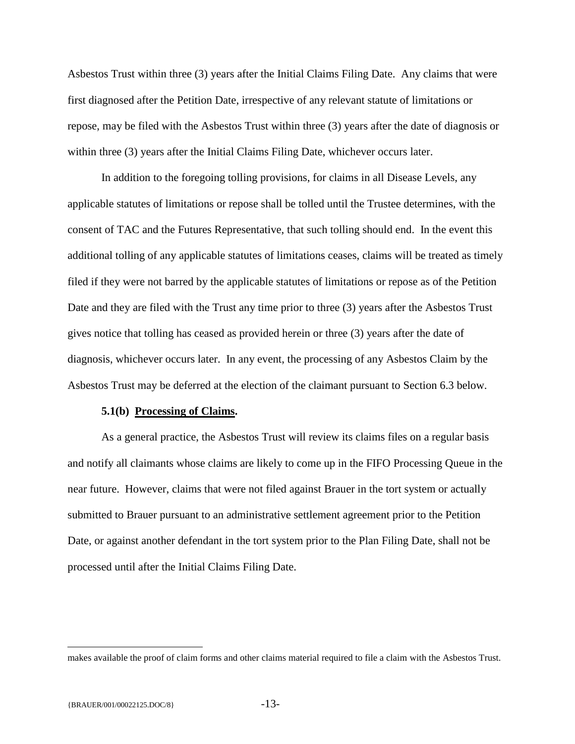Asbestos Trust within three (3) years after the Initial Claims Filing Date. Any claims that were first diagnosed after the Petition Date, irrespective of any relevant statute of limitations or repose, may be filed with the Asbestos Trust within three (3) years after the date of diagnosis or within three (3) years after the Initial Claims Filing Date, whichever occurs later.

In addition to the foregoing tolling provisions, for claims in all Disease Levels, any applicable statutes of limitations or repose shall be tolled until the Trustee determines, with the consent of TAC and the Futures Representative, that such tolling should end. In the event this additional tolling of any applicable statutes of limitations ceases, claims will be treated as timely filed if they were not barred by the applicable statutes of limitations or repose as of the Petition Date and they are filed with the Trust any time prior to three (3) years after the Asbestos Trust gives notice that tolling has ceased as provided herein or three (3) years after the date of diagnosis, whichever occurs later. In any event, the processing of any Asbestos Claim by the Asbestos Trust may be deferred at the election of the claimant pursuant to Section 6.3 below.

**5.1(b) <u>Processing of Claims</u>.**

As a general practice, the Asbestos Trust will review its claims files on a regular basis and notify all claimants whose claims are likely to come up in the FIFO Processing Queue in the near future. However, claims that were not filed against Brauer in the tort system or actually submitted to Brauer pursuant to an administrative settlement agreement prior to the Petition Date, or against another defendant in the tort system prior to the Plan Filing Date, shall not be processed until after the Initial Claims Filing Date.

---

makes available the proof of claim forms and other claims material required to file a claim with the Asbestos Trust.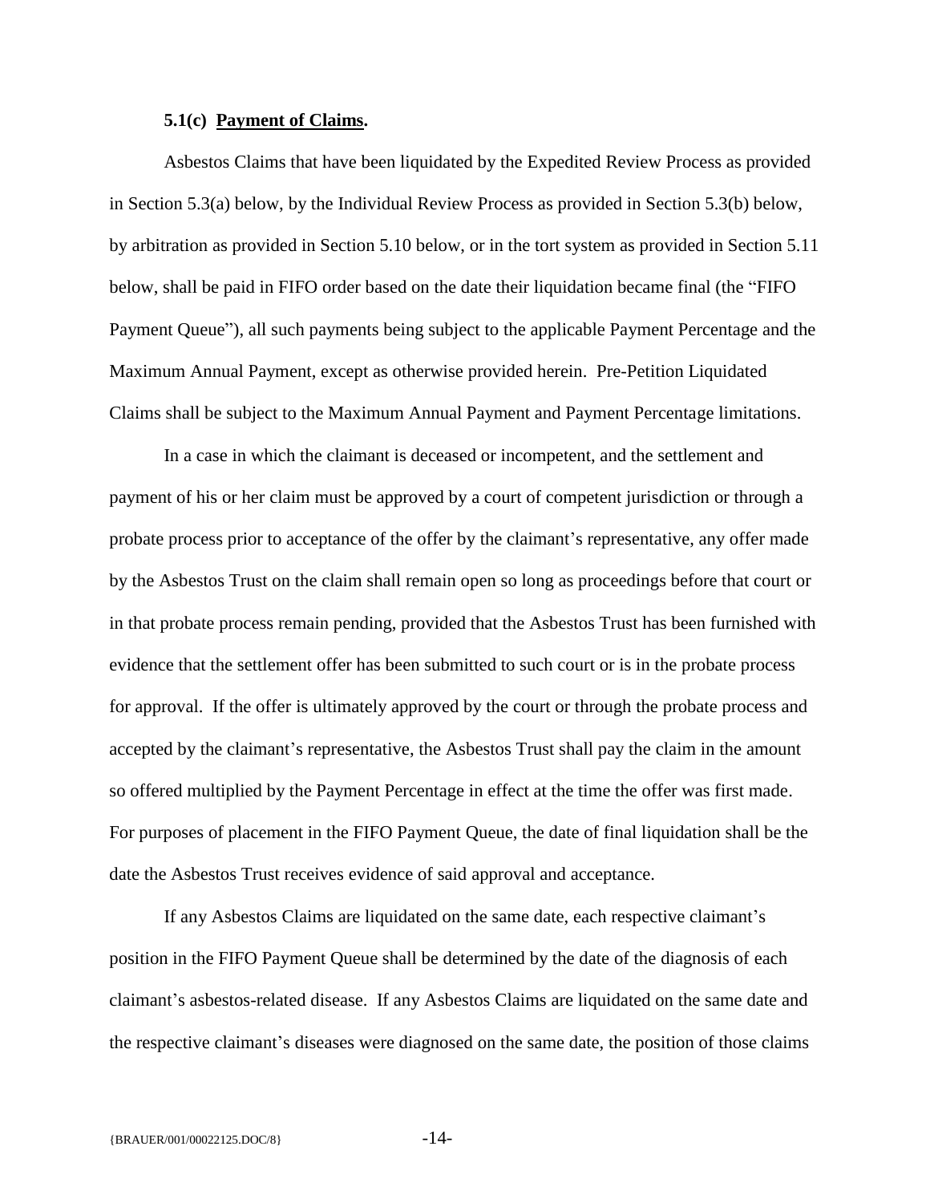**5.1(c) Payment of Claims.**

Asbestos Claims that have been liquidated by the Expedited Review Process as provided in Section 5.3(a) below, by the Individual Review Process as provided in Section 5.3(b) below, by arbitration as provided in Section 5.10 below, or in the tort system as provided in Section 5.11 below, shall be paid in FIFO order based on the date their liquidation became final (the "FIFO Payment Queue"), all such payments being subject to the applicable Payment Percentage and the Maximum Annual Payment, except as otherwise provided herein. Pre-Petition Liquidated Claims shall be subject to the Maximum Annual Payment and Payment Percentage limitations.

In a case in which the claimant is deceased or incompetent, and the settlement and payment of his or her claim must be approved by a court of competent jurisdiction or through a probate process prior to acceptance of the offer by the claimant's representative, any offer made by the Asbestos Trust on the claim shall remain open so long as proceedings before that court or in that probate process remain pending, provided that the Asbestos Trust has been furnished with evidence that the settlement offer has been submitted to such court or is in the probate process for approval. If the offer is ultimately approved by the court or through the probate process and accepted by the claimant's representative, the Asbestos Trust shall pay the claim in the amount so offered multiplied by the Payment Percentage in effect at the time the offer was first made. For purposes of placement in the FIFO Payment Queue, the date of final liquidation shall be the date the Asbestos Trust receives evidence of said approval and acceptance.

If any Asbestos Claims are liquidated on the same date, each respective claimant's position in the FIFO Payment Queue shall be determined by the date of the diagnosis of each claimant's asbestos-related disease. If any Asbestos Claims are liquidated on the same date and the respective claimant's diseases were diagnosed on the same date, the position of those claims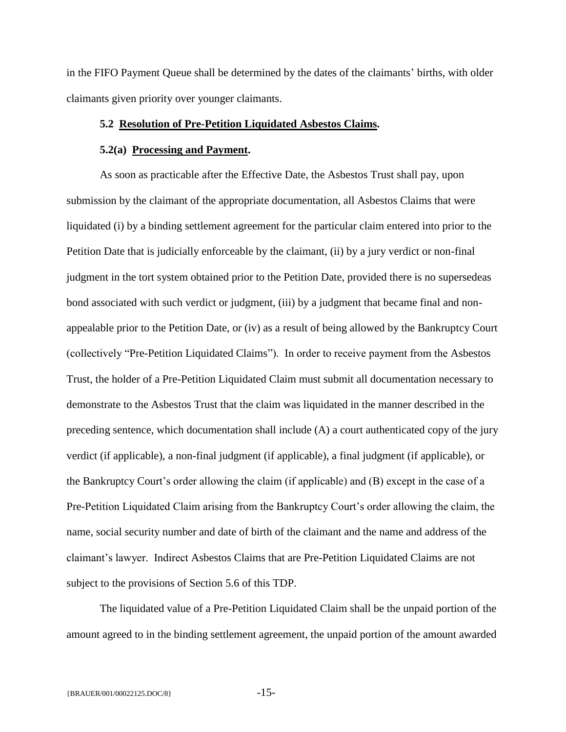in the FIFO Payment Queue shall be determined by the dates of the claimants' births, with older claimants given priority over younger claimants.

### **5.2 Resolution of Pre-Petition Liquidated Asbestos Claims.**

#### **5.2(a) Processing and Payment.**

As soon as practicable after the Effective Date, the Asbestos Trust shall pay, upon submission by the claimant of the appropriate documentation, all Asbestos Claims that were liquidated (i) by a binding settlement agreement for the particular claim entered into prior to the Petition Date that is judicially enforceable by the claimant, (ii) by a jury verdict or non-final judgment in the tort system obtained prior to the Petition Date, provided there is no supersedeas bond associated with such verdict or judgment, (iii) by a judgment that became final and non-appealable prior to the Petition Date, or (iv) as a result of being allowed by the Bankruptcy Court (collectively "Pre-Petition Liquidated Claims"). In order to receive payment from the Asbestos Trust, the holder of a Pre-Petition Liquidated Claim must submit all documentation necessary to demonstrate to the Asbestos Trust that the claim was liquidated in the manner described in the preceding sentence, which documentation shall include (A) a court authenticated copy of the jury verdict (if applicable), a non-final judgment (if applicable), a final judgment (if applicable), or the Bankruptcy Court's order allowing the claim (if applicable) and (B) except in the case of a Pre-Petition Liquidated Claim arising from the Bankruptcy Court's order allowing the claim, the name, social security number and date of birth of the claimant and the name and address of the claimant's lawyer. Indirect Asbestos Claims that are Pre-Petition Liquidated Claims are not subject to the provisions of Section 5.6 of this TDP.

The liquidated value of a Pre-Petition Liquidated Claim shall be the unpaid portion of the amount agreed to in the binding settlement agreement, the unpaid portion of the amount awarded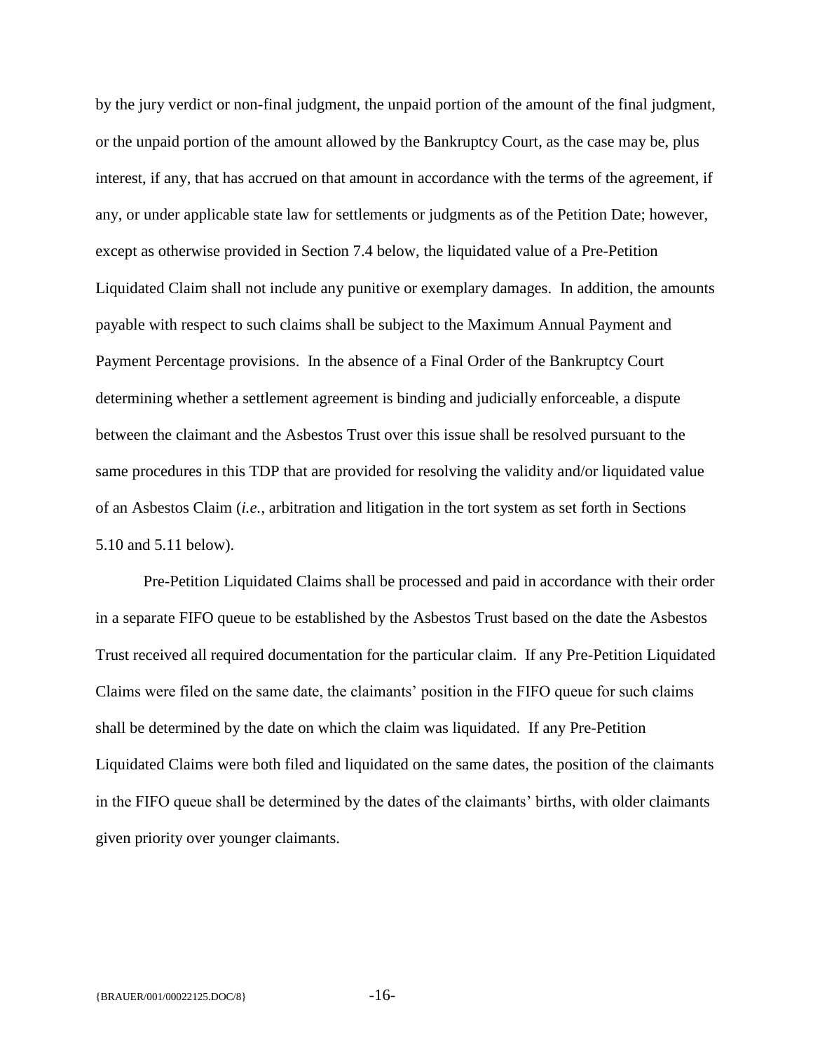by the jury verdict or non-final judgment, the unpaid portion of the amount of the final judgment, or the unpaid portion of the amount allowed by the Bankruptcy Court, as the case may be, plus interest, if any, that has accrued on that amount in accordance with the terms of the agreement, if any, or under applicable state law for settlements or judgments as of the Petition Date; however, except as otherwise provided in Section 7.4 below, the liquidated value of a Pre-Petition Liquidated Claim shall not include any punitive or exemplary damages. In addition, the amounts payable with respect to such claims shall be subject to the Maximum Annual Payment and Payment Percentage provisions. In the absence of a Final Order of the Bankruptcy Court determining whether a settlement agreement is binding and judicially enforceable, a dispute between the claimant and the Asbestos Trust over this issue shall be resolved pursuant to the same procedures in this TDP that are provided for resolving the validity and/or liquidated value of an Asbestos Claim (*i.e.*, arbitration and litigation in the tort system as set forth in Sections 5.10 and 5.11 below).

Pre-Petition Liquidated Claims shall be processed and paid in accordance with their order in a separate FIFO queue to be established by the Asbestos Trust based on the date the Asbestos Trust received all required documentation for the particular claim. If any Pre-Petition Liquidated Claims were filed on the same date, the claimants' position in the FIFO queue for such claims shall be determined by the date on which the claim was liquidated. If any Pre-Petition Liquidated Claims were both filed and liquidated on the same dates, the position of the claimants in the FIFO queue shall be determined by the dates of the claimants' births, with older claimants given priority over younger claimants.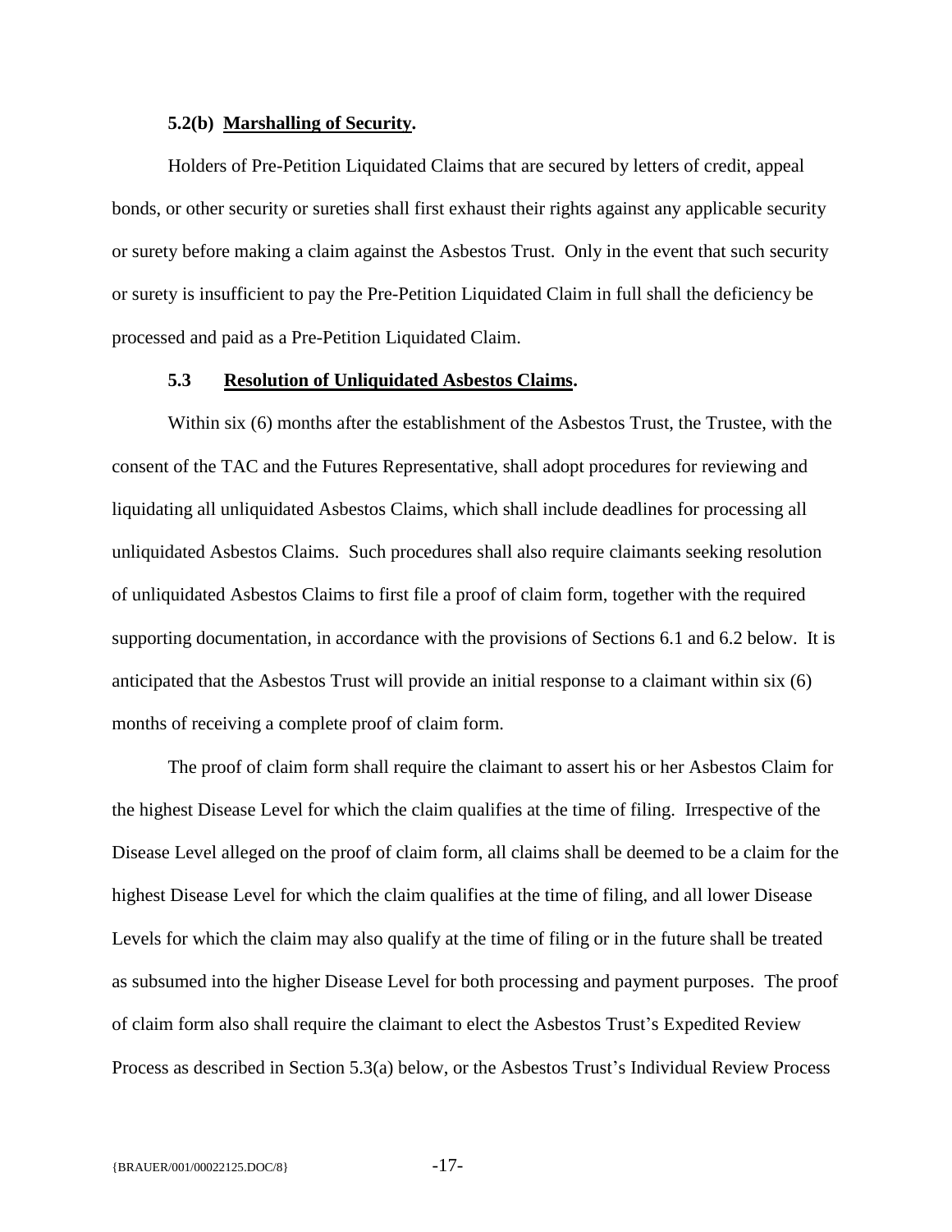**5.2(b) Marshalling of Security.**

Holders of Pre-Petition Liquidated Claims that are secured by letters of credit, appeal bonds, or other security or sureties shall first exhaust their rights against any applicable security or surety before making a claim against the Asbestos Trust. Only in the event that such security or surety is insufficient to pay the Pre-Petition Liquidated Claim in full shall the deficiency be processed and paid as a Pre-Petition Liquidated Claim.

**5.3 Resolution of Unliquidated Asbestos Claims.**

Within six (6) months after the establishment of the Asbestos Trust, the Trustee, with the consent of the TAC and the Futures Representative, shall adopt procedures for reviewing and liquidating all unliquidated Asbestos Claims, which shall include deadlines for processing all unliquidated Asbestos Claims. Such procedures shall also require claimants seeking resolution of unliquidated Asbestos Claims to first file a proof of claim form, together with the required supporting documentation, in accordance with the provisions of Sections 6.1 and 6.2 below. It is anticipated that the Asbestos Trust will provide an initial response to a claimant within six (6) months of receiving a complete proof of claim form.

The proof of claim form shall require the claimant to assert his or her Asbestos Claim for the highest Disease Level for which the claim qualifies at the time of filing. Irrespective of the Disease Level alleged on the proof of claim form, all claims shall be deemed to be a claim for the highest Disease Level for which the claim qualifies at the time of filing, and all lower Disease Levels for which the claim may also qualify at the time of filing or in the future shall be treated as subsumed into the higher Disease Level for both processing and payment purposes. The proof of claim form also shall require the claimant to elect the Asbestos Trust's Expedited Review Process as described in Section 5.3(a) below, or the Asbestos Trust's Individual Review Process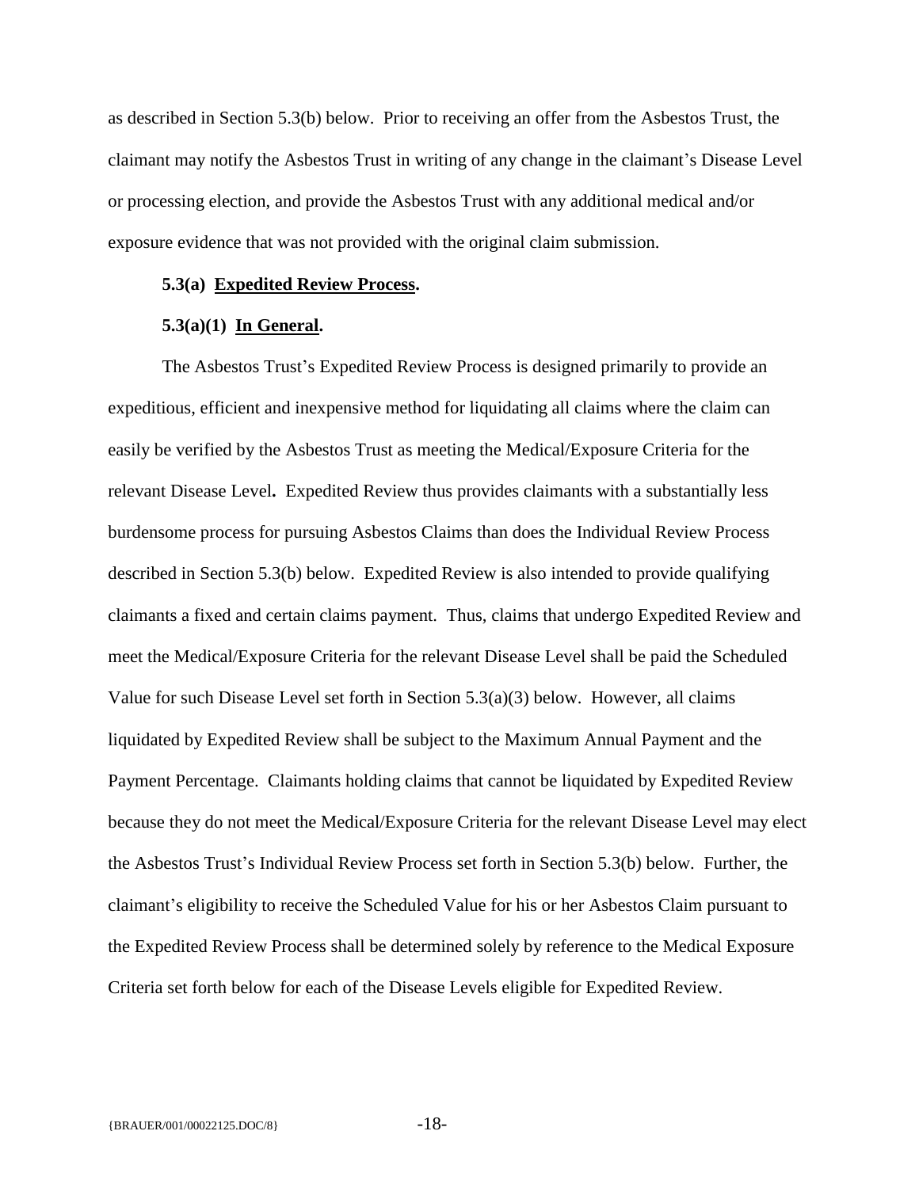as described in Section 5.3(b) below. Prior to receiving an offer from the Asbestos Trust, the claimant may notify the Asbestos Trust in writing of any change in the claimant's Disease Level or processing election, and provide the Asbestos Trust with any additional medical and/or exposure evidence that was not provided with the original claim submission.

**5.3(a) <u>Expedited Review Process</u>.**

**5.3(a)(1) <u>In General</u>.**

The Asbestos Trust's Expedited Review Process is designed primarily to provide an expeditious, efficient and inexpensive method for liquidating all claims where the claim can easily be verified by the Asbestos Trust as meeting the Medical/Exposure Criteria for the relevant Disease Level**.** Expedited Review thus provides claimants with a substantially less burdensome process for pursuing Asbestos Claims than does the Individual Review Process described in Section 5.3(b) below. Expedited Review is also intended to provide qualifying claimants a fixed and certain claims payment. Thus, claims that undergo Expedited Review and meet the Medical/Exposure Criteria for the relevant Disease Level shall be paid the Scheduled Value for such Disease Level set forth in Section 5.3(a)(3) below. However, all claims liquidated by Expedited Review shall be subject to the Maximum Annual Payment and the Payment Percentage. Claimants holding claims that cannot be liquidated by Expedited Review because they do not meet the Medical/Exposure Criteria for the relevant Disease Level may elect the Asbestos Trust's Individual Review Process set forth in Section 5.3(b) below. Further, the claimant's eligibility to receive the Scheduled Value for his or her Asbestos Claim pursuant to the Expedited Review Process shall be determined solely by reference to the Medical Exposure Criteria set forth below for each of the Disease Levels eligible for Expedited Review.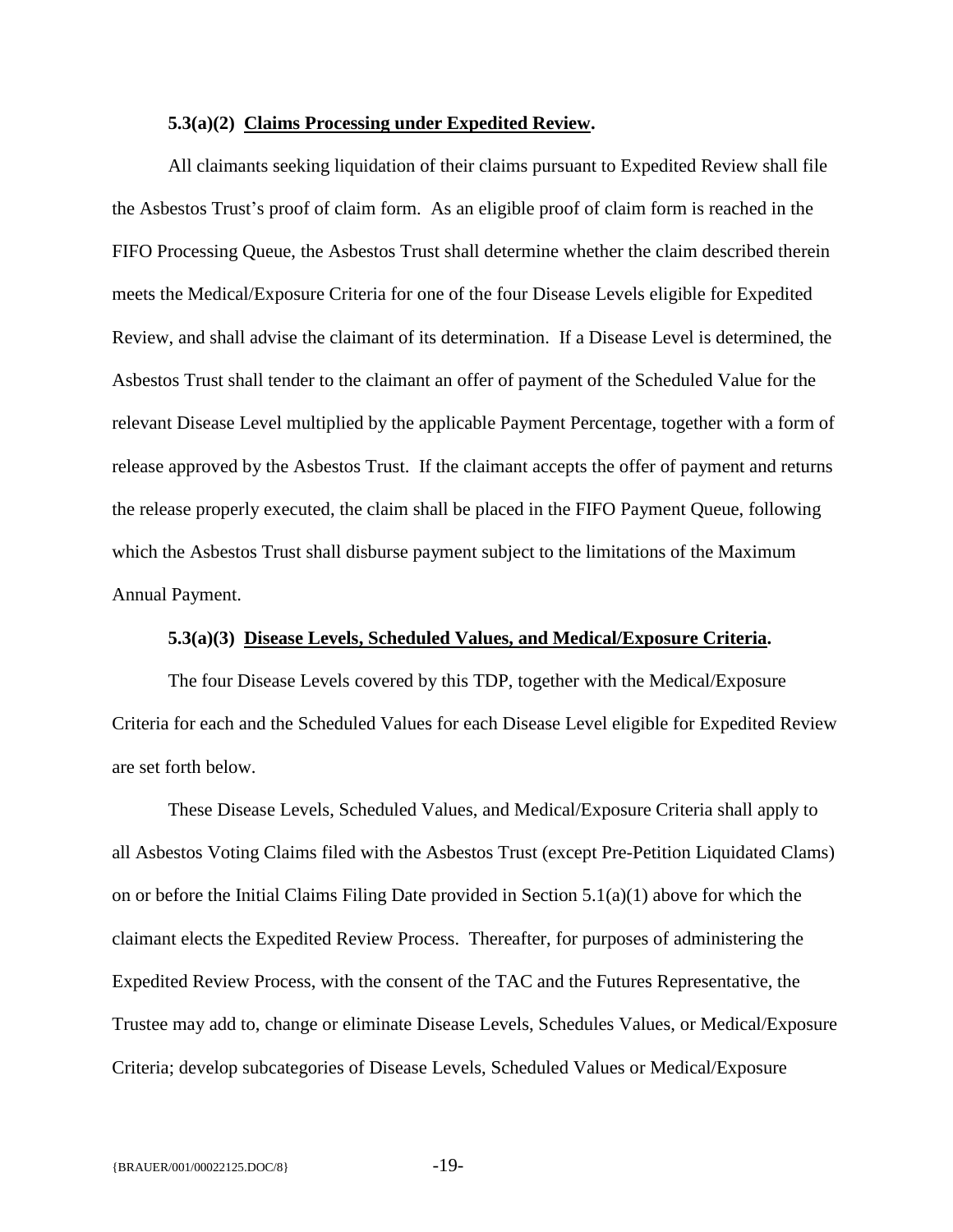**5.3(a)(2) Claims Processing under Expedited Review.**

All claimants seeking liquidation of their claims pursuant to Expedited Review shall file the Asbestos Trust's proof of claim form. As an eligible proof of claim form is reached in the FIFO Processing Queue, the Asbestos Trust shall determine whether the claim described therein meets the Medical/Exposure Criteria for one of the four Disease Levels eligible for Expedited Review, and shall advise the claimant of its determination. If a Disease Level is determined, the Asbestos Trust shall tender to the claimant an offer of payment of the Scheduled Value for the relevant Disease Level multiplied by the applicable Payment Percentage, together with a form of release approved by the Asbestos Trust. If the claimant accepts the offer of payment and returns the release properly executed, the claim shall be placed in the FIFO Payment Queue, following which the Asbestos Trust shall disburse payment subject to the limitations of the Maximum Annual Payment.

**5.3(a)(3) Disease Levels, Scheduled Values, and Medical/Exposure Criteria.**

The four Disease Levels covered by this TDP, together with the Medical/Exposure Criteria for each and the Scheduled Values for each Disease Level eligible for Expedited Review are set forth below.

These Disease Levels, Scheduled Values, and Medical/Exposure Criteria shall apply to all Asbestos Voting Claims filed with the Asbestos Trust (except Pre-Petition Liquidated Clams) on or before the Initial Claims Filing Date provided in Section 5.1(a)(1) above for which the claimant elects the Expedited Review Process. Thereafter, for purposes of administering the Expedited Review Process, with the consent of the TAC and the Futures Representative, the Trustee may add to, change or eliminate Disease Levels, Schedules Values, or Medical/Exposure Criteria; develop subcategories of Disease Levels, Scheduled Values or Medical/Exposure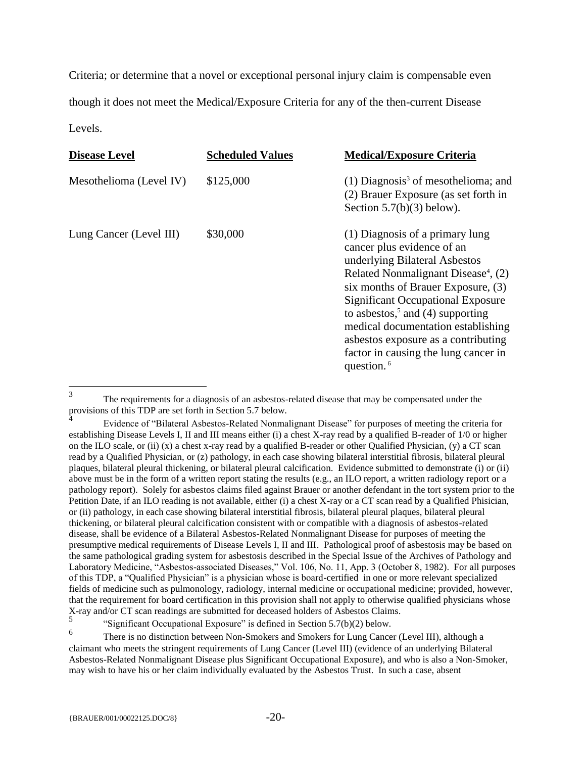Criteria; or determine that a novel or exceptional personal injury claim is compensable even though it does not meet the Medical/Exposure Criteria for any of the then-current Disease Levels.

| **Disease Level** | **Scheduled Values** | **Medical/Exposure Criteria** |
|---|---|---|
| Mesothelioma (Level IV) | \$125,000 | (1) Diagnosis[3] of mesothelioma; and (2) Brauer Exposure (as set forth in Section 5.7(b)(3) below). |
| Lung Cancer (Level III) | \$30,000 | (1) Diagnosis of a primary lung cancer plus evidence of an underlying Bilateral Asbestos Related Nonmalignant Disease[4], (2) six months of Brauer Exposure, (3) Significant Occupational Exposure to asbestos,[5] and (4) supporting medical documentation establishing asbestos exposure as a contributing factor in causing the lung cancer in question.[6] |

---

[3] The requirements for a diagnosis of an asbestos-related disease that may be compensated under the provisions of this TDP are set forth in Section 5.7 below.

[4] Evidence of "Bilateral Asbestos-Related Nonmalignant Disease" for purposes of meeting the criteria for establishing Disease Levels I, II and III means either (i) a chest X-ray read by a qualified B-reader of 1/0 or higher on the ILO scale, or (ii) (x) a chest x-ray read by a qualified B-reader or other Qualified Physician, (y) a CT scan read by a Qualified Physician, or (z) pathology, in each case showing bilateral interstitial fibrosis, bilateral pleural plaques, bilateral pleural thickening, or bilateral pleural calcification. Evidence submitted to demonstrate (i) or (ii) above must be in the form of a written report stating the results (e.g., an ILO report, a written radiology report or a pathology report). Solely for asbestos claims filed against Brauer or another defendant in the tort system prior to the Petition Date, if an ILO reading is not available, either (i) a chest X-ray or a CT scan read by a Qualified Phisician, or (ii) pathology, in each case showing bilateral interstitial fibrosis, bilateral pleural plaques, bilateral pleural thickening, or bilateral pleural calcification consistent with or compatible with a diagnosis of asbestos-related disease, shall be evidence of a Bilateral Asbestos-Related Nonmalignant Disease for purposes of meeting the presumptive medical requirements of Disease Levels I, II and III. Pathological proof of asbestosis may be based on the same pathological grading system for asbestosis described in the Special Issue of the Archives of Pathology and Laboratory Medicine, "Asbestos-associated Diseases," Vol. 106, No. 11, App. 3 (October 8, 1982). For all purposes of this TDP, a "Qualified Physician" is a physician whose is board-certified in one or more relevant specialized fields of medicine such as pulmonology, radiology, internal medicine or occupational medicine; provided, however, that the requirement for board certification in this provision shall not apply to otherwise qualified physicians whose X-ray and/or CT scan readings are submitted for deceased holders of Asbestos Claims.

[5] "Significant Occupational Exposure" is defined in Section 5.7(b)(2) below.

[6] There is no distinction between Non-Smokers and Smokers for Lung Cancer (Level III), although a claimant who meets the stringent requirements of Lung Cancer (Level III) (evidence of an underlying Bilateral Asbestos-Related Nonmalignant Disease plus Significant Occupational Exposure), and who is also a Non-Smoker, may wish to have his or her claim individually evaluated by the Asbestos Trust. In such a case, absent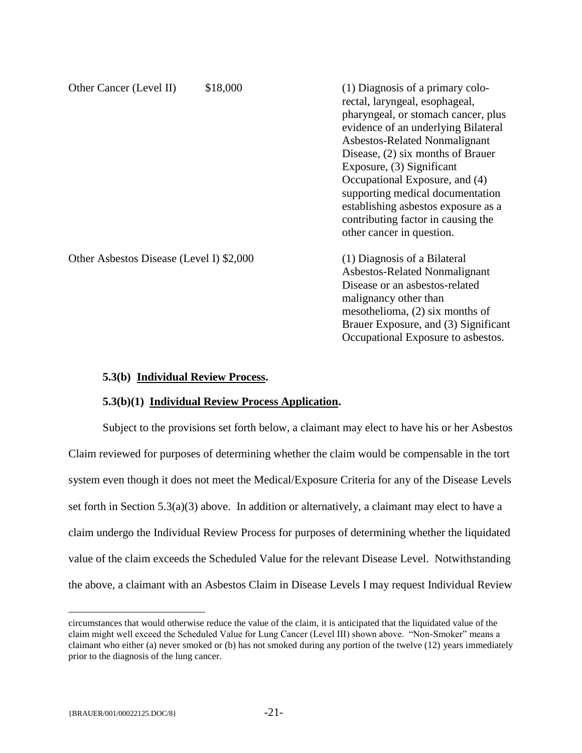| | | |
|---|---|---|
| Other Cancer (Level II) | $18,000 | (1) Diagnosis of a primary colo-rectal, laryngeal, esophageal, pharyngeal, or stomach cancer, plus evidence of an underlying Bilateral Asbestos-Related Nonmalignant Disease, (2) six months of Brauer Exposure, (3) Significant Occupational Exposure, and (4) supporting medical documentation establishing asbestos exposure as a contributing factor in causing the other cancer in question. |
| Other Asbestos Disease (Level I) | $2,000 | (1) Diagnosis of a Bilateral Asbestos-Related Nonmalignant Disease or an asbestos-related malignancy other than mesothelioma, (2) six months of Brauer Exposure, and (3) Significant Occupational Exposure to asbestos. |

**5.3(b) Individual Review Process.**

**5.3(b)(1) Individual Review Process Application.**

Subject to the provisions set forth below, a claimant may elect to have his or her Asbestos Claim reviewed for purposes of determining whether the claim would be compensable in the tort system even though it does not meet the Medical/Exposure Criteria for any of the Disease Levels set forth in Section 5.3(a)(3) above. In addition or alternatively, a claimant may elect to have a claim undergo the Individual Review Process for purposes of determining whether the liquidated value of the claim exceeds the Scheduled Value for the relevant Disease Level. Notwithstanding the above, a claimant with an Asbestos Claim in Disease Levels I may request Individual Review

---

circumstances that would otherwise reduce the value of the claim, it is anticipated that the liquidated value of the claim might well exceed the Scheduled Value for Lung Cancer (Level III) shown above. "Non-Smoker" means a claimant who either (a) never smoked or (b) has not smoked during any portion of the twelve (12) years immediately prior to the diagnosis of the lung cancer.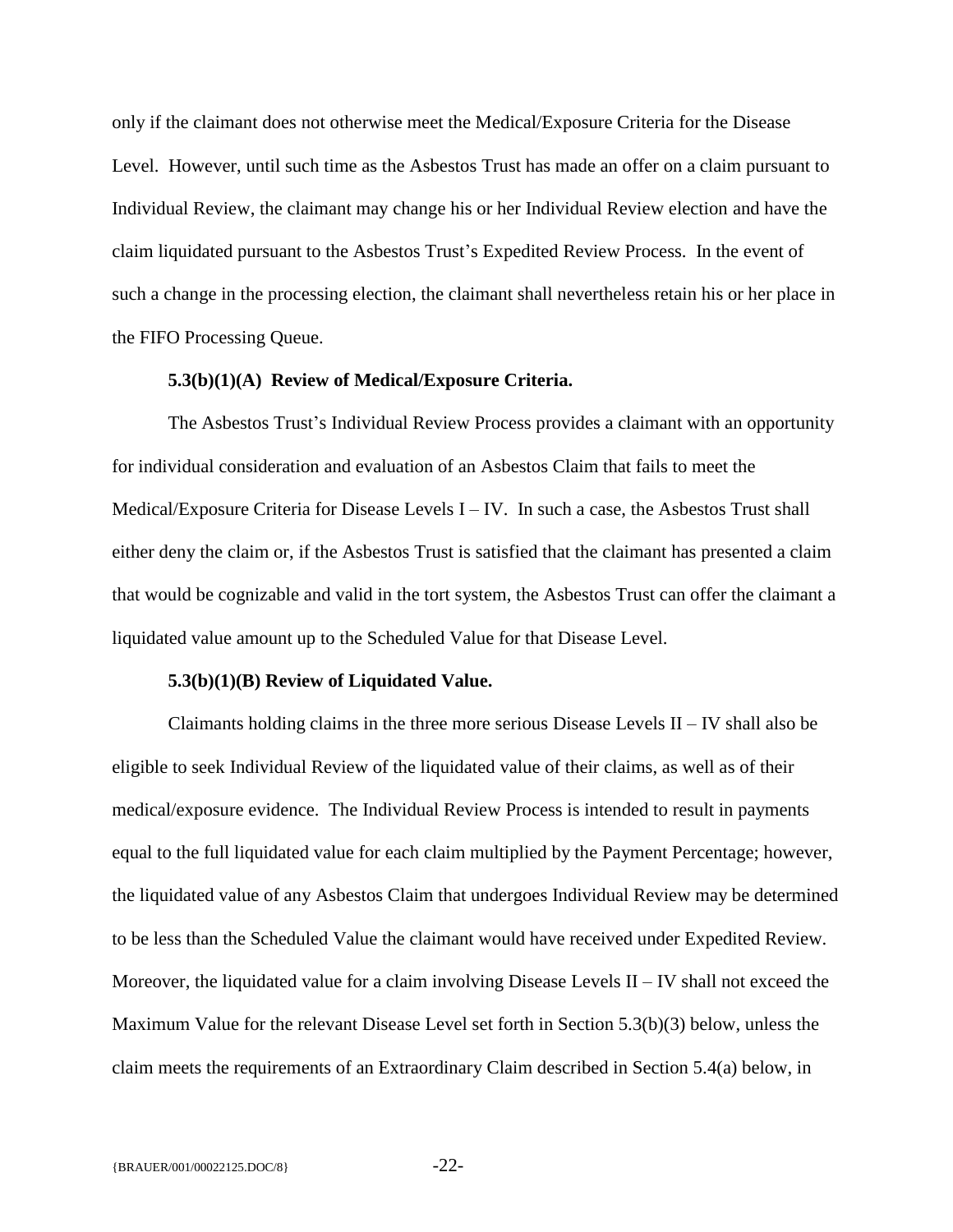only if the claimant does not otherwise meet the Medical/Exposure Criteria for the Disease Level. However, until such time as the Asbestos Trust has made an offer on a claim pursuant to Individual Review, the claimant may change his or her Individual Review election and have the claim liquidated pursuant to the Asbestos Trust's Expedited Review Process. In the event of such a change in the processing election, the claimant shall nevertheless retain his or her place in the FIFO Processing Queue.

**5.3(b)(1)(A) Review of Medical/Exposure Criteria.**

The Asbestos Trust's Individual Review Process provides a claimant with an opportunity for individual consideration and evaluation of an Asbestos Claim that fails to meet the Medical/Exposure Criteria for Disease Levels I – IV. In such a case, the Asbestos Trust shall either deny the claim or, if the Asbestos Trust is satisfied that the claimant has presented a claim that would be cognizable and valid in the tort system, the Asbestos Trust can offer the claimant a liquidated value amount up to the Scheduled Value for that Disease Level.

**5.3(b)(1)(B) Review of Liquidated Value.**

Claimants holding claims in the three more serious Disease Levels II – IV shall also be eligible to seek Individual Review of the liquidated value of their claims, as well as of their medical/exposure evidence. The Individual Review Process is intended to result in payments equal to the full liquidated value for each claim multiplied by the Payment Percentage; however, the liquidated value of any Asbestos Claim that undergoes Individual Review may be determined to be less than the Scheduled Value the claimant would have received under Expedited Review. Moreover, the liquidated value for a claim involving Disease Levels II – IV shall not exceed the Maximum Value for the relevant Disease Level set forth in Section 5.3(b)(3) below, unless the claim meets the requirements of an Extraordinary Claim described in Section 5.4(a) below, in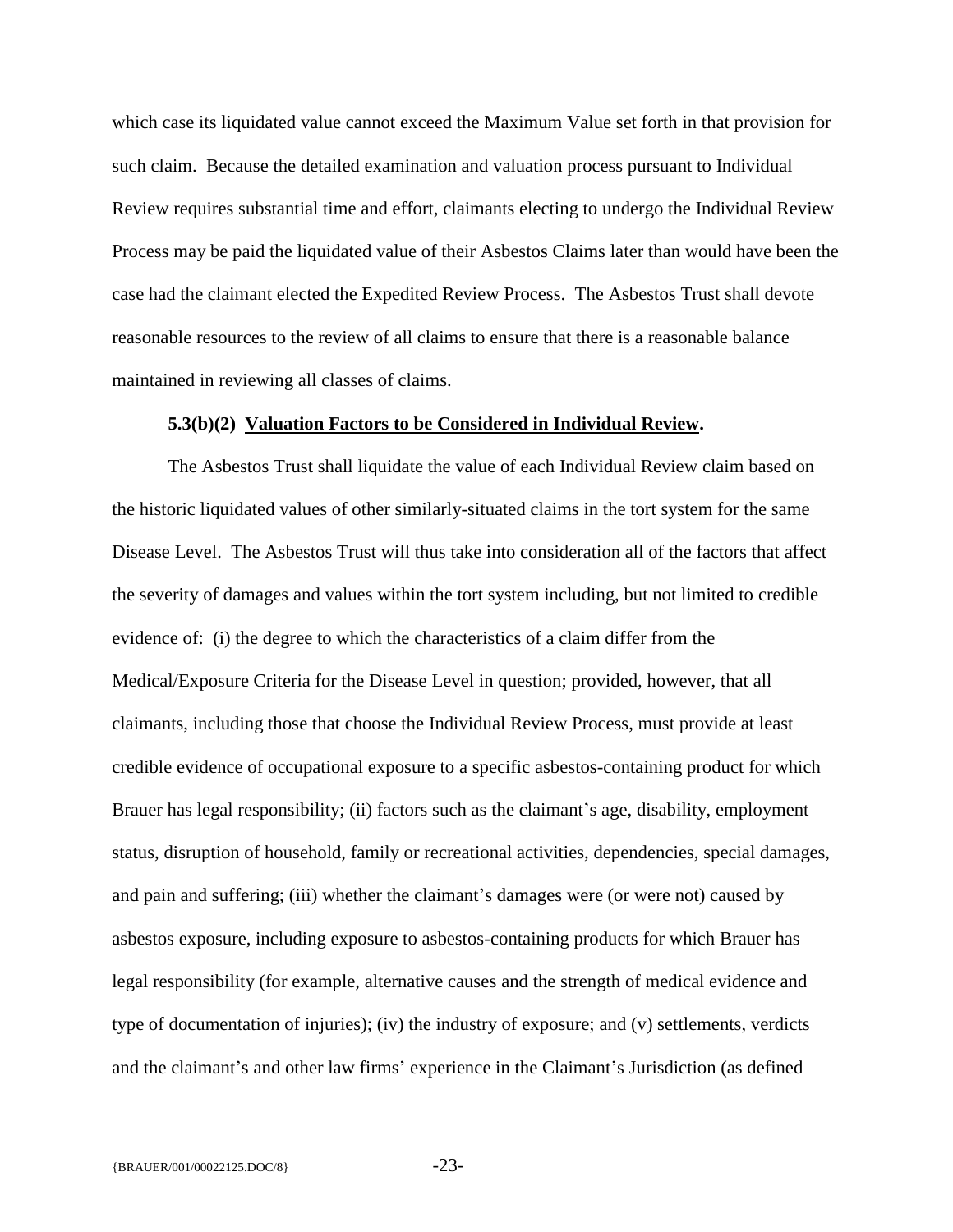which case its liquidated value cannot exceed the Maximum Value set forth in that provision for such claim. Because the detailed examination and valuation process pursuant to Individual Review requires substantial time and effort, claimants electing to undergo the Individual Review Process may be paid the liquidated value of their Asbestos Claims later than would have been the case had the claimant elected the Expedited Review Process. The Asbestos Trust shall devote reasonable resources to the review of all claims to ensure that there is a reasonable balance maintained in reviewing all classes of claims.

**5.3(b)(2) <u>Valuation Factors to be Considered in Individual Review</u>.**

The Asbestos Trust shall liquidate the value of each Individual Review claim based on the historic liquidated values of other similarly-situated claims in the tort system for the same Disease Level. The Asbestos Trust will thus take into consideration all of the factors that affect the severity of damages and values within the tort system including, but not limited to credible evidence of: (i) the degree to which the characteristics of a claim differ from the Medical/Exposure Criteria for the Disease Level in question; provided, however, that all claimants, including those that choose the Individual Review Process, must provide at least credible evidence of occupational exposure to a specific asbestos-containing product for which Brauer has legal responsibility; (ii) factors such as the claimant's age, disability, employment status, disruption of household, family or recreational activities, dependencies, special damages, and pain and suffering; (iii) whether the claimant's damages were (or were not) caused by asbestos exposure, including exposure to asbestos-containing products for which Brauer has legal responsibility (for example, alternative causes and the strength of medical evidence and type of documentation of injuries); (iv) the industry of exposure; and (v) settlements, verdicts and the claimant's and other law firms' experience in the Claimant's Jurisdiction (as defined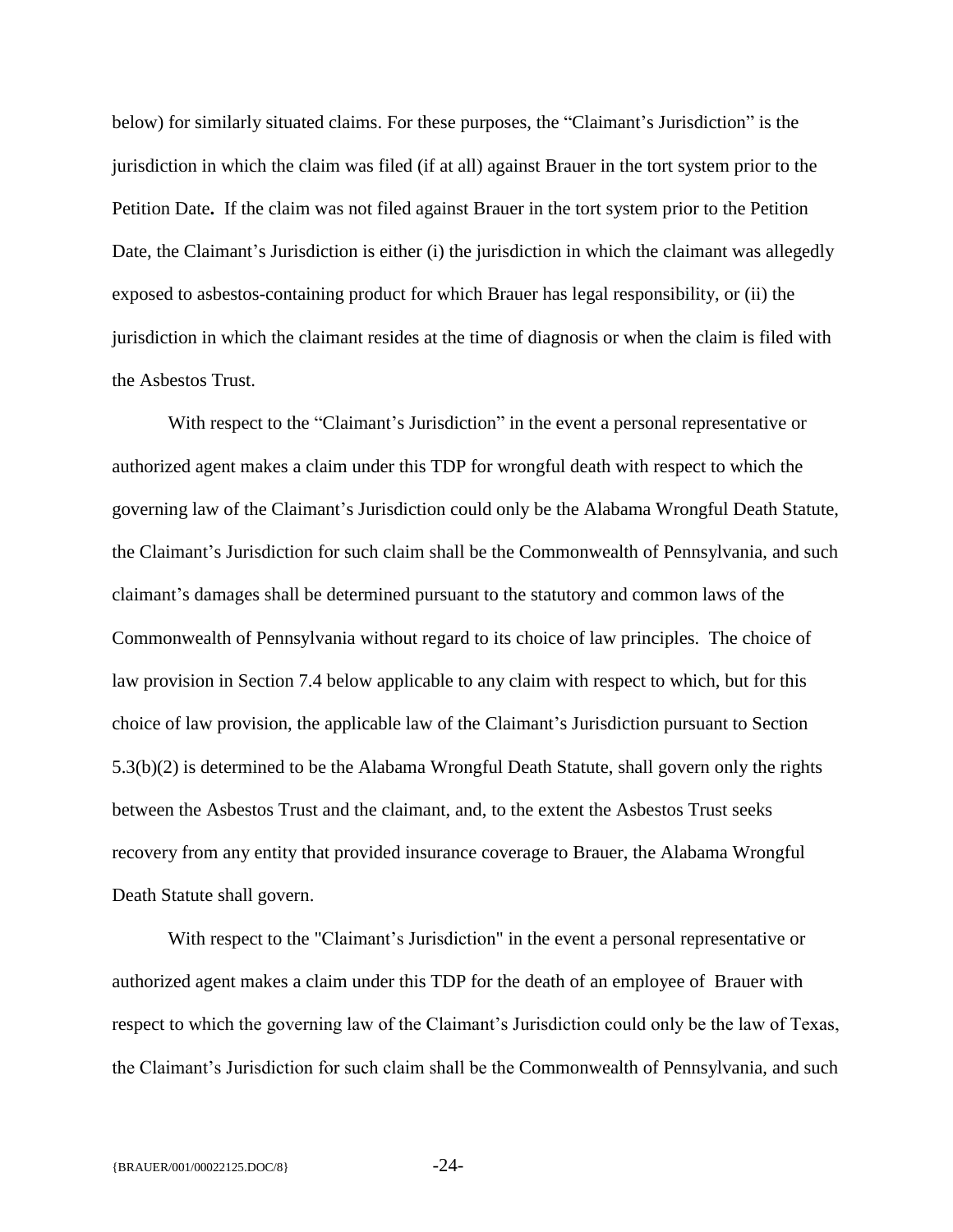below) for similarly situated claims. For these purposes, the "Claimant's Jurisdiction" is the jurisdiction in which the claim was filed (if at all) against Brauer in the tort system prior to the Petition Date**.** If the claim was not filed against Brauer in the tort system prior to the Petition Date, the Claimant's Jurisdiction is either (i) the jurisdiction in which the claimant was allegedly exposed to asbestos-containing product for which Brauer has legal responsibility, or (ii) the jurisdiction in which the claimant resides at the time of diagnosis or when the claim is filed with the Asbestos Trust.

With respect to the "Claimant's Jurisdiction" in the event a personal representative or authorized agent makes a claim under this TDP for wrongful death with respect to which the governing law of the Claimant's Jurisdiction could only be the Alabama Wrongful Death Statute, the Claimant's Jurisdiction for such claim shall be the Commonwealth of Pennsylvania, and such claimant's damages shall be determined pursuant to the statutory and common laws of the Commonwealth of Pennsylvania without regard to its choice of law principles. The choice of law provision in Section 7.4 below applicable to any claim with respect to which, but for this choice of law provision, the applicable law of the Claimant's Jurisdiction pursuant to Section 5.3(b)(2) is determined to be the Alabama Wrongful Death Statute, shall govern only the rights between the Asbestos Trust and the claimant, and, to the extent the Asbestos Trust seeks recovery from any entity that provided insurance coverage to Brauer, the Alabama Wrongful Death Statute shall govern.

With respect to the "Claimant's Jurisdiction" in the event a personal representative or authorized agent makes a claim under this TDP for the death of an employee of Brauer with respect to which the governing law of the Claimant's Jurisdiction could only be the law of Texas, the Claimant's Jurisdiction for such claim shall be the Commonwealth of Pennsylvania, and such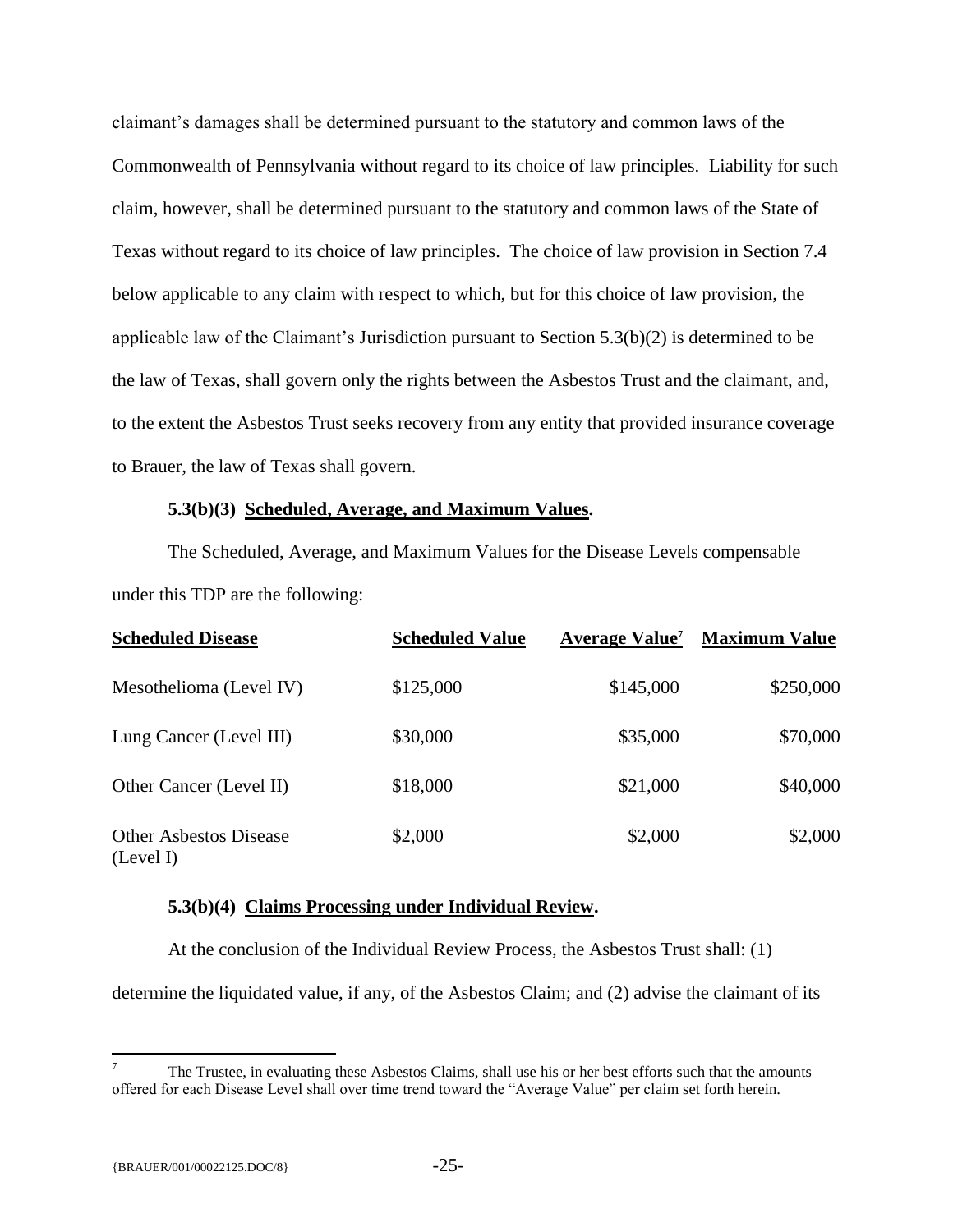claimant's damages shall be determined pursuant to the statutory and common laws of the Commonwealth of Pennsylvania without regard to its choice of law principles. Liability for such claim, however, shall be determined pursuant to the statutory and common laws of the State of Texas without regard to its choice of law principles. The choice of law provision in Section 7.4 below applicable to any claim with respect to which, but for this choice of law provision, the applicable law of the Claimant's Jurisdiction pursuant to Section 5.3(b)(2) is determined to be the law of Texas, shall govern only the rights between the Asbestos Trust and the claimant, and, to the extent the Asbestos Trust seeks recovery from any entity that provided insurance coverage to Brauer, the law of Texas shall govern.

**5.3(b)(3) Scheduled, Average, and Maximum Values.**

The Scheduled, Average, and Maximum Values for the Disease Levels compensable under this TDP are the following:

| Scheduled Disease | Scheduled Value | Average Value[7] | Maximum Value |
|---|---|---|---|
| Mesothelioma (Level IV) | \$125,000 | \$145,000 | \$250,000 |
| Lung Cancer (Level III) | \$30,000 | \$35,000 | \$70,000 |
| Other Cancer (Level II) | \$18,000 | \$21,000 | \$40,000 |
| Other Asbestos Disease (Level I) | \$2,000 | \$2,000 | \$2,000 |

**5.3(b)(4) Claims Processing under Individual Review.**

At the conclusion of the Individual Review Process, the Asbestos Trust shall: (1) determine the liquidated value, if any, of the Asbestos Claim; and (2) advise the claimant of its

[7] The Trustee, in evaluating these Asbestos Claims, shall use his or her best efforts such that the amounts offered for each Disease Level shall over time trend toward the "Average Value" per claim set forth herein.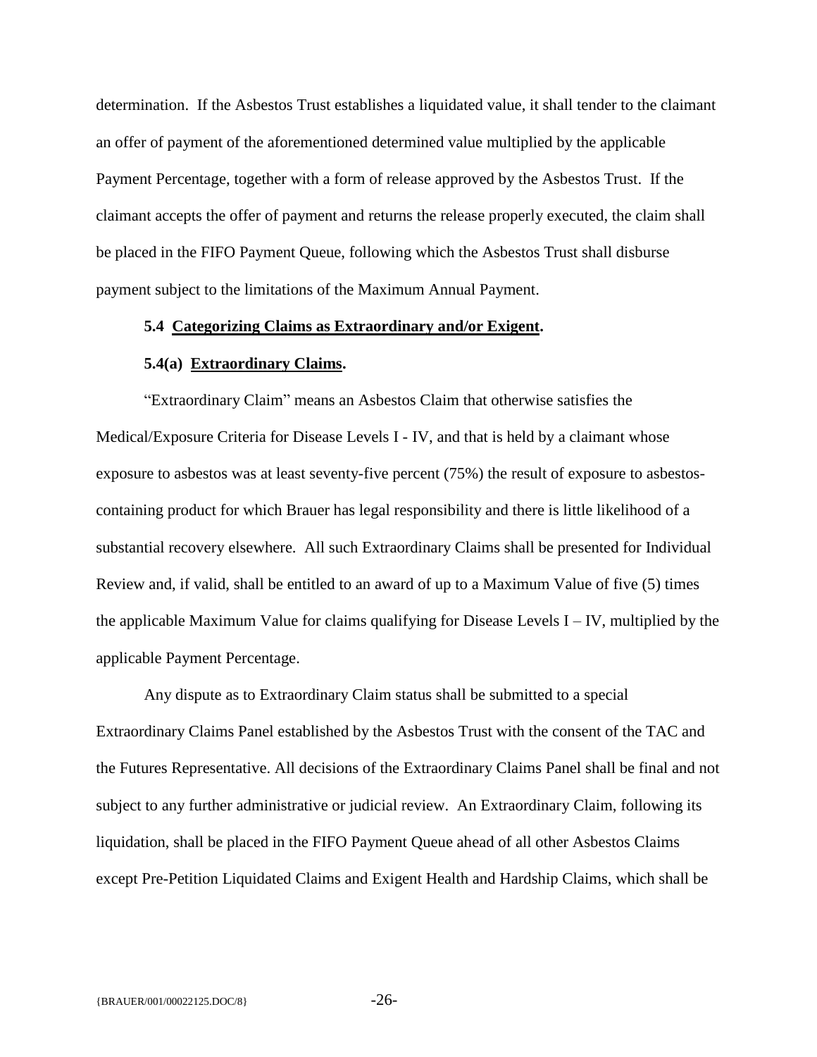determination. If the Asbestos Trust establishes a liquidated value, it shall tender to the claimant an offer of payment of the aforementioned determined value multiplied by the applicable Payment Percentage, together with a form of release approved by the Asbestos Trust. If the claimant accepts the offer of payment and returns the release properly executed, the claim shall be placed in the FIFO Payment Queue, following which the Asbestos Trust shall disburse payment subject to the limitations of the Maximum Annual Payment.

**5.4 Categorizing Claims as Extraordinary and/or Exigent.**

**5.4(a) Extraordinary Claims.**

"Extraordinary Claim" means an Asbestos Claim that otherwise satisfies the Medical/Exposure Criteria for Disease Levels I - IV, and that is held by a claimant whose exposure to asbestos was at least seventy-five percent (75%) the result of exposure to asbestos-containing product for which Brauer has legal responsibility and there is little likelihood of a substantial recovery elsewhere. All such Extraordinary Claims shall be presented for Individual Review and, if valid, shall be entitled to an award of up to a Maximum Value of five (5) times the applicable Maximum Value for claims qualifying for Disease Levels I – IV, multiplied by the applicable Payment Percentage.

Any dispute as to Extraordinary Claim status shall be submitted to a special Extraordinary Claims Panel established by the Asbestos Trust with the consent of the TAC and the Futures Representative. All decisions of the Extraordinary Claims Panel shall be final and not subject to any further administrative or judicial review. An Extraordinary Claim, following its liquidation, shall be placed in the FIFO Payment Queue ahead of all other Asbestos Claims except Pre-Petition Liquidated Claims and Exigent Health and Hardship Claims, which shall be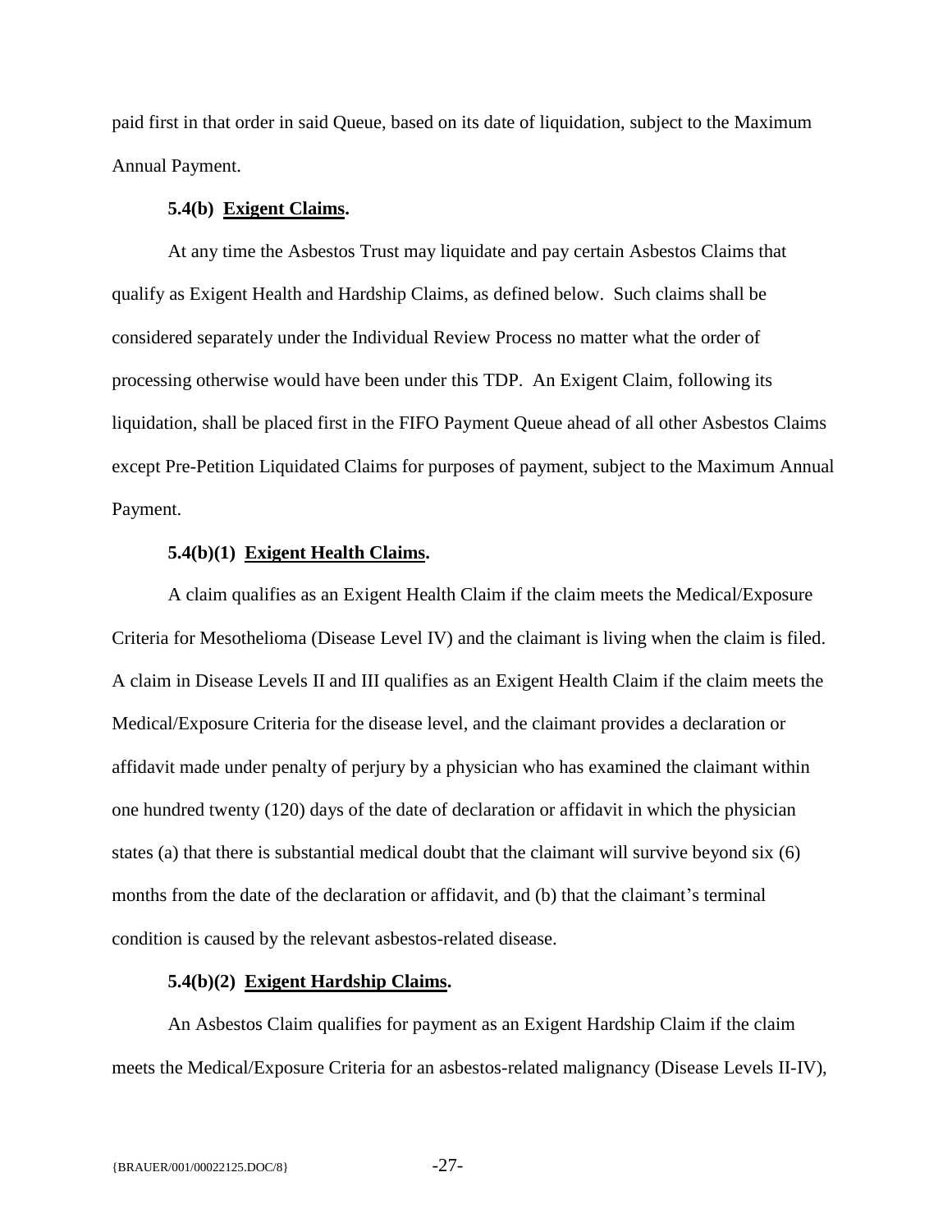paid first in that order in said Queue, based on its date of liquidation, subject to the Maximum Annual Payment.

**5.4(b) <u>Exigent Claims</u>.**

At any time the Asbestos Trust may liquidate and pay certain Asbestos Claims that qualify as Exigent Health and Hardship Claims, as defined below. Such claims shall be considered separately under the Individual Review Process no matter what the order of processing otherwise would have been under this TDP. An Exigent Claim, following its liquidation, shall be placed first in the FIFO Payment Queue ahead of all other Asbestos Claims except Pre-Petition Liquidated Claims for purposes of payment, subject to the Maximum Annual Payment.

**5.4(b)(1) <u>Exigent Health Claims</u>.**

A claim qualifies as an Exigent Health Claim if the claim meets the Medical/Exposure Criteria for Mesothelioma (Disease Level IV) and the claimant is living when the claim is filed. A claim in Disease Levels II and III qualifies as an Exigent Health Claim if the claim meets the Medical/Exposure Criteria for the disease level, and the claimant provides a declaration or affidavit made under penalty of perjury by a physician who has examined the claimant within one hundred twenty (120) days of the date of declaration or affidavit in which the physician states (a) that there is substantial medical doubt that the claimant will survive beyond six (6) months from the date of the declaration or affidavit, and (b) that the claimant's terminal condition is caused by the relevant asbestos-related disease.

**5.4(b)(2) <u>Exigent Hardship Claims</u>.**

An Asbestos Claim qualifies for payment as an Exigent Hardship Claim if the claim meets the Medical/Exposure Criteria for an asbestos-related malignancy (Disease Levels II-IV),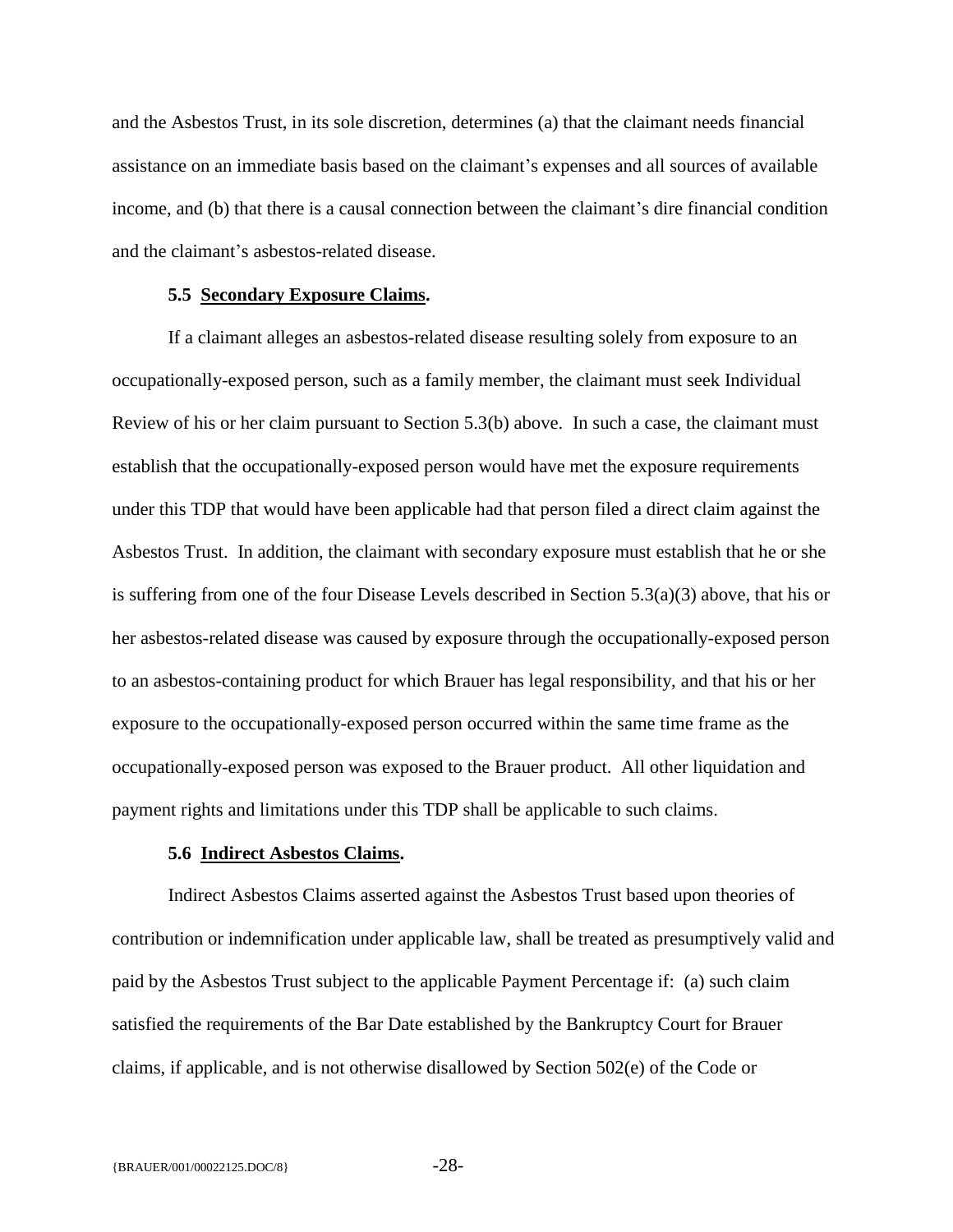and the Asbestos Trust, in its sole discretion, determines (a) that the claimant needs financial assistance on an immediate basis based on the claimant's expenses and all sources of available income, and (b) that there is a causal connection between the claimant's dire financial condition and the claimant's asbestos-related disease.

**5.5 Secondary Exposure Claims.**

If a claimant alleges an asbestos-related disease resulting solely from exposure to an occupationally-exposed person, such as a family member, the claimant must seek Individual Review of his or her claim pursuant to Section 5.3(b) above. In such a case, the claimant must establish that the occupationally-exposed person would have met the exposure requirements under this TDP that would have been applicable had that person filed a direct claim against the Asbestos Trust. In addition, the claimant with secondary exposure must establish that he or she is suffering from one of the four Disease Levels described in Section 5.3(a)(3) above, that his or her asbestos-related disease was caused by exposure through the occupationally-exposed person to an asbestos-containing product for which Brauer has legal responsibility, and that his or her exposure to the occupationally-exposed person occurred within the same time frame as the occupationally-exposed person was exposed to the Brauer product. All other liquidation and payment rights and limitations under this TDP shall be applicable to such claims.

**5.6 Indirect Asbestos Claims.**

Indirect Asbestos Claims asserted against the Asbestos Trust based upon theories of contribution or indemnification under applicable law, shall be treated as presumptively valid and paid by the Asbestos Trust subject to the applicable Payment Percentage if: (a) such claim satisfied the requirements of the Bar Date established by the Bankruptcy Court for Brauer claims, if applicable, and is not otherwise disallowed by Section 502(e) of the Code or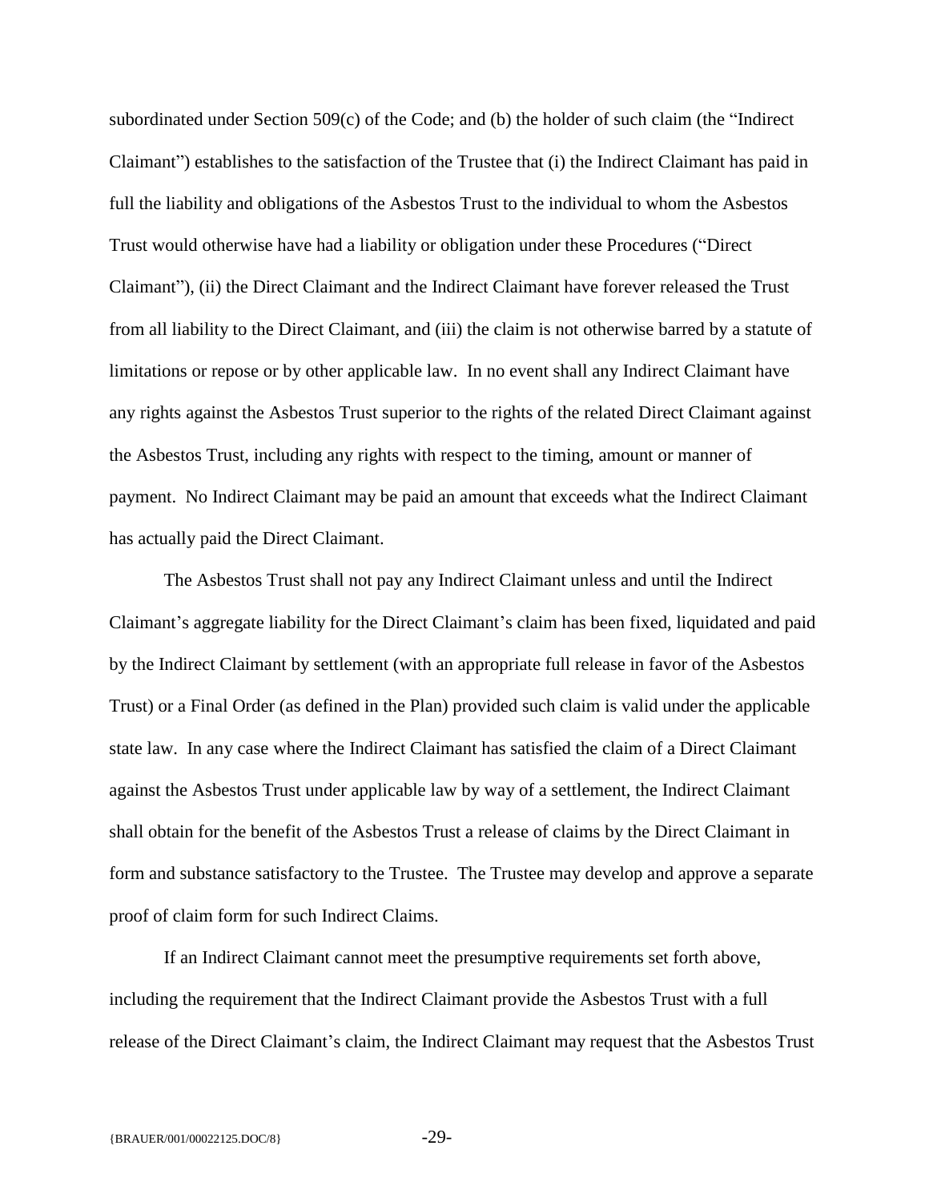subordinated under Section 509(c) of the Code; and (b) the holder of such claim (the "Indirect Claimant") establishes to the satisfaction of the Trustee that (i) the Indirect Claimant has paid in full the liability and obligations of the Asbestos Trust to the individual to whom the Asbestos Trust would otherwise have had a liability or obligation under these Procedures ("Direct Claimant"), (ii) the Direct Claimant and the Indirect Claimant have forever released the Trust from all liability to the Direct Claimant, and (iii) the claim is not otherwise barred by a statute of limitations or repose or by other applicable law. In no event shall any Indirect Claimant have any rights against the Asbestos Trust superior to the rights of the related Direct Claimant against the Asbestos Trust, including any rights with respect to the timing, amount or manner of payment. No Indirect Claimant may be paid an amount that exceeds what the Indirect Claimant has actually paid the Direct Claimant.

The Asbestos Trust shall not pay any Indirect Claimant unless and until the Indirect Claimant's aggregate liability for the Direct Claimant's claim has been fixed, liquidated and paid by the Indirect Claimant by settlement (with an appropriate full release in favor of the Asbestos Trust) or a Final Order (as defined in the Plan) provided such claim is valid under the applicable state law. In any case where the Indirect Claimant has satisfied the claim of a Direct Claimant against the Asbestos Trust under applicable law by way of a settlement, the Indirect Claimant shall obtain for the benefit of the Asbestos Trust a release of claims by the Direct Claimant in form and substance satisfactory to the Trustee. The Trustee may develop and approve a separate proof of claim form for such Indirect Claims.

If an Indirect Claimant cannot meet the presumptive requirements set forth above, including the requirement that the Indirect Claimant provide the Asbestos Trust with a full release of the Direct Claimant's claim, the Indirect Claimant may request that the Asbestos Trust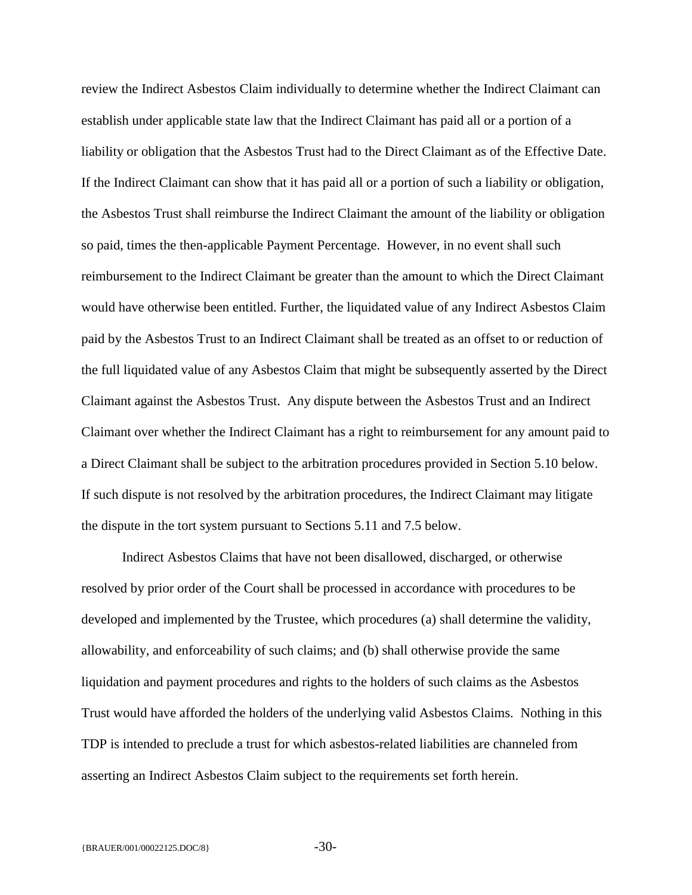review the Indirect Asbestos Claim individually to determine whether the Indirect Claimant can establish under applicable state law that the Indirect Claimant has paid all or a portion of a liability or obligation that the Asbestos Trust had to the Direct Claimant as of the Effective Date. If the Indirect Claimant can show that it has paid all or a portion of such a liability or obligation, the Asbestos Trust shall reimburse the Indirect Claimant the amount of the liability or obligation so paid, times the then-applicable Payment Percentage. However, in no event shall such reimbursement to the Indirect Claimant be greater than the amount to which the Direct Claimant would have otherwise been entitled. Further, the liquidated value of any Indirect Asbestos Claim paid by the Asbestos Trust to an Indirect Claimant shall be treated as an offset to or reduction of the full liquidated value of any Asbestos Claim that might be subsequently asserted by the Direct Claimant against the Asbestos Trust. Any dispute between the Asbestos Trust and an Indirect Claimant over whether the Indirect Claimant has a right to reimbursement for any amount paid to a Direct Claimant shall be subject to the arbitration procedures provided in Section 5.10 below. If such dispute is not resolved by the arbitration procedures, the Indirect Claimant may litigate the dispute in the tort system pursuant to Sections 5.11 and 7.5 below.

Indirect Asbestos Claims that have not been disallowed, discharged, or otherwise resolved by prior order of the Court shall be processed in accordance with procedures to be developed and implemented by the Trustee, which procedures (a) shall determine the validity, allowability, and enforceability of such claims; and (b) shall otherwise provide the same liquidation and payment procedures and rights to the holders of such claims as the Asbestos Trust would have afforded the holders of the underlying valid Asbestos Claims. Nothing in this TDP is intended to preclude a trust for which asbestos-related liabilities are channeled from asserting an Indirect Asbestos Claim subject to the requirements set forth herein.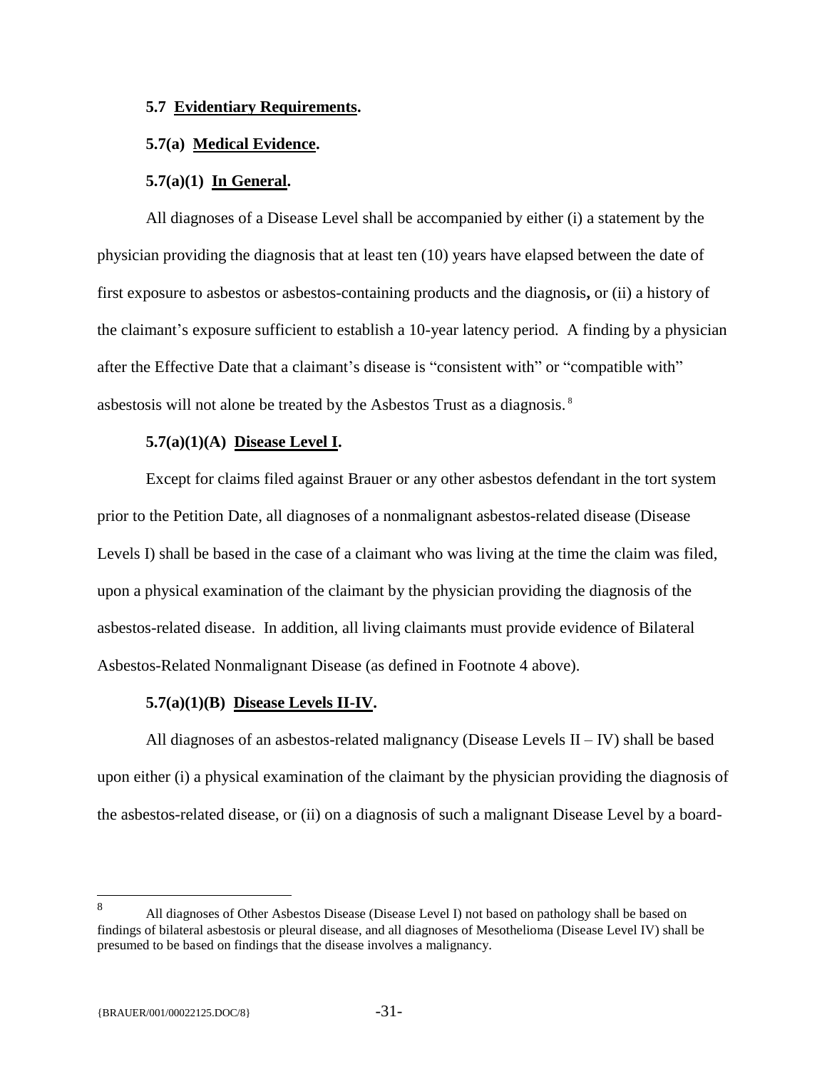**5.7 Evidentiary Requirements.**

**5.7(a) Medical Evidence.**

**5.7(a)(1) In General.**

All diagnoses of a Disease Level shall be accompanied by either (i) a statement by the physician providing the diagnosis that at least ten (10) years have elapsed between the date of first exposure to asbestos or asbestos-containing products and the diagnosis**,** or (ii) a history of the claimant's exposure sufficient to establish a 10-year latency period. A finding by a physician after the Effective Date that a claimant's disease is "consistent with" or "compatible with" asbestosis will not alone be treated by the Asbestos Trust as a diagnosis.[8]

**5.7(a)(1)(A) Disease Level I.**

Except for claims filed against Brauer or any other asbestos defendant in the tort system prior to the Petition Date, all diagnoses of a nonmalignant asbestos-related disease (Disease Levels I) shall be based in the case of a claimant who was living at the time the claim was filed, upon a physical examination of the claimant by the physician providing the diagnosis of the asbestos-related disease. In addition, all living claimants must provide evidence of Bilateral Asbestos-Related Nonmalignant Disease (as defined in Footnote 4 above).

**5.7(a)(1)(B) Disease Levels II-IV.**

All diagnoses of an asbestos-related malignancy (Disease Levels II – IV) shall be based upon either (i) a physical examination of the claimant by the physician providing the diagnosis of the asbestos-related disease, or (ii) on a diagnosis of such a malignant Disease Level by a board-

---

[8] All diagnoses of Other Asbestos Disease (Disease Level I) not based on pathology shall be based on findings of bilateral asbestosis or pleural disease, and all diagnoses of Mesothelioma (Disease Level IV) shall be presumed to be based on findings that the disease involves a malignancy.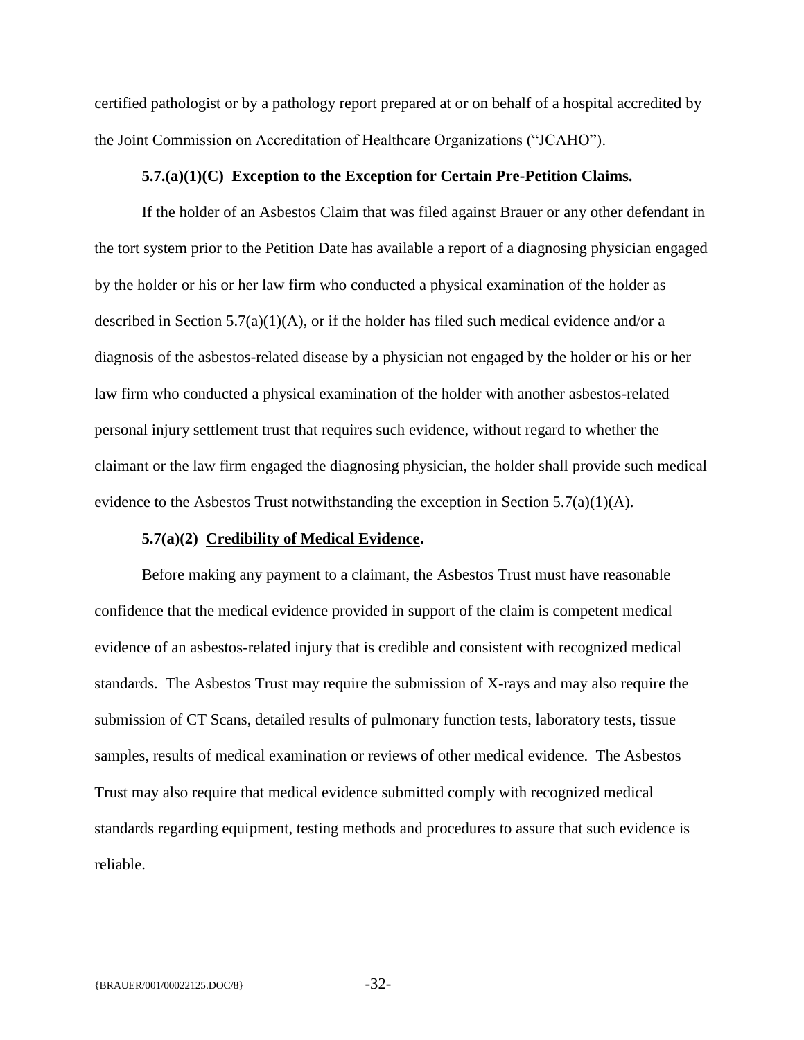certified pathologist or by a pathology report prepared at or on behalf of a hospital accredited by the Joint Commission on Accreditation of Healthcare Organizations ("JCAHO").

**5.7.(a)(1)(C) Exception to the Exception for Certain Pre-Petition Claims.**

If the holder of an Asbestos Claim that was filed against Brauer or any other defendant in the tort system prior to the Petition Date has available a report of a diagnosing physician engaged by the holder or his or her law firm who conducted a physical examination of the holder as described in Section 5.7(a)(1)(A), or if the holder has filed such medical evidence and/or a diagnosis of the asbestos-related disease by a physician not engaged by the holder or his or her law firm who conducted a physical examination of the holder with another asbestos-related personal injury settlement trust that requires such evidence, without regard to whether the claimant or the law firm engaged the diagnosing physician, the holder shall provide such medical evidence to the Asbestos Trust notwithstanding the exception in Section 5.7(a)(1)(A).

**5.7(a)(2) <u>Credibility of Medical Evidence</u>.**

Before making any payment to a claimant, the Asbestos Trust must have reasonable confidence that the medical evidence provided in support of the claim is competent medical evidence of an asbestos-related injury that is credible and consistent with recognized medical standards. The Asbestos Trust may require the submission of X-rays and may also require the submission of CT Scans, detailed results of pulmonary function tests, laboratory tests, tissue samples, results of medical examination or reviews of other medical evidence. The Asbestos Trust may also require that medical evidence submitted comply with recognized medical standards regarding equipment, testing methods and procedures to assure that such evidence is reliable.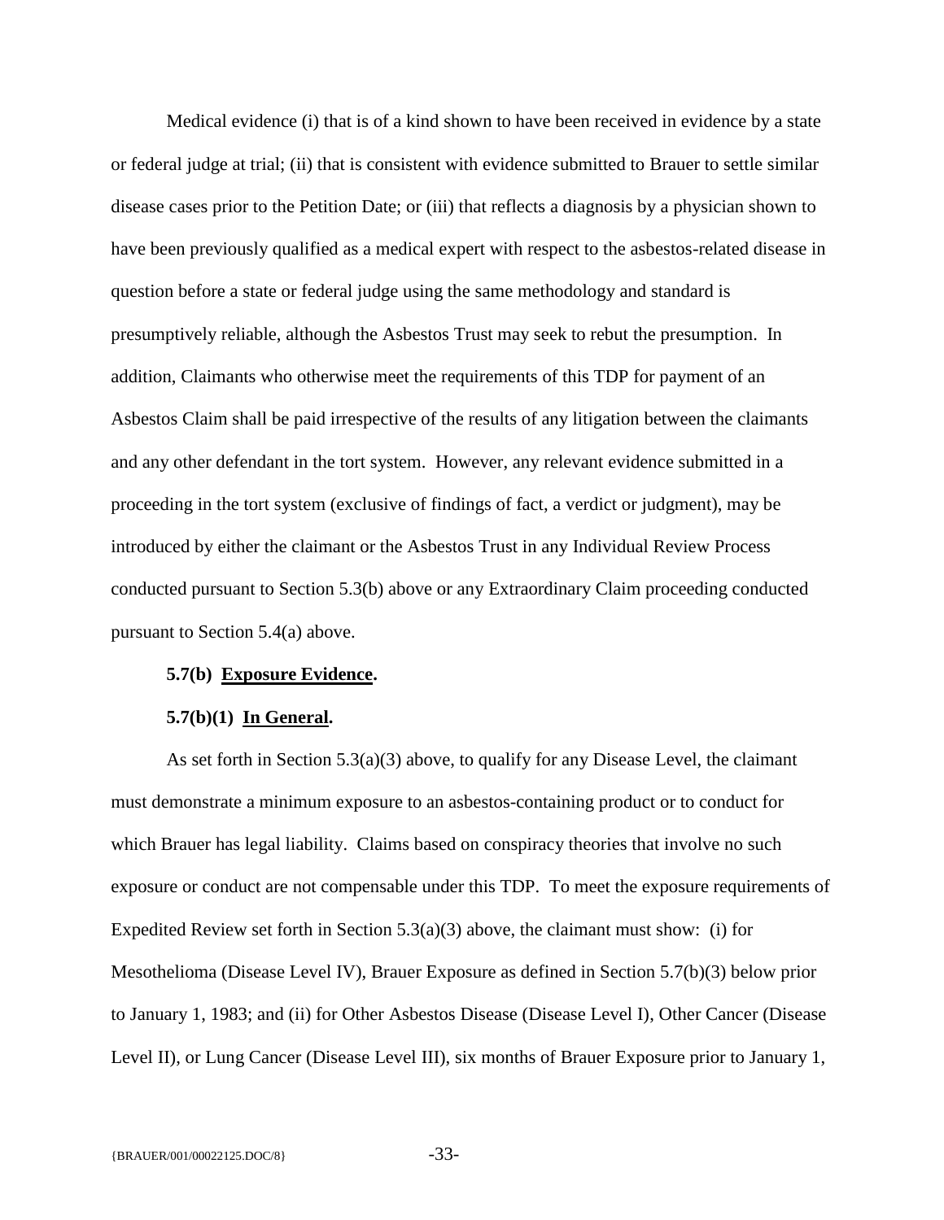Medical evidence (i) that is of a kind shown to have been received in evidence by a state or federal judge at trial; (ii) that is consistent with evidence submitted to Brauer to settle similar disease cases prior to the Petition Date; or (iii) that reflects a diagnosis by a physician shown to have been previously qualified as a medical expert with respect to the asbestos-related disease in question before a state or federal judge using the same methodology and standard is presumptively reliable, although the Asbestos Trust may seek to rebut the presumption. In addition, Claimants who otherwise meet the requirements of this TDP for payment of an Asbestos Claim shall be paid irrespective of the results of any litigation between the claimants and any other defendant in the tort system. However, any relevant evidence submitted in a proceeding in the tort system (exclusive of findings of fact, a verdict or judgment), may be introduced by either the claimant or the Asbestos Trust in any Individual Review Process conducted pursuant to Section 5.3(b) above or any Extraordinary Claim proceeding conducted pursuant to Section 5.4(a) above.

**5.7(b) Exposure Evidence.**

**5.7(b)(1) In General.**

As set forth in Section 5.3(a)(3) above, to qualify for any Disease Level, the claimant must demonstrate a minimum exposure to an asbestos-containing product or to conduct for which Brauer has legal liability. Claims based on conspiracy theories that involve no such exposure or conduct are not compensable under this TDP. To meet the exposure requirements of Expedited Review set forth in Section 5.3(a)(3) above, the claimant must show: (i) for Mesothelioma (Disease Level IV), Brauer Exposure as defined in Section 5.7(b)(3) below prior to January 1, 1983; and (ii) for Other Asbestos Disease (Disease Level I), Other Cancer (Disease Level II), or Lung Cancer (Disease Level III), six months of Brauer Exposure prior to January 1,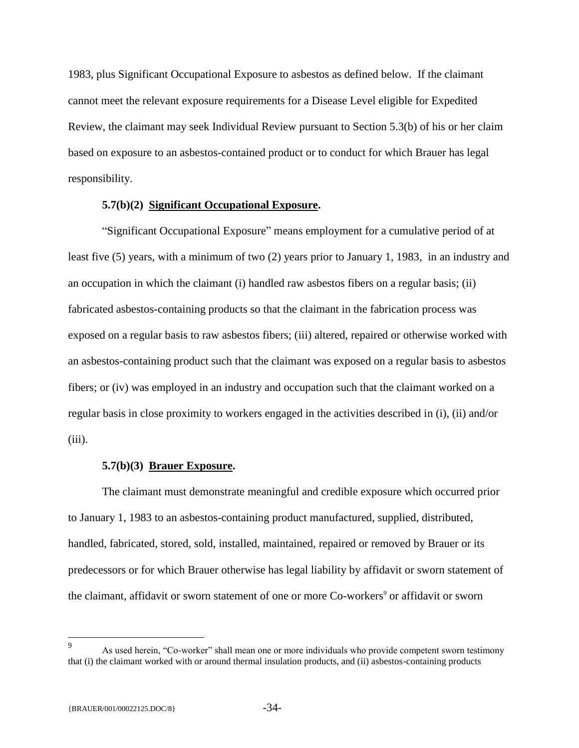1983, plus Significant Occupational Exposure to asbestos as defined below. If the claimant cannot meet the relevant exposure requirements for a Disease Level eligible for Expedited Review, the claimant may seek Individual Review pursuant to Section 5.3(b) of his or her claim based on exposure to an asbestos-contained product or to conduct for which Brauer has legal responsibility.

**5.7(b)(2) Significant Occupational Exposure.**

"Significant Occupational Exposure" means employment for a cumulative period of at least five (5) years, with a minimum of two (2) years prior to January 1, 1983, in an industry and an occupation in which the claimant (i) handled raw asbestos fibers on a regular basis; (ii) fabricated asbestos-containing products so that the claimant in the fabrication process was exposed on a regular basis to raw asbestos fibers; (iii) altered, repaired or otherwise worked with an asbestos-containing product such that the claimant was exposed on a regular basis to asbestos fibers; or (iv) was employed in an industry and occupation such that the claimant worked on a regular basis in close proximity to workers engaged in the activities described in (i), (ii) and/or (iii).

**5.7(b)(3) Brauer Exposure.**

The claimant must demonstrate meaningful and credible exposure which occurred prior to January 1, 1983 to an asbestos-containing product manufactured, supplied, distributed, handled, fabricated, stored, sold, installed, maintained, repaired or removed by Brauer or its predecessors or for which Brauer otherwise has legal liability by affidavit or sworn statement of the claimant, affidavit or sworn statement of one or more Co-workers[9] or affidavit or sworn

---

[9] As used herein, "Co-worker" shall mean one or more individuals who provide competent sworn testimony that (i) the claimant worked with or around thermal insulation products, and (ii) asbestos-containing products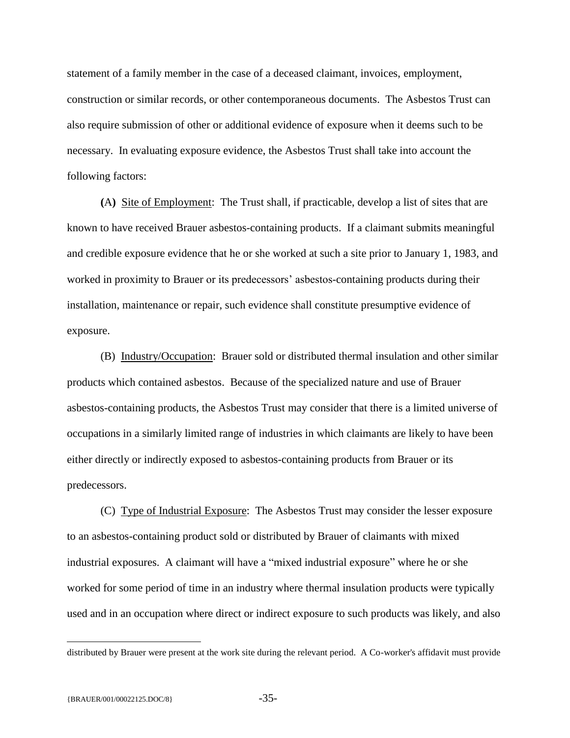statement of a family member in the case of a deceased claimant, invoices, employment, construction or similar records, or other contemporaneous documents. The Asbestos Trust can also require submission of other or additional evidence of exposure when it deems such to be necessary. In evaluating exposure evidence, the Asbestos Trust shall take into account the following factors:

**(**A**)** Site of Employment: The Trust shall, if practicable, develop a list of sites that are known to have received Brauer asbestos-containing products. If a claimant submits meaningful and credible exposure evidence that he or she worked at such a site prior to January 1, 1983, and worked in proximity to Brauer or its predecessors' asbestos-containing products during their installation, maintenance or repair, such evidence shall constitute presumptive evidence of exposure.

(B) Industry/Occupation: Brauer sold or distributed thermal insulation and other similar products which contained asbestos. Because of the specialized nature and use of Brauer asbestos-containing products, the Asbestos Trust may consider that there is a limited universe of occupations in a similarly limited range of industries in which claimants are likely to have been either directly or indirectly exposed to asbestos-containing products from Brauer or its predecessors.

(C) Type of Industrial Exposure: The Asbestos Trust may consider the lesser exposure to an asbestos-containing product sold or distributed by Brauer of claimants with mixed industrial exposures. A claimant will have a "mixed industrial exposure" where he or she worked for some period of time in an industry where thermal insulation products were typically used and in an occupation where direct or indirect exposure to such products was likely, and also

---

distributed by Brauer were present at the work site during the relevant period. A Co-worker's affidavit must provide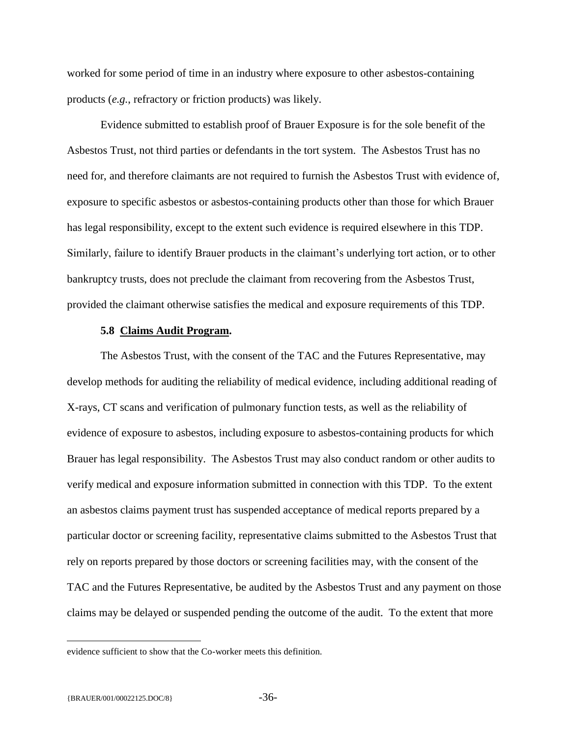worked for some period of time in an industry where exposure to other asbestos-containing products (*e.g.*, refractory or friction products) was likely.

Evidence submitted to establish proof of Brauer Exposure is for the sole benefit of the Asbestos Trust, not third parties or defendants in the tort system. The Asbestos Trust has no need for, and therefore claimants are not required to furnish the Asbestos Trust with evidence of, exposure to specific asbestos or asbestos-containing products other than those for which Brauer has legal responsibility, except to the extent such evidence is required elsewhere in this TDP. Similarly, failure to identify Brauer products in the claimant's underlying tort action, or to other bankruptcy trusts, does not preclude the claimant from recovering from the Asbestos Trust, provided the claimant otherwise satisfies the medical and exposure requirements of this TDP.

**5.8 Claims Audit Program.**

The Asbestos Trust, with the consent of the TAC and the Futures Representative, may develop methods for auditing the reliability of medical evidence, including additional reading of X-rays, CT scans and verification of pulmonary function tests, as well as the reliability of evidence of exposure to asbestos, including exposure to asbestos-containing products for which Brauer has legal responsibility. The Asbestos Trust may also conduct random or other audits to verify medical and exposure information submitted in connection with this TDP. To the extent an asbestos claims payment trust has suspended acceptance of medical reports prepared by a particular doctor or screening facility, representative claims submitted to the Asbestos Trust that rely on reports prepared by those doctors or screening facilities may, with the consent of the TAC and the Futures Representative, be audited by the Asbestos Trust and any payment on those claims may be delayed or suspended pending the outcome of the audit. To the extent that more

evidence sufficient to show that the Co-worker meets this definition.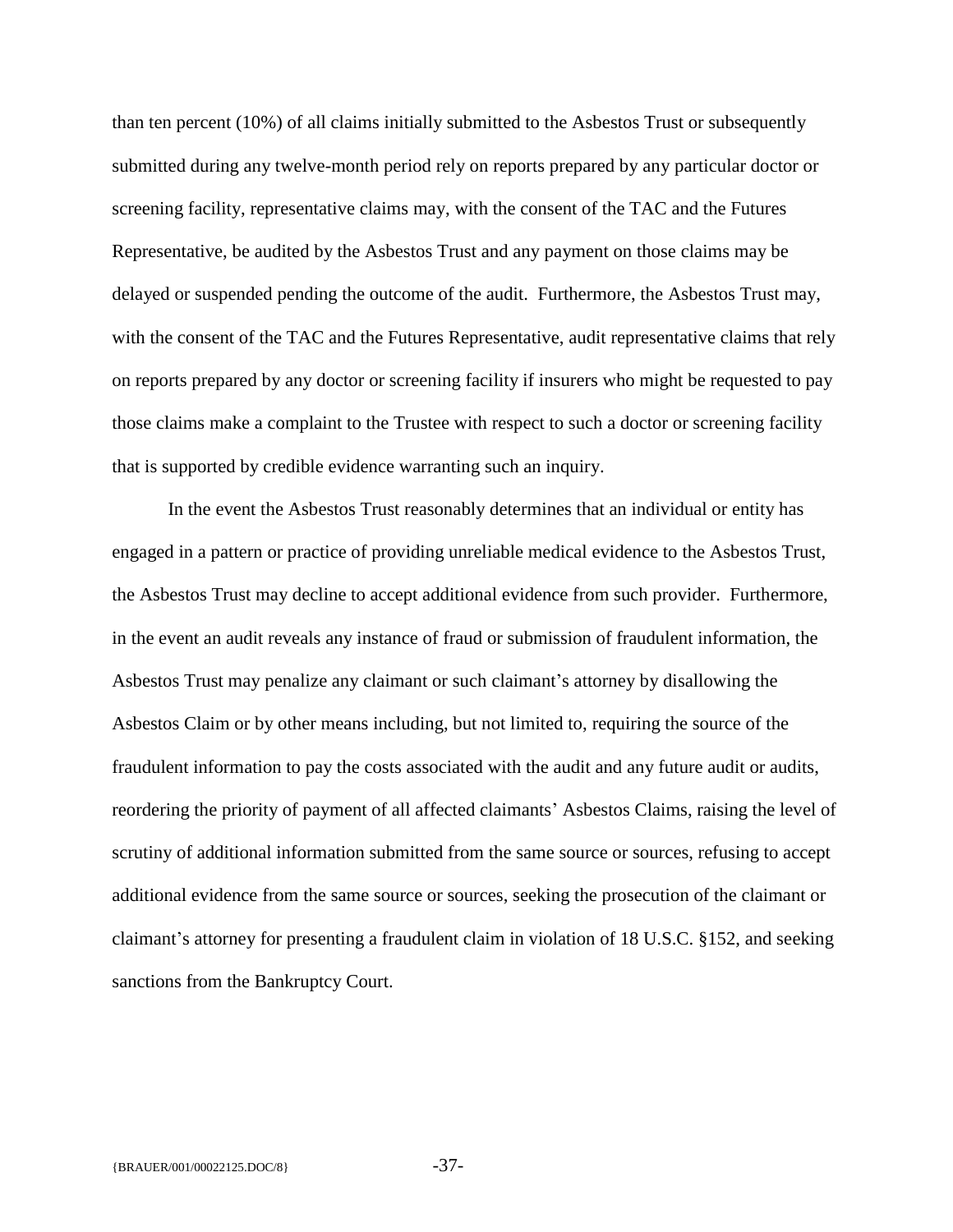than ten percent (10%) of all claims initially submitted to the Asbestos Trust or subsequently submitted during any twelve-month period rely on reports prepared by any particular doctor or screening facility, representative claims may, with the consent of the TAC and the Futures Representative, be audited by the Asbestos Trust and any payment on those claims may be delayed or suspended pending the outcome of the audit. Furthermore, the Asbestos Trust may, with the consent of the TAC and the Futures Representative, audit representative claims that rely on reports prepared by any doctor or screening facility if insurers who might be requested to pay those claims make a complaint to the Trustee with respect to such a doctor or screening facility that is supported by credible evidence warranting such an inquiry.

In the event the Asbestos Trust reasonably determines that an individual or entity has engaged in a pattern or practice of providing unreliable medical evidence to the Asbestos Trust, the Asbestos Trust may decline to accept additional evidence from such provider. Furthermore, in the event an audit reveals any instance of fraud or submission of fraudulent information, the Asbestos Trust may penalize any claimant or such claimant's attorney by disallowing the Asbestos Claim or by other means including, but not limited to, requiring the source of the fraudulent information to pay the costs associated with the audit and any future audit or audits, reordering the priority of payment of all affected claimants' Asbestos Claims, raising the level of scrutiny of additional information submitted from the same source or sources, refusing to accept additional evidence from the same source or sources, seeking the prosecution of the claimant or claimant's attorney for presenting a fraudulent claim in violation of 18 U.S.C. §152, and seeking sanctions from the Bankruptcy Court.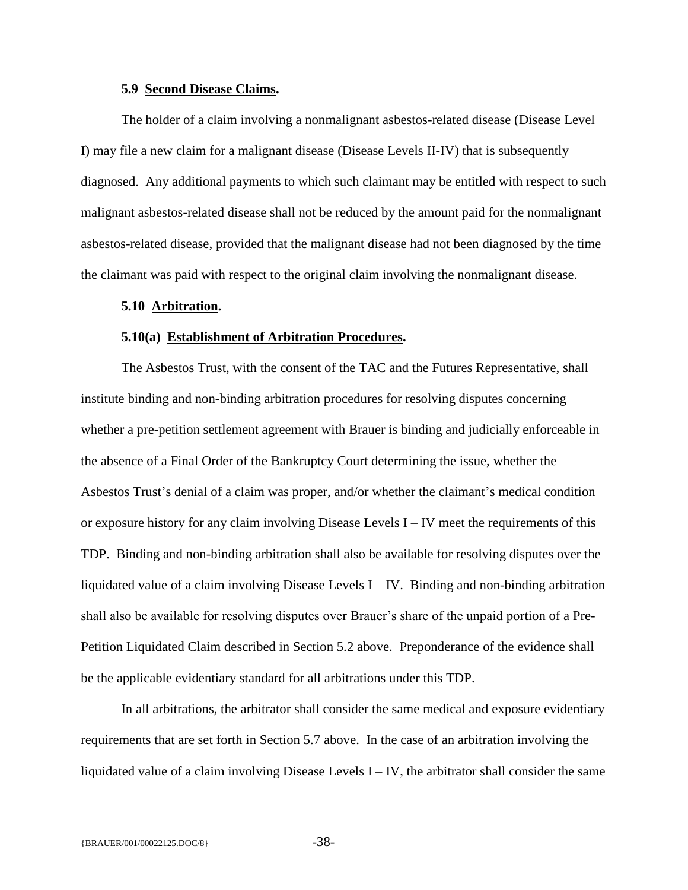**5.9 Second Disease Claims.**

The holder of a claim involving a nonmalignant asbestos-related disease (Disease Level I) may file a new claim for a malignant disease (Disease Levels II-IV) that is subsequently diagnosed. Any additional payments to which such claimant may be entitled with respect to such malignant asbestos-related disease shall not be reduced by the amount paid for the nonmalignant asbestos-related disease, provided that the malignant disease had not been diagnosed by the time the claimant was paid with respect to the original claim involving the nonmalignant disease.

**5.10 Arbitration.**

**5.10(a) Establishment of Arbitration Procedures.**

The Asbestos Trust, with the consent of the TAC and the Futures Representative, shall institute binding and non-binding arbitration procedures for resolving disputes concerning whether a pre-petition settlement agreement with Brauer is binding and judicially enforceable in the absence of a Final Order of the Bankruptcy Court determining the issue, whether the Asbestos Trust's denial of a claim was proper, and/or whether the claimant's medical condition or exposure history for any claim involving Disease Levels I – IV meet the requirements of this TDP. Binding and non-binding arbitration shall also be available for resolving disputes over the liquidated value of a claim involving Disease Levels I – IV. Binding and non-binding arbitration shall also be available for resolving disputes over Brauer's share of the unpaid portion of a Pre-Petition Liquidated Claim described in Section 5.2 above. Preponderance of the evidence shall be the applicable evidentiary standard for all arbitrations under this TDP.

In all arbitrations, the arbitrator shall consider the same medical and exposure evidentiary requirements that are set forth in Section 5.7 above. In the case of an arbitration involving the liquidated value of a claim involving Disease Levels I – IV, the arbitrator shall consider the same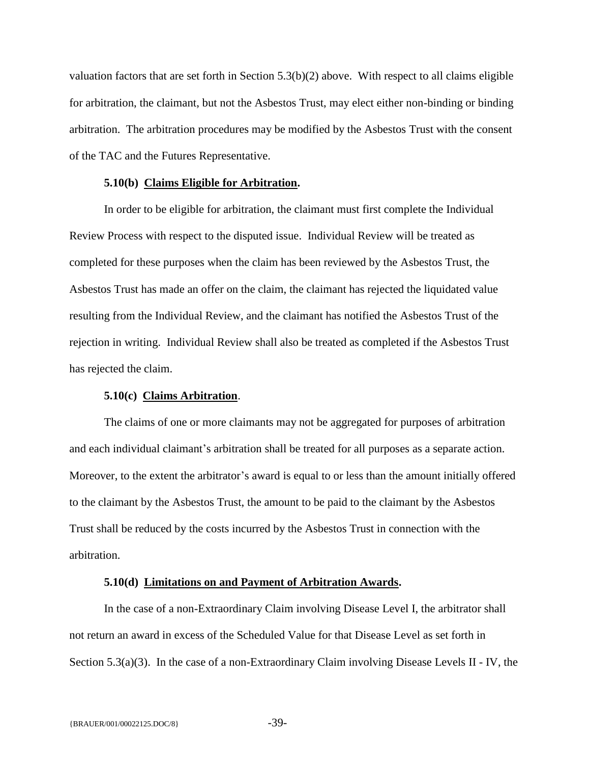valuation factors that are set forth in Section 5.3(b)(2) above. With respect to all claims eligible for arbitration, the claimant, but not the Asbestos Trust, may elect either non-binding or binding arbitration. The arbitration procedures may be modified by the Asbestos Trust with the consent of the TAC and the Futures Representative.

**5.10(b) Claims Eligible for Arbitration.**

In order to be eligible for arbitration, the claimant must first complete the Individual Review Process with respect to the disputed issue. Individual Review will be treated as completed for these purposes when the claim has been reviewed by the Asbestos Trust, the Asbestos Trust has made an offer on the claim, the claimant has rejected the liquidated value resulting from the Individual Review, and the claimant has notified the Asbestos Trust of the rejection in writing. Individual Review shall also be treated as completed if the Asbestos Trust has rejected the claim.

**5.10(c) Claims Arbitration**.

The claims of one or more claimants may not be aggregated for purposes of arbitration and each individual claimant's arbitration shall be treated for all purposes as a separate action. Moreover, to the extent the arbitrator's award is equal to or less than the amount initially offered to the claimant by the Asbestos Trust, the amount to be paid to the claimant by the Asbestos Trust shall be reduced by the costs incurred by the Asbestos Trust in connection with the arbitration.

**5.10(d) Limitations on and Payment of Arbitration Awards.**

In the case of a non-Extraordinary Claim involving Disease Level I, the arbitrator shall not return an award in excess of the Scheduled Value for that Disease Level as set forth in Section 5.3(a)(3). In the case of a non-Extraordinary Claim involving Disease Levels II - IV, the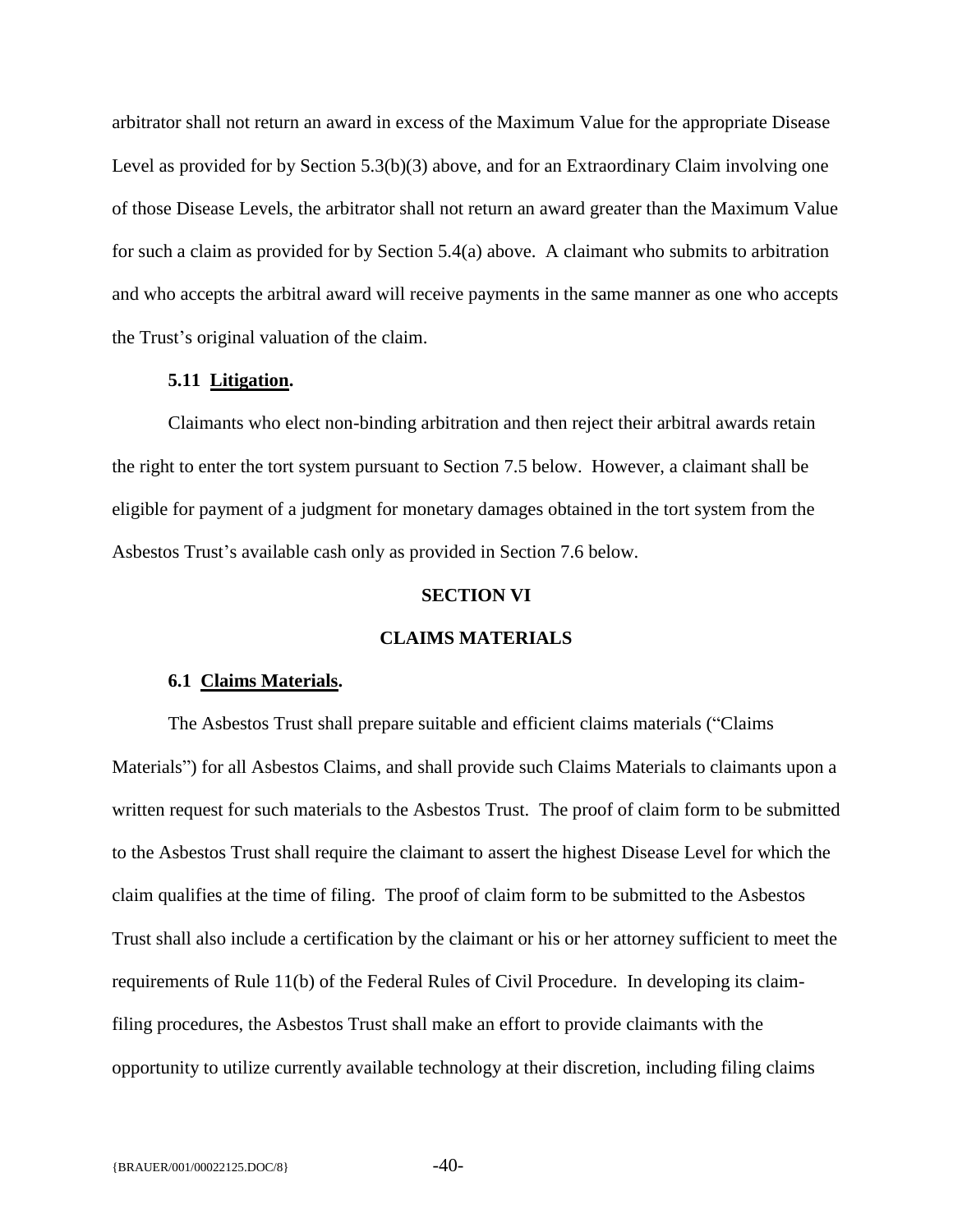arbitrator shall not return an award in excess of the Maximum Value for the appropriate Disease Level as provided for by Section 5.3(b)(3) above, and for an Extraordinary Claim involving one of those Disease Levels, the arbitrator shall not return an award greater than the Maximum Value for such a claim as provided for by Section 5.4(a) above. A claimant who submits to arbitration and who accepts the arbitral award will receive payments in the same manner as one who accepts the Trust's original valuation of the claim.

**5.11 Litigation.**

Claimants who elect non-binding arbitration and then reject their arbitral awards retain the right to enter the tort system pursuant to Section 7.5 below. However, a claimant shall be eligible for payment of a judgment for monetary damages obtained in the tort system from the Asbestos Trust's available cash only as provided in Section 7.6 below.

## SECTION VI

## CLAIMS MATERIALS

**6.1 Claims Materials.**

The Asbestos Trust shall prepare suitable and efficient claims materials ("Claims Materials") for all Asbestos Claims, and shall provide such Claims Materials to claimants upon a written request for such materials to the Asbestos Trust. The proof of claim form to be submitted to the Asbestos Trust shall require the claimant to assert the highest Disease Level for which the claim qualifies at the time of filing. The proof of claim form to be submitted to the Asbestos Trust shall also include a certification by the claimant or his or her attorney sufficient to meet the requirements of Rule 11(b) of the Federal Rules of Civil Procedure. In developing its claim-filing procedures, the Asbestos Trust shall make an effort to provide claimants with the opportunity to utilize currently available technology at their discretion, including filing claims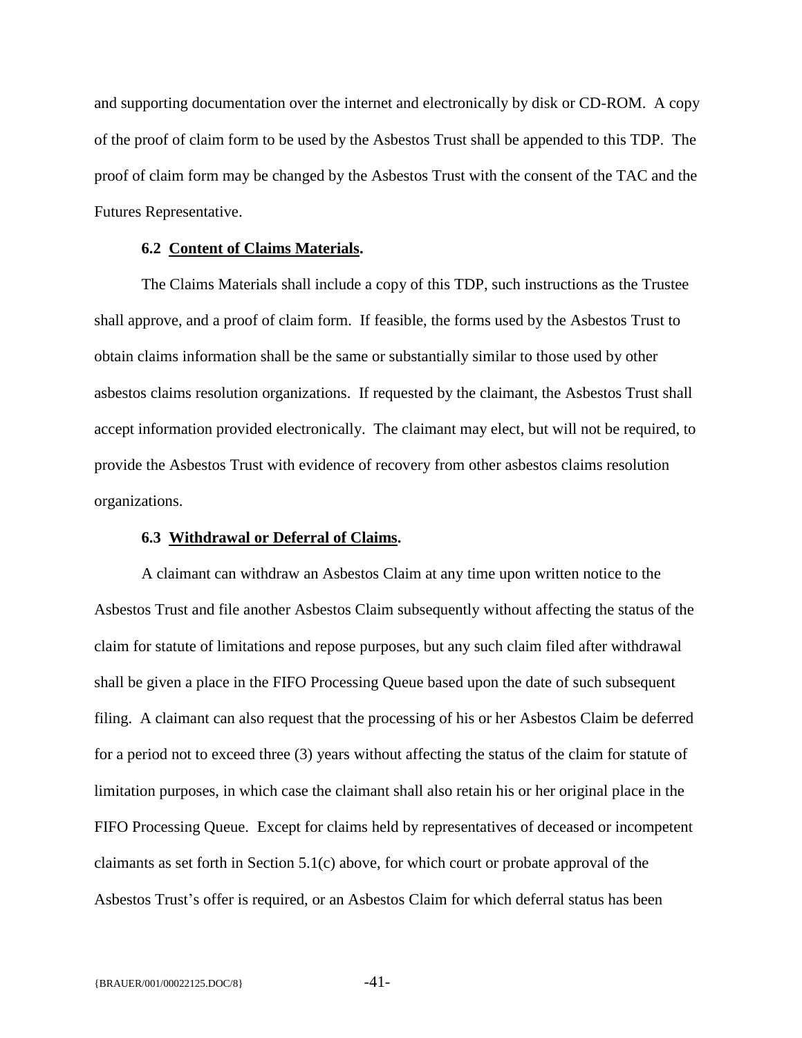and supporting documentation over the internet and electronically by disk or CD-ROM. A copy of the proof of claim form to be used by the Asbestos Trust shall be appended to this TDP. The proof of claim form may be changed by the Asbestos Trust with the consent of the TAC and the Futures Representative.

### 6.2 Content of Claims Materials.

The Claims Materials shall include a copy of this TDP, such instructions as the Trustee shall approve, and a proof of claim form. If feasible, the forms used by the Asbestos Trust to obtain claims information shall be the same or substantially similar to those used by other asbestos claims resolution organizations. If requested by the claimant, the Asbestos Trust shall accept information provided electronically. The claimant may elect, but will not be required, to provide the Asbestos Trust with evidence of recovery from other asbestos claims resolution organizations.

### 6.3 Withdrawal or Deferral of Claims.

A claimant can withdraw an Asbestos Claim at any time upon written notice to the Asbestos Trust and file another Asbestos Claim subsequently without affecting the status of the claim for statute of limitations and repose purposes, but any such claim filed after withdrawal shall be given a place in the FIFO Processing Queue based upon the date of such subsequent filing. A claimant can also request that the processing of his or her Asbestos Claim be deferred for a period not to exceed three (3) years without affecting the status of the claim for statute of limitation purposes, in which case the claimant shall also retain his or her original place in the FIFO Processing Queue. Except for claims held by representatives of deceased or incompetent claimants as set forth in Section 5.1(c) above, for which court or probate approval of the Asbestos Trust's offer is required, or an Asbestos Claim for which deferral status has been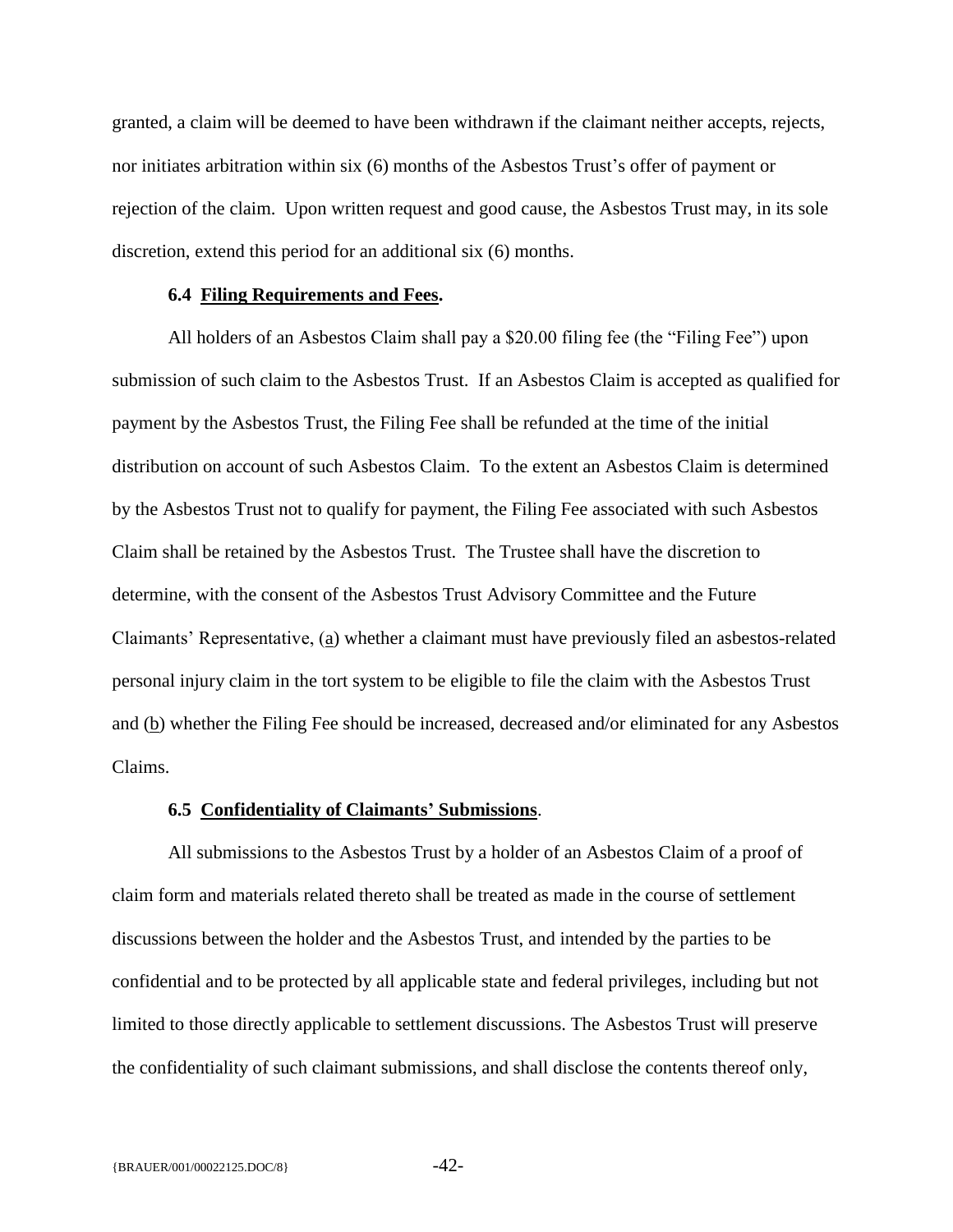granted, a claim will be deemed to have been withdrawn if the claimant neither accepts, rejects, nor initiates arbitration within six (6) months of the Asbestos Trust's offer of payment or rejection of the claim. Upon written request and good cause, the Asbestos Trust may, in its sole discretion, extend this period for an additional six (6) months.

**6.4 Filing Requirements and Fees.**

All holders of an Asbestos Claim shall pay a $20.00 filing fee (the "Filing Fee") upon submission of such claim to the Asbestos Trust. If an Asbestos Claim is accepted as qualified for payment by the Asbestos Trust, the Filing Fee shall be refunded at the time of the initial distribution on account of such Asbestos Claim. To the extent an Asbestos Claim is determined by the Asbestos Trust not to qualify for payment, the Filing Fee associated with such Asbestos Claim shall be retained by the Asbestos Trust. The Trustee shall have the discretion to determine, with the consent of the Asbestos Trust Advisory Committee and the Future Claimants' Representative, (a) whether a claimant must have previously filed an asbestos-related personal injury claim in the tort system to be eligible to file the claim with the Asbestos Trust and (b) whether the Filing Fee should be increased, decreased and/or eliminated for any Asbestos Claims.

**6.5 Confidentiality of Claimants' Submissions**.

All submissions to the Asbestos Trust by a holder of an Asbestos Claim of a proof of claim form and materials related thereto shall be treated as made in the course of settlement discussions between the holder and the Asbestos Trust, and intended by the parties to be confidential and to be protected by all applicable state and federal privileges, including but not limited to those directly applicable to settlement discussions. The Asbestos Trust will preserve the confidentiality of such claimant submissions, and shall disclose the contents thereof only,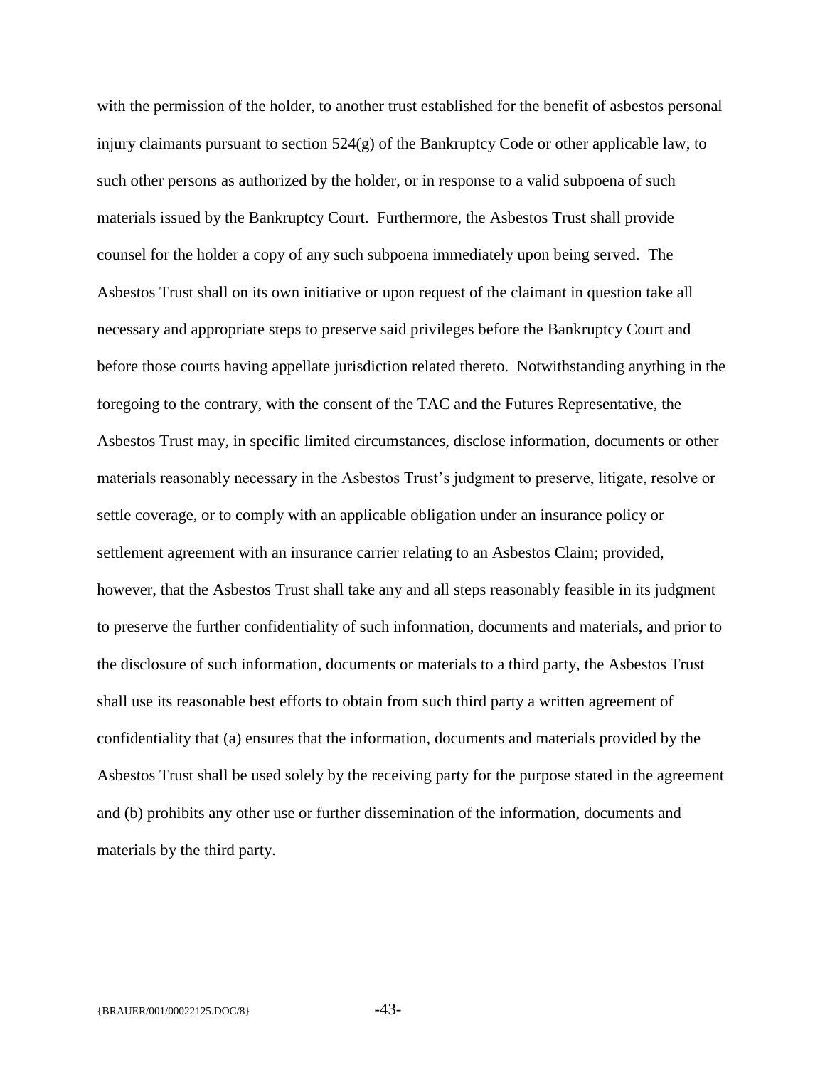with the permission of the holder, to another trust established for the benefit of asbestos personal injury claimants pursuant to section 524(g) of the Bankruptcy Code or other applicable law, to such other persons as authorized by the holder, or in response to a valid subpoena of such materials issued by the Bankruptcy Court. Furthermore, the Asbestos Trust shall provide counsel for the holder a copy of any such subpoena immediately upon being served. The Asbestos Trust shall on its own initiative or upon request of the claimant in question take all necessary and appropriate steps to preserve said privileges before the Bankruptcy Court and before those courts having appellate jurisdiction related thereto. Notwithstanding anything in the foregoing to the contrary, with the consent of the TAC and the Futures Representative, the Asbestos Trust may, in specific limited circumstances, disclose information, documents or other materials reasonably necessary in the Asbestos Trust's judgment to preserve, litigate, resolve or settle coverage, or to comply with an applicable obligation under an insurance policy or settlement agreement with an insurance carrier relating to an Asbestos Claim; provided, however, that the Asbestos Trust shall take any and all steps reasonably feasible in its judgment to preserve the further confidentiality of such information, documents and materials, and prior to the disclosure of such information, documents or materials to a third party, the Asbestos Trust shall use its reasonable best efforts to obtain from such third party a written agreement of confidentiality that (a) ensures that the information, documents and materials provided by the Asbestos Trust shall be used solely by the receiving party for the purpose stated in the agreement and (b) prohibits any other use or further dissemination of the information, documents and materials by the third party.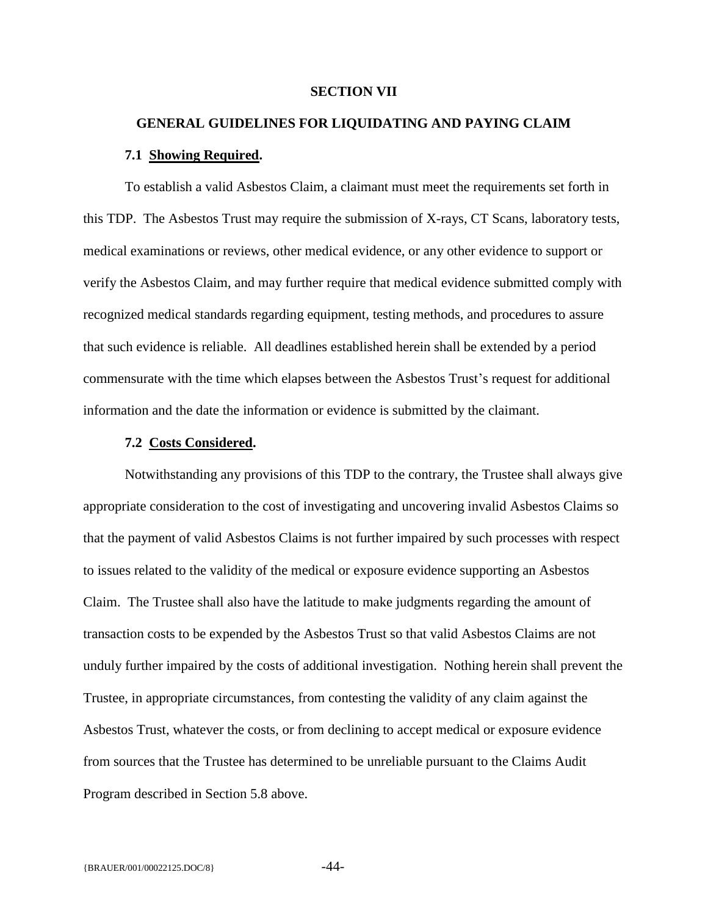# SECTION VII

## GENERAL GUIDELINES FOR LIQUIDATING AND PAYING CLAIM

### 7.1 Showing Required.

To establish a valid Asbestos Claim, a claimant must meet the requirements set forth in this TDP. The Asbestos Trust may require the submission of X-rays, CT Scans, laboratory tests, medical examinations or reviews, other medical evidence, or any other evidence to support or verify the Asbestos Claim, and may further require that medical evidence submitted comply with recognized medical standards regarding equipment, testing methods, and procedures to assure that such evidence is reliable. All deadlines established herein shall be extended by a period commensurate with the time which elapses between the Asbestos Trust's request for additional information and the date the information or evidence is submitted by the claimant.

### 7.2 Costs Considered.

Notwithstanding any provisions of this TDP to the contrary, the Trustee shall always give appropriate consideration to the cost of investigating and uncovering invalid Asbestos Claims so that the payment of valid Asbestos Claims is not further impaired by such processes with respect to issues related to the validity of the medical or exposure evidence supporting an Asbestos Claim. The Trustee shall also have the latitude to make judgments regarding the amount of transaction costs to be expended by the Asbestos Trust so that valid Asbestos Claims are not unduly further impaired by the costs of additional investigation. Nothing herein shall prevent the Trustee, in appropriate circumstances, from contesting the validity of any claim against the Asbestos Trust, whatever the costs, or from declining to accept medical or exposure evidence from sources that the Trustee has determined to be unreliable pursuant to the Claims Audit Program described in Section 5.8 above.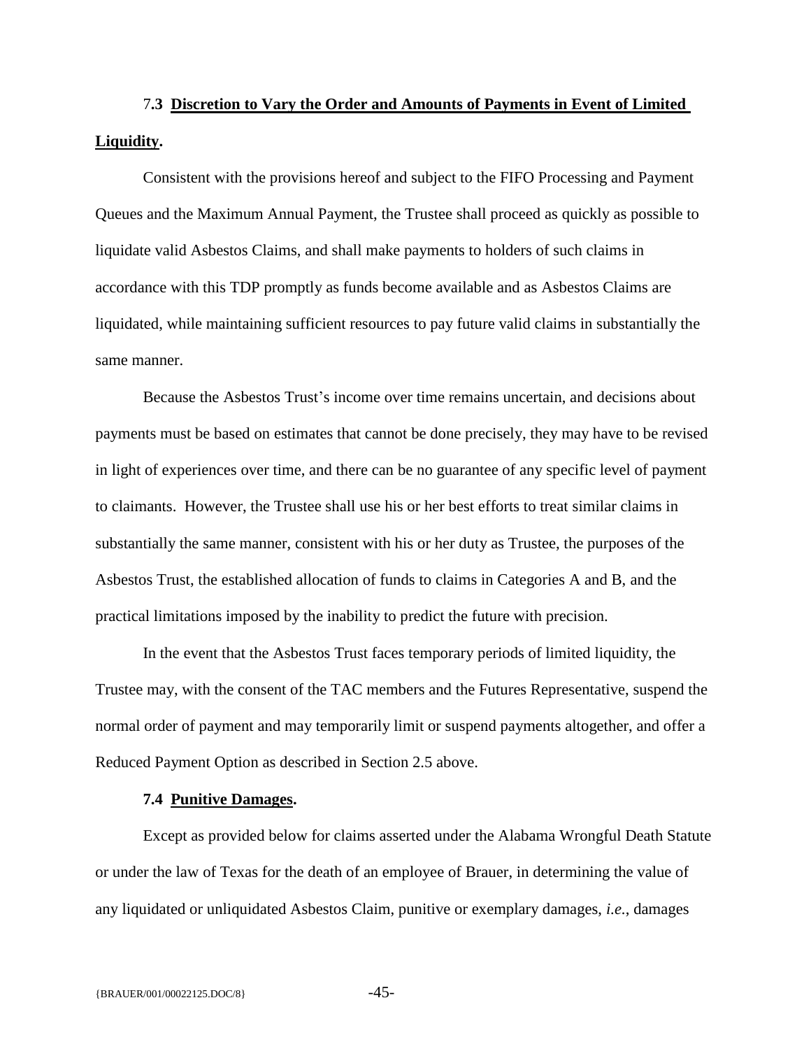### 7.3 Discretion to Vary the Order and Amounts of Payments in Event of Limited Liquidity.

Consistent with the provisions hereof and subject to the FIFO Processing and Payment Queues and the Maximum Annual Payment, the Trustee shall proceed as quickly as possible to liquidate valid Asbestos Claims, and shall make payments to holders of such claims in accordance with this TDP promptly as funds become available and as Asbestos Claims are liquidated, while maintaining sufficient resources to pay future valid claims in substantially the same manner.

Because the Asbestos Trust's income over time remains uncertain, and decisions about payments must be based on estimates that cannot be done precisely, they may have to be revised in light of experiences over time, and there can be no guarantee of any specific level of payment to claimants. However, the Trustee shall use his or her best efforts to treat similar claims in substantially the same manner, consistent with his or her duty as Trustee, the purposes of the Asbestos Trust, the established allocation of funds to claims in Categories A and B, and the practical limitations imposed by the inability to predict the future with precision.

In the event that the Asbestos Trust faces temporary periods of limited liquidity, the Trustee may, with the consent of the TAC members and the Futures Representative, suspend the normal order of payment and may temporarily limit or suspend payments altogether, and offer a Reduced Payment Option as described in Section 2.5 above.

### 7.4 Punitive Damages.

Except as provided below for claims asserted under the Alabama Wrongful Death Statute or under the law of Texas for the death of an employee of Brauer, in determining the value of any liquidated or unliquidated Asbestos Claim, punitive or exemplary damages, *i.e.*, damages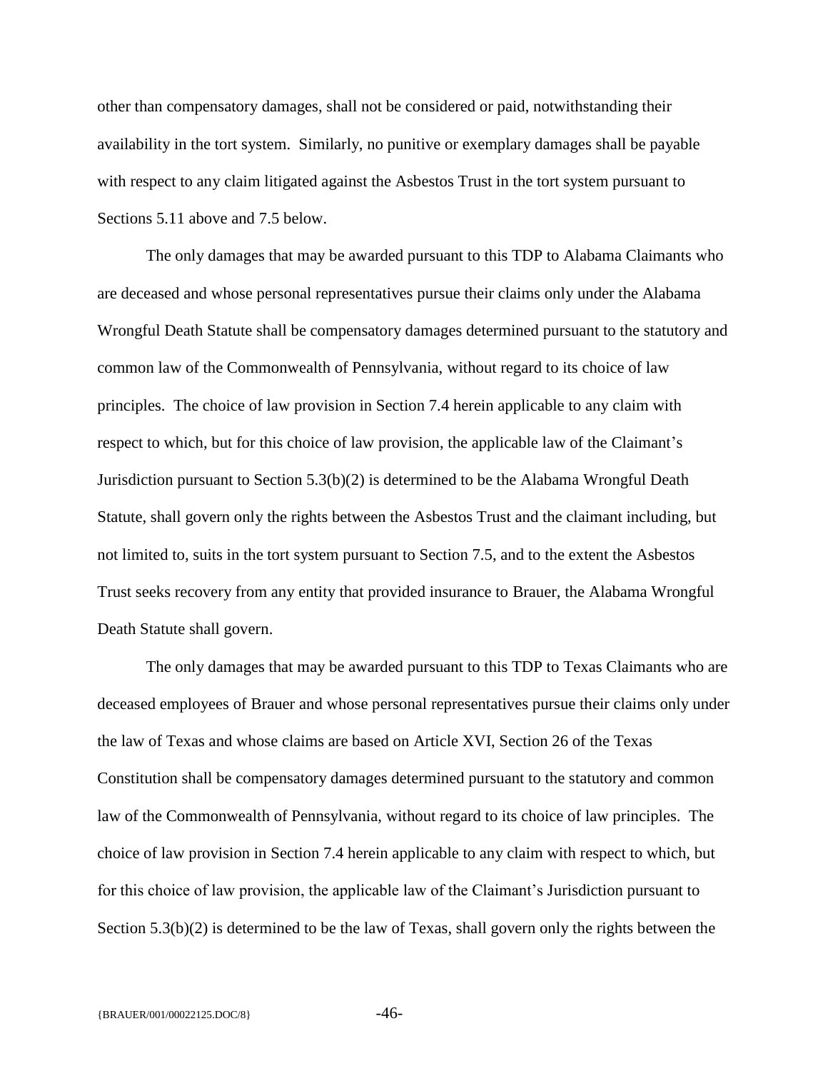other than compensatory damages, shall not be considered or paid, notwithstanding their availability in the tort system. Similarly, no punitive or exemplary damages shall be payable with respect to any claim litigated against the Asbestos Trust in the tort system pursuant to Sections 5.11 above and 7.5 below.

The only damages that may be awarded pursuant to this TDP to Alabama Claimants who are deceased and whose personal representatives pursue their claims only under the Alabama Wrongful Death Statute shall be compensatory damages determined pursuant to the statutory and common law of the Commonwealth of Pennsylvania, without regard to its choice of law principles. The choice of law provision in Section 7.4 herein applicable to any claim with respect to which, but for this choice of law provision, the applicable law of the Claimant's Jurisdiction pursuant to Section 5.3(b)(2) is determined to be the Alabama Wrongful Death Statute, shall govern only the rights between the Asbestos Trust and the claimant including, but not limited to, suits in the tort system pursuant to Section 7.5, and to the extent the Asbestos Trust seeks recovery from any entity that provided insurance to Brauer, the Alabama Wrongful Death Statute shall govern.

The only damages that may be awarded pursuant to this TDP to Texas Claimants who are deceased employees of Brauer and whose personal representatives pursue their claims only under the law of Texas and whose claims are based on Article XVI, Section 26 of the Texas Constitution shall be compensatory damages determined pursuant to the statutory and common law of the Commonwealth of Pennsylvania, without regard to its choice of law principles. The choice of law provision in Section 7.4 herein applicable to any claim with respect to which, but for this choice of law provision, the applicable law of the Claimant's Jurisdiction pursuant to Section 5.3(b)(2) is determined to be the law of Texas, shall govern only the rights between the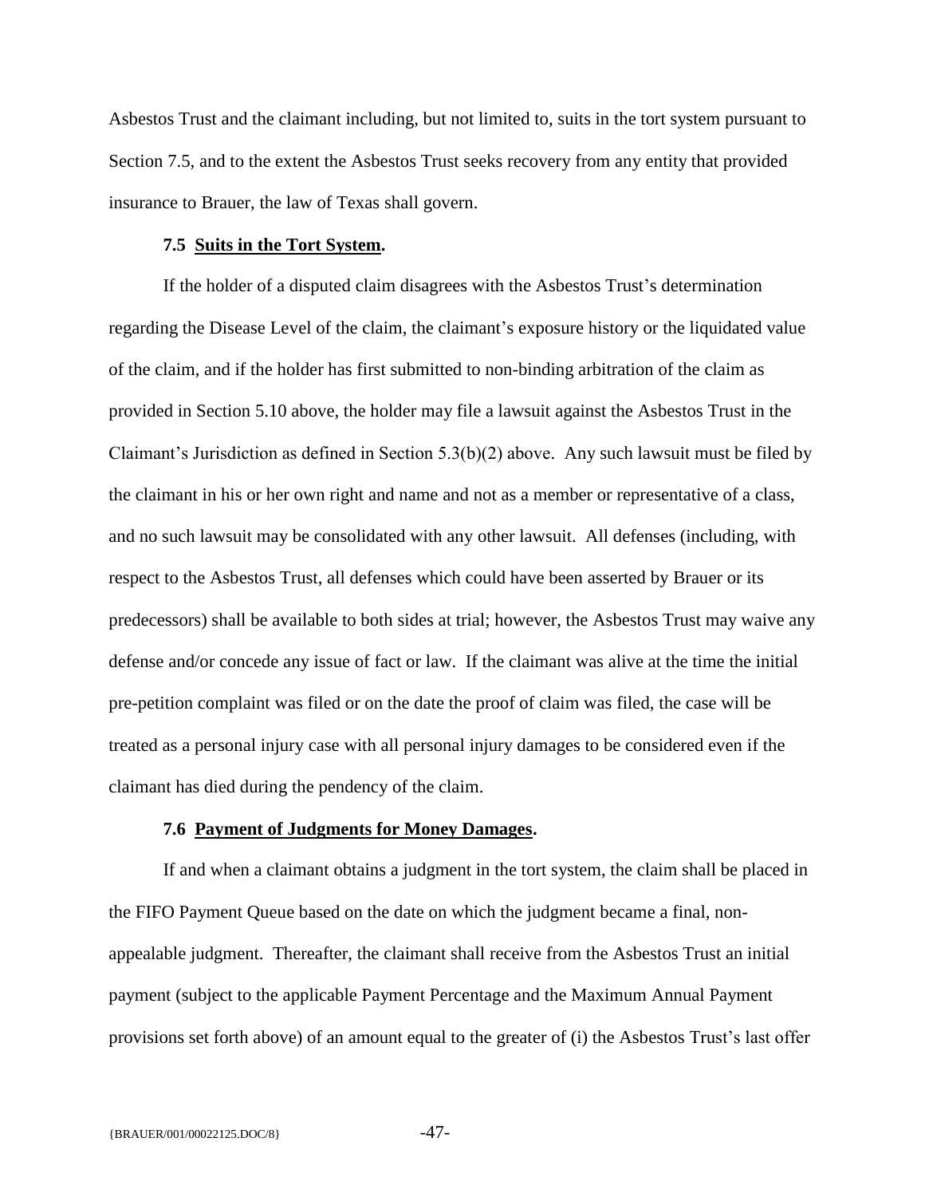Asbestos Trust and the claimant including, but not limited to, suits in the tort system pursuant to Section 7.5, and to the extent the Asbestos Trust seeks recovery from any entity that provided insurance to Brauer, the law of Texas shall govern.

### 7.5 Suits in the Tort System.

If the holder of a disputed claim disagrees with the Asbestos Trust's determination regarding the Disease Level of the claim, the claimant's exposure history or the liquidated value of the claim, and if the holder has first submitted to non-binding arbitration of the claim as provided in Section 5.10 above, the holder may file a lawsuit against the Asbestos Trust in the Claimant's Jurisdiction as defined in Section 5.3(b)(2) above. Any such lawsuit must be filed by the claimant in his or her own right and name and not as a member or representative of a class, and no such lawsuit may be consolidated with any other lawsuit. All defenses (including, with respect to the Asbestos Trust, all defenses which could have been asserted by Brauer or its predecessors) shall be available to both sides at trial; however, the Asbestos Trust may waive any defense and/or concede any issue of fact or law. If the claimant was alive at the time the initial pre-petition complaint was filed or on the date the proof of claim was filed, the case will be treated as a personal injury case with all personal injury damages to be considered even if the claimant has died during the pendency of the claim.

### 7.6 Payment of Judgments for Money Damages.

If and when a claimant obtains a judgment in the tort system, the claim shall be placed in the FIFO Payment Queue based on the date on which the judgment became a final, non-appealable judgment. Thereafter, the claimant shall receive from the Asbestos Trust an initial payment (subject to the applicable Payment Percentage and the Maximum Annual Payment provisions set forth above) of an amount equal to the greater of (i) the Asbestos Trust's last offer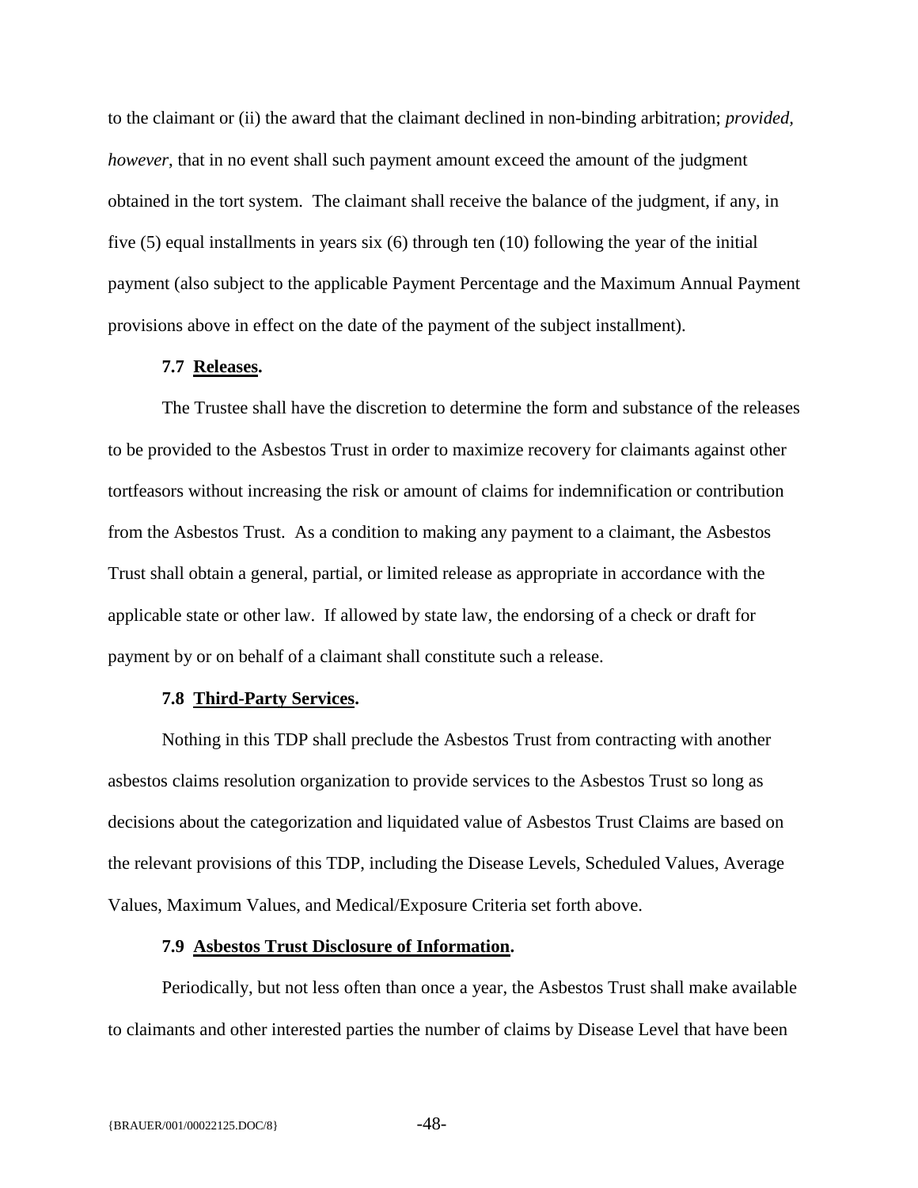to the claimant or (ii) the award that the claimant declined in non-binding arbitration; *provided, however*, that in no event shall such payment amount exceed the amount of the judgment obtained in the tort system. The claimant shall receive the balance of the judgment, if any, in five (5) equal installments in years six (6) through ten (10) following the year of the initial payment (also subject to the applicable Payment Percentage and the Maximum Annual Payment provisions above in effect on the date of the payment of the subject installment).

**7.7 Releases.**

The Trustee shall have the discretion to determine the form and substance of the releases to be provided to the Asbestos Trust in order to maximize recovery for claimants against other tortfeasors without increasing the risk or amount of claims for indemnification or contribution from the Asbestos Trust. As a condition to making any payment to a claimant, the Asbestos Trust shall obtain a general, partial, or limited release as appropriate in accordance with the applicable state or other law. If allowed by state law, the endorsing of a check or draft for payment by or on behalf of a claimant shall constitute such a release.

**7.8 Third-Party Services.**

Nothing in this TDP shall preclude the Asbestos Trust from contracting with another asbestos claims resolution organization to provide services to the Asbestos Trust so long as decisions about the categorization and liquidated value of Asbestos Trust Claims are based on the relevant provisions of this TDP, including the Disease Levels, Scheduled Values, Average Values, Maximum Values, and Medical/Exposure Criteria set forth above.

**7.9 Asbestos Trust Disclosure of Information.**

Periodically, but not less often than once a year, the Asbestos Trust shall make available to claimants and other interested parties the number of claims by Disease Level that have been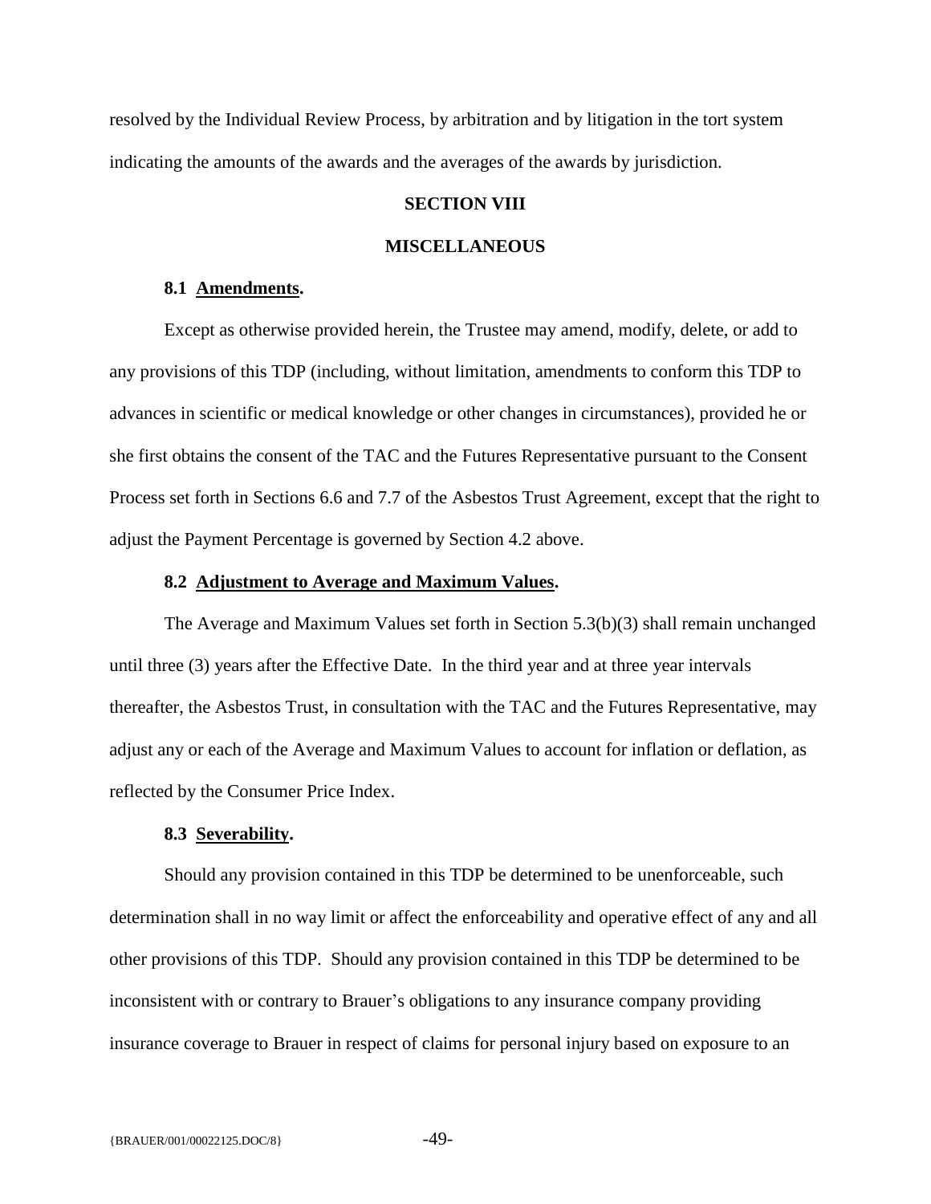resolved by the Individual Review Process, by arbitration and by litigation in the tort system indicating the amounts of the awards and the averages of the awards by jurisdiction.

## SECTION VIII

## MISCELLANEOUS

### 8.1 Amendments.

Except as otherwise provided herein, the Trustee may amend, modify, delete, or add to any provisions of this TDP (including, without limitation, amendments to conform this TDP to advances in scientific or medical knowledge or other changes in circumstances), provided he or she first obtains the consent of the TAC and the Futures Representative pursuant to the Consent Process set forth in Sections 6.6 and 7.7 of the Asbestos Trust Agreement, except that the right to adjust the Payment Percentage is governed by Section 4.2 above.

### 8.2 Adjustment to Average and Maximum Values.

The Average and Maximum Values set forth in Section 5.3(b)(3) shall remain unchanged until three (3) years after the Effective Date. In the third year and at three year intervals thereafter, the Asbestos Trust, in consultation with the TAC and the Futures Representative, may adjust any or each of the Average and Maximum Values to account for inflation or deflation, as reflected by the Consumer Price Index.

### 8.3 Severability.

Should any provision contained in this TDP be determined to be unenforceable, such determination shall in no way limit or affect the enforceability and operative effect of any and all other provisions of this TDP. Should any provision contained in this TDP be determined to be inconsistent with or contrary to Brauer's obligations to any insurance company providing insurance coverage to Brauer in respect of claims for personal injury based on exposure to an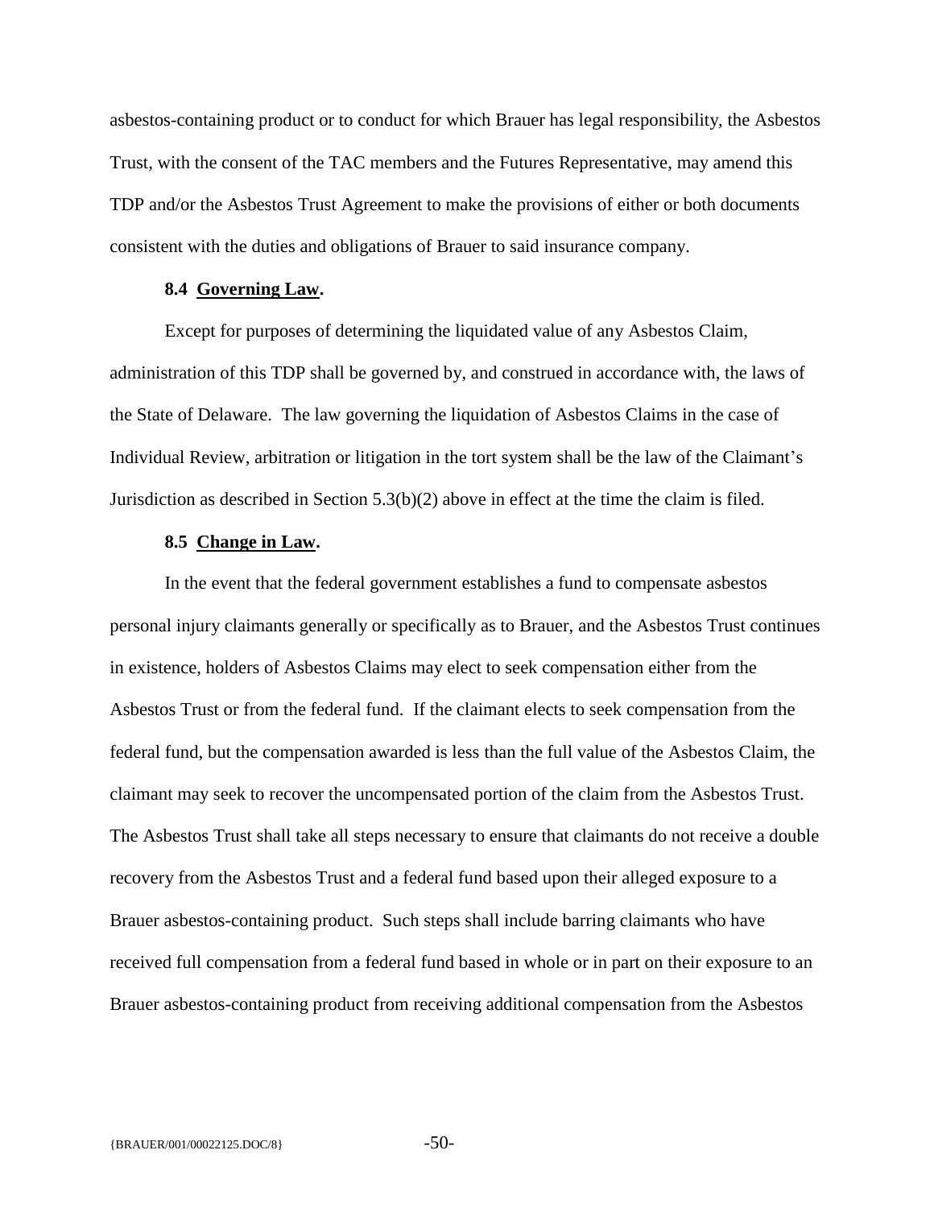asbestos-containing product or to conduct for which Brauer has legal responsibility, the Asbestos Trust, with the consent of the TAC members and the Futures Representative, may amend this TDP and/or the Asbestos Trust Agreement to make the provisions of either or both documents consistent with the duties and obligations of Brauer to said insurance company.

### 8.4 Governing Law.

Except for purposes of determining the liquidated value of any Asbestos Claim, administration of this TDP shall be governed by, and construed in accordance with, the laws of the State of Delaware. The law governing the liquidation of Asbestos Claims in the case of Individual Review, arbitration or litigation in the tort system shall be the law of the Claimant's Jurisdiction as described in Section 5.3(b)(2) above in effect at the time the claim is filed.

### 8.5 Change in Law.

In the event that the federal government establishes a fund to compensate asbestos personal injury claimants generally or specifically as to Brauer, and the Asbestos Trust continues in existence, holders of Asbestos Claims may elect to seek compensation either from the Asbestos Trust or from the federal fund. If the claimant elects to seek compensation from the federal fund, but the compensation awarded is less than the full value of the Asbestos Claim, the claimant may seek to recover the uncompensated portion of the claim from the Asbestos Trust. The Asbestos Trust shall take all steps necessary to ensure that claimants do not receive a double recovery from the Asbestos Trust and a federal fund based upon their alleged exposure to a Brauer asbestos-containing product. Such steps shall include barring claimants who have received full compensation from a federal fund based in whole or in part on their exposure to an Brauer asbestos-containing product from receiving additional compensation from the Asbestos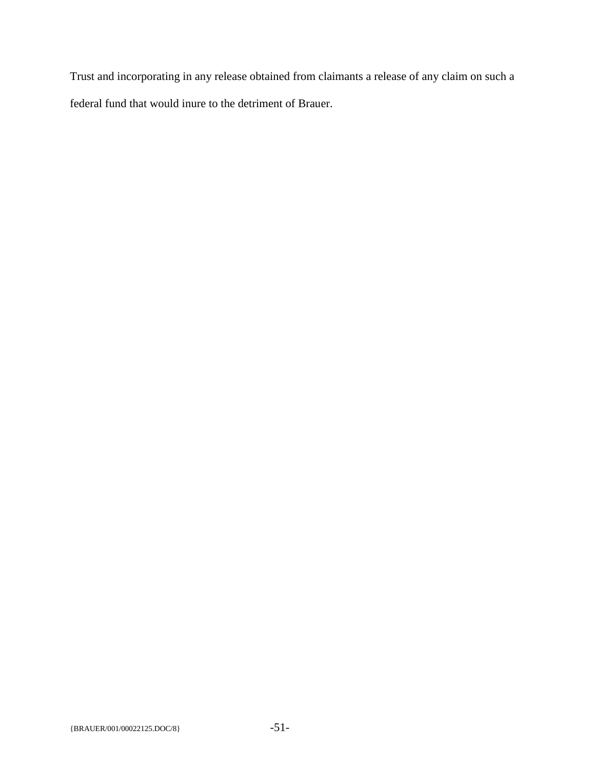Trust and incorporating in any release obtained from claimants a release of any claim on such a federal fund that would inure to the detriment of Brauer.